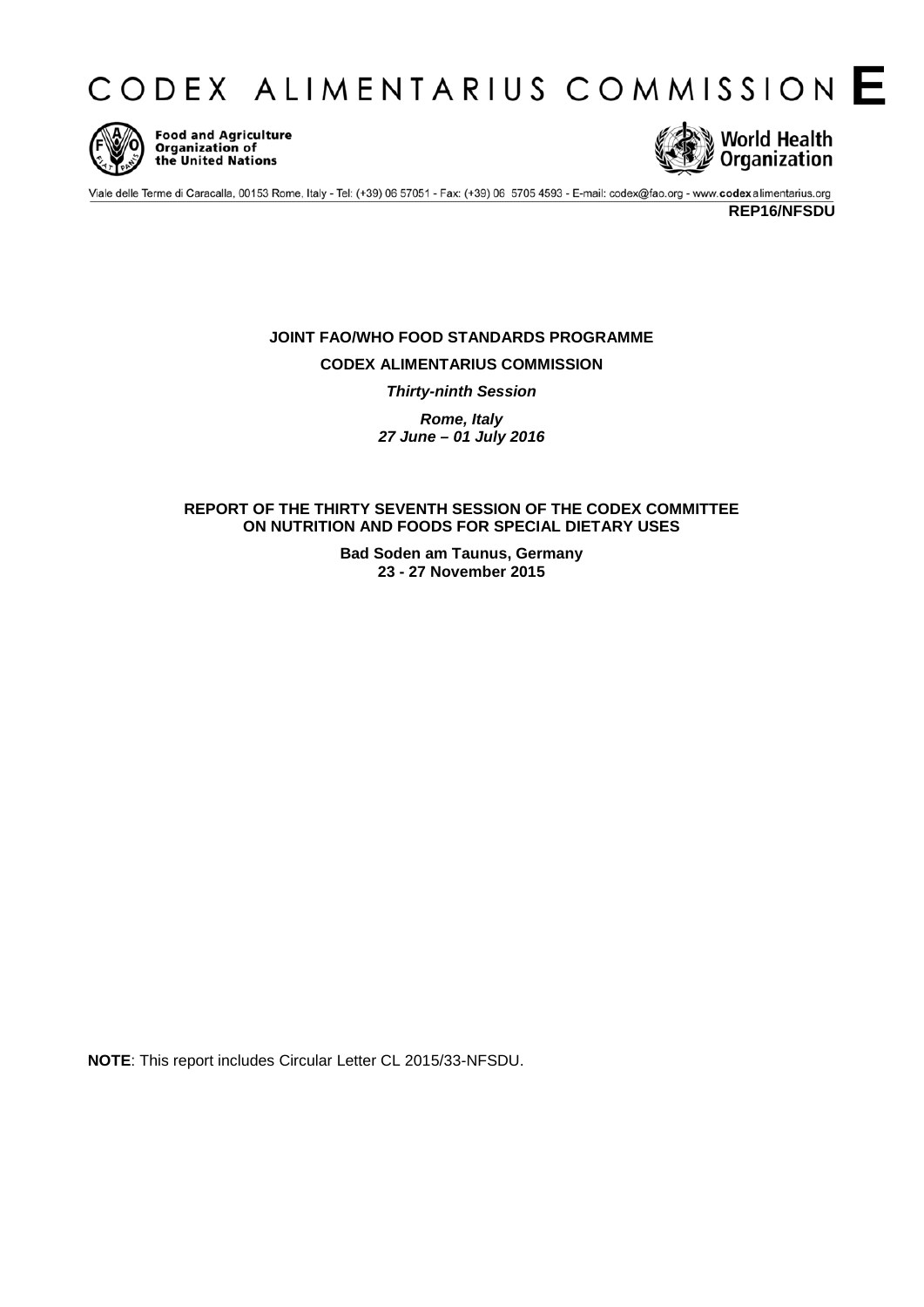# CODEX ALIMENTARIUS COMMISSION E

Food and Agriculture Organization of the United Nations

World Health Organization

Viale delle Terme di Caracalla, 00153 Rome, Italy - Tel: (+39) 06 57051 - Fax: (+39) 06 5705 4593 - E-mail: codex@fao.org - www.codexalimentarius.org

**REP16/NFSDU**

**JOINT FAO/WHO FOOD STANDARDS PROGRAMME**

**CODEX ALIMENTARIUS COMMISSION**

***Thirty-ninth Session***

***Rome, Italy***
***27 June – 01 July 2016***

**REPORT OF THE THIRTY SEVENTH SESSION OF THE CODEX COMMITTEE ON NUTRITION AND FOODS FOR SPECIAL DIETARY USES**

**Bad Soden am Taunus, Germany**
**23 - 27 November 2015**

**NOTE**: This report includes Circular Letter CL 2015/33-NFSDU.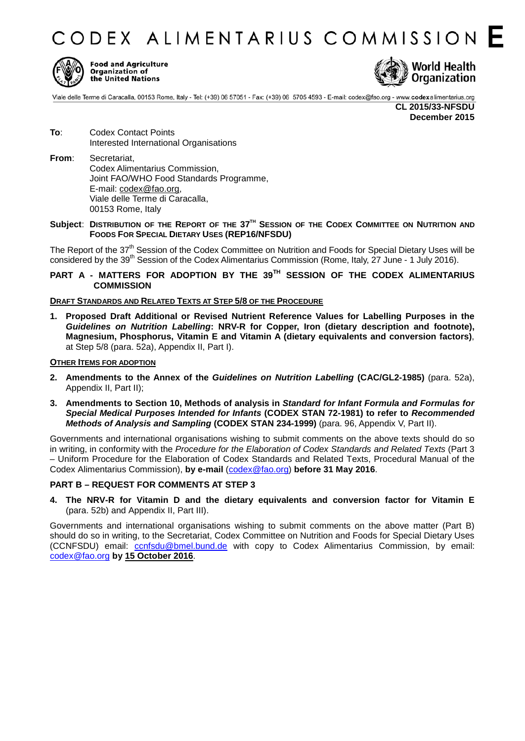# CODEX ALIMENTARIUS COMMISSION E

Food and Agriculture Organization of the United Nations

World Health Organization

Viale delle Terme di Caracalla, 00153 Rome, Italy - Tel: (+39) 06 57051 - Fax: (+39) 06 5705 4593 - E-mail: codex@fao.org - www.codexalimentarius.org

**CL 2015/33-NFSDU**
**December 2015**

**To**: Codex Contact Points
Interested International Organisations

**From**: Secretariat,
Codex Alimentarius Commission,
Joint FAO/WHO Food Standards Programme,
E-mail: codex@fao.org,
Viale delle Terme di Caracalla,
00153 Rome, Italy

**Subject**: **DISTRIBUTION OF THE REPORT OF THE 37[TH] SESSION OF THE CODEX COMMITTEE ON NUTRITION AND FOODS FOR SPECIAL DIETARY USES (REP16/NFSDU)**

The Report of the 37[th] Session of the Codex Committee on Nutrition and Foods for Special Dietary Uses will be considered by the 39[th] Session of the Codex Alimentarius Commission (Rome, Italy, 27 June - 1 July 2016).

## PART A - MATTERS FOR ADOPTION BY THE 39[TH] SESSION OF THE CODEX ALIMENTARIUS COMMISSION

**DRAFT STANDARDS AND RELATED TEXTS AT STEP 5/8 OF THE PROCEDURE**

1. **Proposed Draft Additional or Revised Nutrient Reference Values for Labelling Purposes in the *Guidelines on Nutrition Labelling*: NRV-R for Copper, Iron (dietary description and footnote), Magnesium, Phosphorus, Vitamin E and Vitamin A (dietary equivalents and conversion factors)**, at Step 5/8 (para. 52a), Appendix II, Part I).

**OTHER ITEMS FOR ADOPTION**

2. **Amendments to the Annex of the *Guidelines on Nutrition Labelling* (CAC/GL2-1985)** (para. 52a), Appendix II, Part II);
3. **Amendments to Section 10, Methods of analysis in *Standard for Infant Formula and Formulas for Special Medical Purposes Intended for Infants* (CODEX STAN 72-1981) to refer to *Recommended Methods of Analysis and Sampling* (CODEX STAN 234-1999)** (para. 96, Appendix V, Part II).

Governments and international organisations wishing to submit comments on the above texts should do so in writing, in conformity with the *Procedure for the Elaboration of Codex Standards and Related Texts* (Part 3 – Uniform Procedure for the Elaboration of Codex Standards and Related Texts, Procedural Manual of the Codex Alimentarius Commission), **by e-mail** (codex@fao.org) **before 31 May 2016**.

## PART B – REQUEST FOR COMMENTS AT STEP 3

4. **The NRV-R for Vitamin D and the dietary equivalents and conversion factor for Vitamin E** (para. 52b) and Appendix II, Part III).

Governments and international organisations wishing to submit comments on the above matter (Part B) should do so in writing, to the Secretariat, Codex Committee on Nutrition and Foods for Special Dietary Uses (CCNFSDU) email: ccnfsdu@bmel.bund.de with copy to Codex Alimentarius Commission, by email: codex@fao.org **by 15 October 2016**.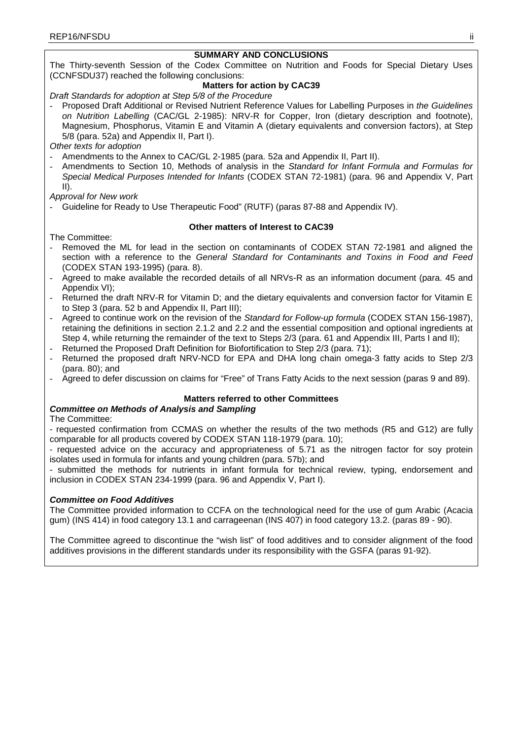## SUMMARY AND CONCLUSIONS

The Thirty-seventh Session of the Codex Committee on Nutrition and Foods for Special Dietary Uses (CCNFSDU37) reached the following conclusions:

### Matters for action by CAC39

*Draft Standards for adoption at Step 5/8 of the Procedure*

- Proposed Draft Additional or Revised Nutrient Reference Values for Labelling Purposes in *the Guidelines on Nutrition Labelling* (CAC/GL 2-1985): NRV-R for Copper, Iron (dietary description and footnote), Magnesium, Phosphorus, Vitamin E and Vitamin A (dietary equivalents and conversion factors), at Step 5/8 (para. 52a) and Appendix II, Part I).

*Other texts for adoption*

- Amendments to the Annex to CAC/GL 2-1985 (para. 52a and Appendix II, Part II).
- Amendments to Section 10, Methods of analysis in the *Standard for Infant Formula and Formulas for Special Medical Purposes Intended for Infants* (CODEX STAN 72-1981) (para. 96 and Appendix V, Part II).

*Approval for New work*

- Guideline for Ready to Use Therapeutic Food" (RUTF) (paras 87-88 and Appendix IV).

### Other matters of Interest to CAC39

The Committee:

- Removed the ML for lead in the section on contaminants of CODEX STAN 72-1981 and aligned the section with a reference to the *General Standard for Contaminants and Toxins in Food and Feed* (CODEX STAN 193-1995) (para. 8).
- Agreed to make available the recorded details of all NRVs-R as an information document (para. 45 and Appendix VI);
- Returned the draft NRV-R for Vitamin D; and the dietary equivalents and conversion factor for Vitamin E to Step 3 (para. 52 b and Appendix II, Part III);
- Agreed to continue work on the revision of the *Standard for Follow-up formula* (CODEX STAN 156-1987), retaining the definitions in section 2.1.2 and 2.2 and the essential composition and optional ingredients at Step 4, while returning the remainder of the text to Steps 2/3 (para. 61 and Appendix III, Parts I and II);
- Returned the Proposed Draft Definition for Biofortification to Step 2/3 (para. 71);
- Returned the proposed draft NRV-NCD for EPA and DHA long chain omega-3 fatty acids to Step 2/3 (para. 80); and
- Agreed to defer discussion on claims for "Free" of Trans Fatty Acids to the next session (paras 9 and 89).

### Matters referred to other Committees

***Committee on Methods of Analysis and Sampling***

The Committee:

- requested confirmation from CCMAS on whether the results of the two methods (R5 and G12) are fully comparable for all products covered by CODEX STAN 118-1979 (para. 10);
- requested advice on the accuracy and appropriateness of 5.71 as the nitrogen factor for soy protein isolates used in formula for infants and young children (para. 57b); and
- submitted the methods for nutrients in infant formula for technical review, typing, endorsement and inclusion in CODEX STAN 234-1999 (para. 96 and Appendix V, Part I).

***Committee on Food Additives***

The Committee provided information to CCFA on the technological need for the use of gum Arabic (Acacia gum) (INS 414) in food category 13.1 and carrageenan (INS 407) in food category 13.2. (paras 89 - 90).

The Committee agreed to discontinue the "wish list" of food additives and to consider alignment of the food additives provisions in the different standards under its responsibility with the GSFA (paras 91-92).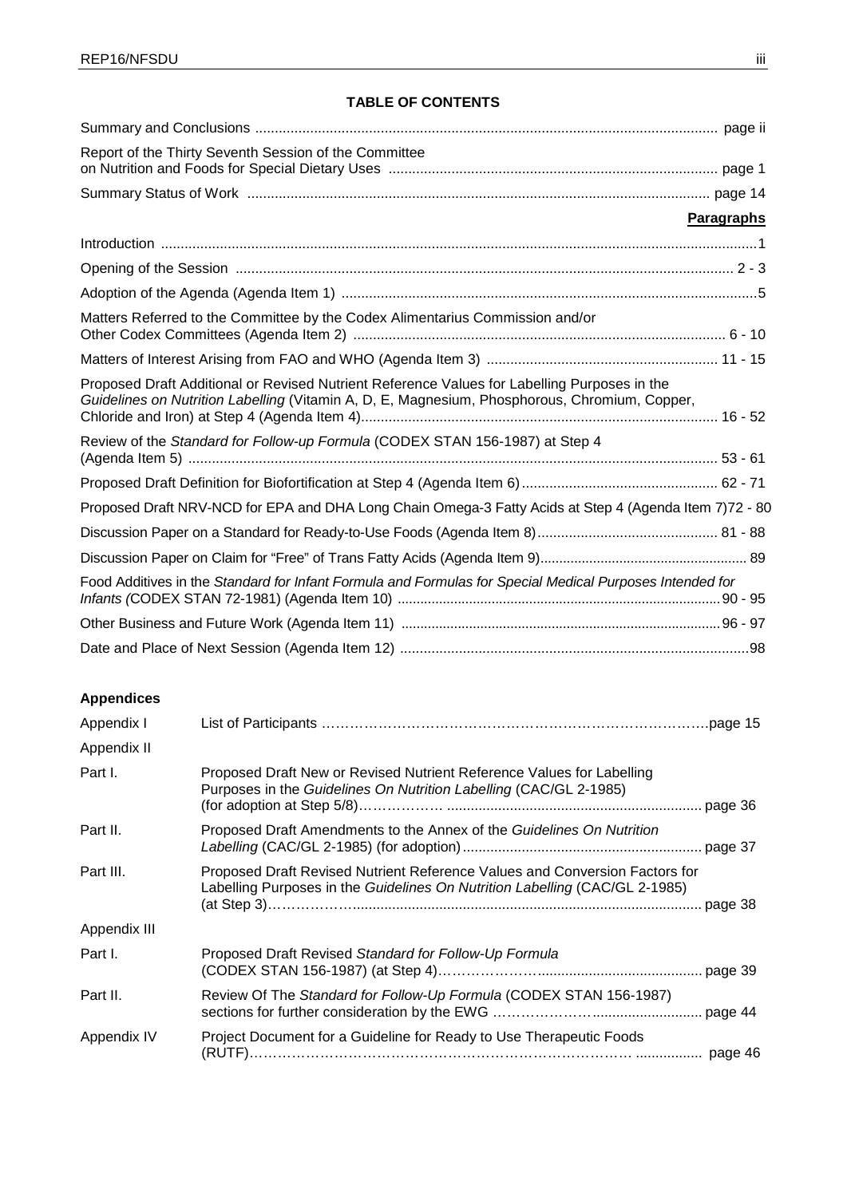**TABLE OF CONTENTS**

| | |
|---|---|
| Summary and Conclusions | page ii |
| Report of the Thirty Seventh Session of the Committee on Nutrition and Foods for Special Dietary Uses | page 1 |
| Summary Status of Work | page 14 |
| | **Paragraphs** |
| Introduction | 1 |
| Opening of the Session | 2 - 3 |
| Adoption of the Agenda (Agenda Item 1) | 5 |
| Matters Referred to the Committee by the Codex Alimentarius Commission and/or Other Codex Committees (Agenda Item 2) | 6 - 10 |
| Matters of Interest Arising from FAO and WHO (Agenda Item 3) | 11 - 15 |
| Proposed Draft Additional or Revised Nutrient Reference Values for Labelling Purposes in the *Guidelines on Nutrition Labelling* (Vitamin A, D, E, Magnesium, Phosphorous, Chromium, Copper, Chloride and Iron) at Step 4 (Agenda Item 4) | 16 - 52 |
| Review of the *Standard for Follow-up Formula* (CODEX STAN 156-1987) at Step 4 (Agenda Item 5) | 53 - 61 |
| Proposed Draft Definition for Biofortification at Step 4 (Agenda Item 6) | 62 - 71 |
| Proposed Draft NRV-NCD for EPA and DHA Long Chain Omega-3 Fatty Acids at Step 4 (Agenda Item 7) | 72 - 80 |
| Discussion Paper on a Standard for Ready-to-Use Foods (Agenda Item 8) | 81 - 88 |
| Discussion Paper on Claim for "Free" of Trans Fatty Acids (Agenda Item 9) | 89 |
| Food Additives in the *Standard for Infant Formula and Formulas for Special Medical Purposes Intended for Infants (*CODEX STAN 72-1981) (Agenda Item 10) | 90 - 95 |
| Other Business and Future Work (Agenda Item 11) | 96 - 97 |
| Date and Place of Next Session (Agenda Item 12) | 98 |

**Appendices**

| | | |
|---|---|---|
| Appendix I | List of Participants | page 15 |
| Appendix II | | |
| Part I. | Proposed Draft New or Revised Nutrient Reference Values for Labelling Purposes in the *Guidelines On Nutrition Labelling* (CAC/GL 2-1985) (for adoption at Step 5/8) | page 36 |
| Part II. | Proposed Draft Amendments to the Annex of the *Guidelines On Nutrition Labelling* (CAC/GL 2-1985) (for adoption) | page 37 |
| Part III. | Proposed Draft Revised Nutrient Reference Values and Conversion Factors for Labelling Purposes in the *Guidelines On Nutrition Labelling* (CAC/GL 2-1985) (at Step 3) | page 38 |
| Appendix III | | |
| Part I. | Proposed Draft Revised *Standard for Follow-Up Formula* (CODEX STAN 156-1987) (at Step 4) | page 39 |
| Part II. | Review Of The *Standard for Follow-Up Formula* (CODEX STAN 156-1987) sections for further consideration by the EWG | page 44 |
| Appendix IV | Project Document for a Guideline for Ready to Use Therapeutic Foods (RUTF) | page 46 |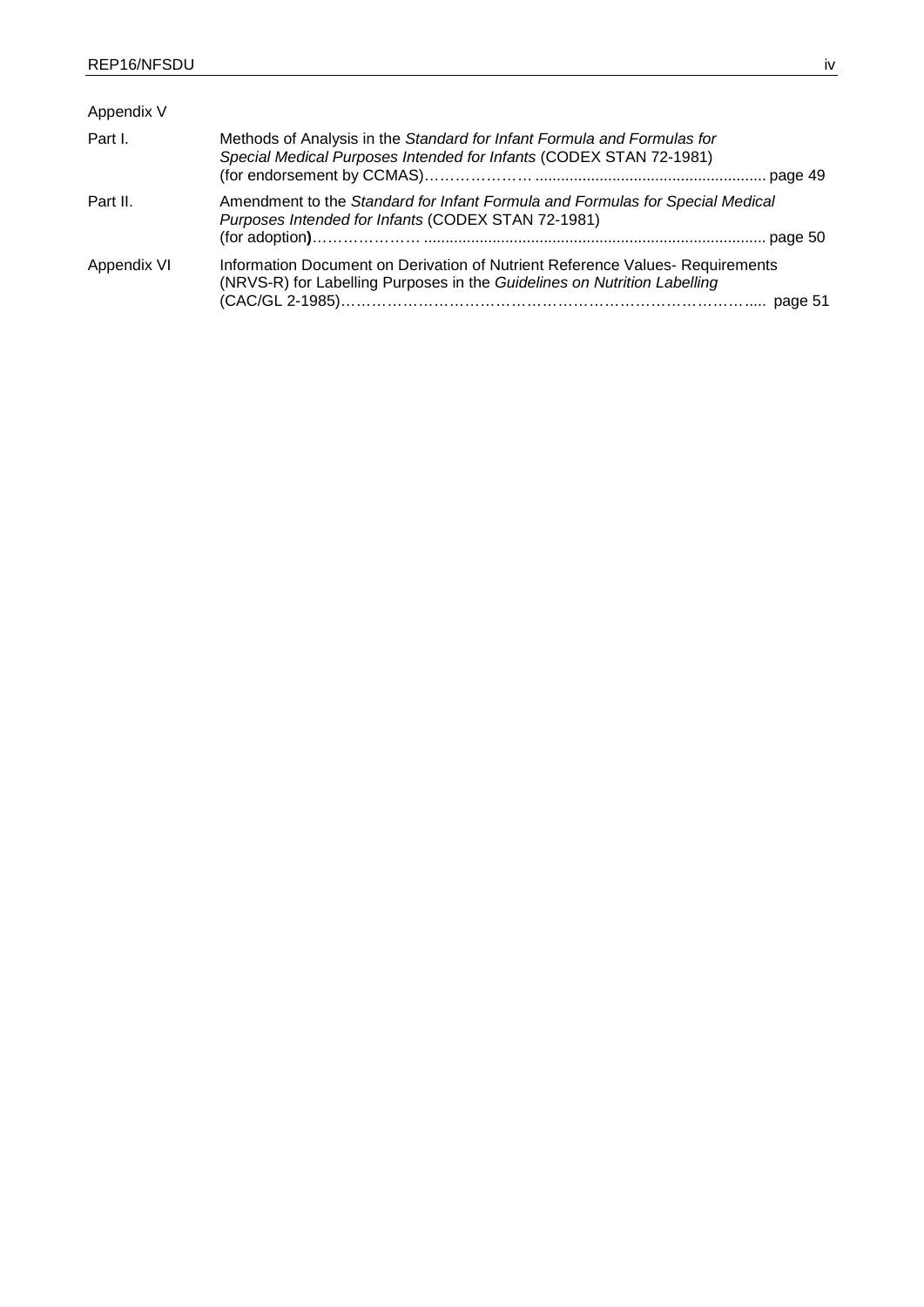Appendix V

| | |
|---|---|
| Part I. | Methods of Analysis in the *Standard for Infant Formula and Formulas for Special Medical Purposes Intended for Infants* (CODEX STAN 72-1981) (for endorsement by CCMAS)………………… ...................................................... page 49 |
| Part II. | Amendment to the *Standard for Infant Formula and Formulas for Special Medical Purposes Intended for Infants* (CODEX STAN 72-1981) (for adoption**)**………………… ................................................................................ page 50 |
| Appendix VI | Information Document on Derivation of Nutrient Reference Values- Requirements (NRVS-R) for Labelling Purposes in the *Guidelines on Nutrition Labelling* (CAC/GL 2-1985)……………………………………………………………………..... page 51 |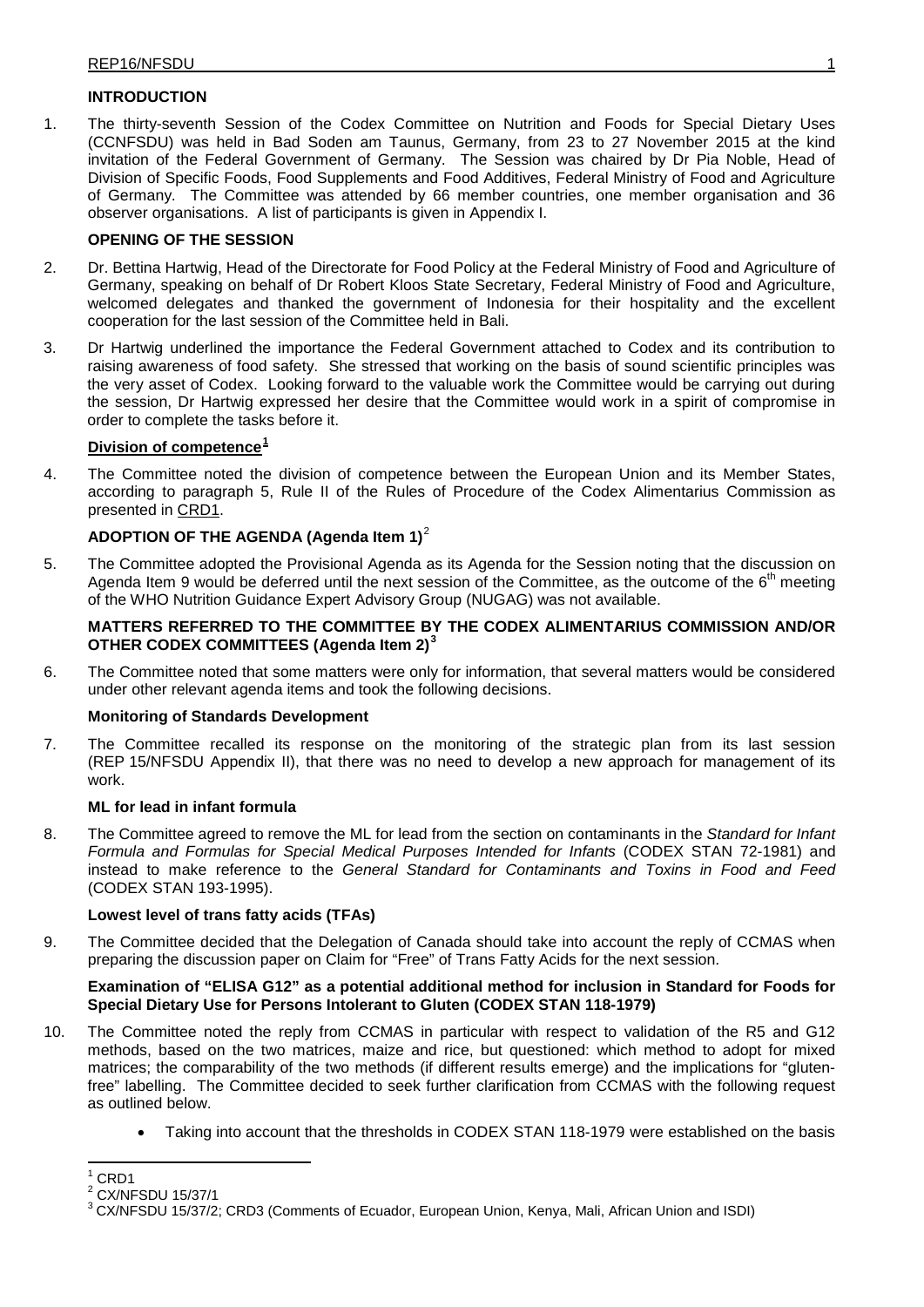## INTRODUCTION

1. The thirty-seventh Session of the Codex Committee on Nutrition and Foods for Special Dietary Uses (CCNFSDU) was held in Bad Soden am Taunus, Germany, from 23 to 27 November 2015 at the kind invitation of the Federal Government of Germany. The Session was chaired by Dr Pia Noble, Head of Division of Specific Foods, Food Supplements and Food Additives, Federal Ministry of Food and Agriculture of Germany. The Committee was attended by 66 member countries, one member organisation and 36 observer organisations. A list of participants is given in Appendix I.

## OPENING OF THE SESSION

2. Dr. Bettina Hartwig, Head of the Directorate for Food Policy at the Federal Ministry of Food and Agriculture of Germany, speaking on behalf of Dr Robert Kloos State Secretary, Federal Ministry of Food and Agriculture, welcomed delegates and thanked the government of Indonesia for their hospitality and the excellent cooperation for the last session of the Committee held in Bali.

3. Dr Hartwig underlined the importance the Federal Government attached to Codex and its contribution to raising awareness of food safety. She stressed that working on the basis of sound scientific principles was the very asset of Codex. Looking forward to the valuable work the Committee would be carrying out during the session, Dr Hartwig expressed her desire that the Committee would work in a spirit of compromise in order to complete the tasks before it.

### Division of competence[1]

4. The Committee noted the division of competence between the European Union and its Member States, according to paragraph 5, Rule II of the Rules of Procedure of the Codex Alimentarius Commission as presented in CRD1.

## ADOPTION OF THE AGENDA (Agenda Item 1)[2]

5. The Committee adopted the Provisional Agenda as its Agenda for the Session noting that the discussion on Agenda Item 9 would be deferred until the next session of the Committee, as the outcome of the 6th meeting of the WHO Nutrition Guidance Expert Advisory Group (NUGAG) was not available.

## MATTERS REFERRED TO THE COMMITTEE BY THE CODEX ALIMENTARIUS COMMISSION AND/OR OTHER CODEX COMMITTEES (Agenda Item 2)[3]

6. The Committee noted that some matters were only for information, that several matters would be considered under other relevant agenda items and took the following decisions.

### Monitoring of Standards Development

7. The Committee recalled its response on the monitoring of the strategic plan from its last session (REP 15/NFSDU Appendix II), that there was no need to develop a new approach for management of its work.

### ML for lead in infant formula

8. The Committee agreed to remove the ML for lead from the section on contaminants in the *Standard for Infant Formula and Formulas for Special Medical Purposes Intended for Infants* (CODEX STAN 72-1981) and instead to make reference to the *General Standard for Contaminants and Toxins in Food and Feed* (CODEX STAN 193-1995).

### Lowest level of trans fatty acids (TFAs)

9. The Committee decided that the Delegation of Canada should take into account the reply of CCMAS when preparing the discussion paper on Claim for "Free" of Trans Fatty Acids for the next session.

### Examination of "ELISA G12" as a potential additional method for inclusion in Standard for Foods for Special Dietary Use for Persons Intolerant to Gluten (CODEX STAN 118-1979)

10. The Committee noted the reply from CCMAS in particular with respect to validation of the R5 and G12 methods, based on the two matrices, maize and rice, but questioned: which method to adopt for mixed matrices; the comparability of the two methods (if different results emerge) and the implications for "gluten-free" labelling. The Committee decided to seek further clarification from CCMAS with the following request as outlined below.

    - Taking into account that the thresholds in CODEX STAN 118-1979 were established on the basis

---

[1] CRD1

[2] CX/NFSDU 15/37/1

[3] CX/NFSDU 15/37/2; CRD3 (Comments of Ecuador, European Union, Kenya, Mali, African Union and ISDI)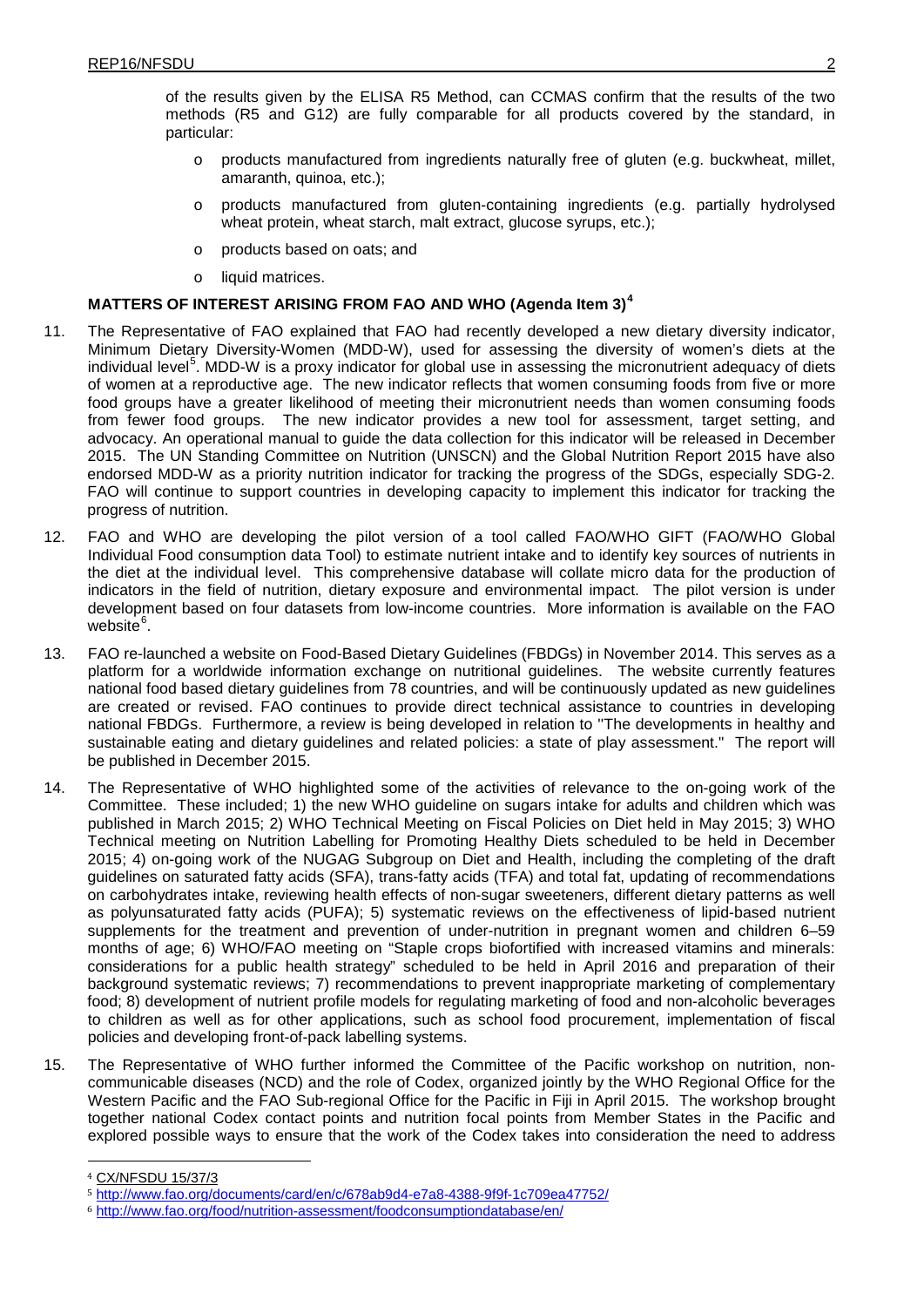of the results given by the ELISA R5 Method, can CCMAS confirm that the results of the two methods (R5 and G12) are fully comparable for all products covered by the standard, in particular:

- products manufactured from ingredients naturally free of gluten (e.g. buckwheat, millet, amaranth, quinoa, etc.);
- products manufactured from gluten-containing ingredients (e.g. partially hydrolysed wheat protein, wheat starch, malt extract, glucose syrups, etc.);
- products based on oats; and
- liquid matrices.

## MATTERS OF INTEREST ARISING FROM FAO AND WHO (Agenda Item 3)[4]

11. The Representative of FAO explained that FAO had recently developed a new dietary diversity indicator, Minimum Dietary Diversity-Women (MDD-W), used for assessing the diversity of women's diets at the individual level[5]. MDD-W is a proxy indicator for global use in assessing the micronutrient adequacy of diets of women at a reproductive age. The new indicator reflects that women consuming foods from five or more food groups have a greater likelihood of meeting their micronutrient needs than women consuming foods from fewer food groups. The new indicator provides a new tool for assessment, target setting, and advocacy. An operational manual to guide the data collection for this indicator will be released in December 2015. The UN Standing Committee on Nutrition (UNSCN) and the Global Nutrition Report 2015 have also endorsed MDD-W as a priority nutrition indicator for tracking the progress of the SDGs, especially SDG-2. FAO will continue to support countries in developing capacity to implement this indicator for tracking the progress of nutrition.

12. FAO and WHO are developing the pilot version of a tool called FAO/WHO GIFT (FAO/WHO Global Individual Food consumption data Tool) to estimate nutrient intake and to identify key sources of nutrients in the diet at the individual level. This comprehensive database will collate micro data for the production of indicators in the field of nutrition, dietary exposure and environmental impact. The pilot version is under development based on four datasets from low-income countries. More information is available on the FAO website[6].

13. FAO re-launched a website on Food-Based Dietary Guidelines (FBDGs) in November 2014. This serves as a platform for a worldwide information exchange on nutritional guidelines. The website currently features national food based dietary guidelines from 78 countries, and will be continuously updated as new guidelines are created or revised. FAO continues to provide direct technical assistance to countries in developing national FBDGs. Furthermore, a review is being developed in relation to "The developments in healthy and sustainable eating and dietary guidelines and related policies: a state of play assessment." The report will be published in December 2015.

14. The Representative of WHO highlighted some of the activities of relevance to the on-going work of the Committee. These included; 1) the new WHO guideline on sugars intake for adults and children which was published in March 2015; 2) WHO Technical Meeting on Fiscal Policies on Diet held in May 2015; 3) WHO Technical meeting on Nutrition Labelling for Promoting Healthy Diets scheduled to be held in December 2015; 4) on-going work of the NUGAG Subgroup on Diet and Health, including the completing of the draft guidelines on saturated fatty acids (SFA), trans-fatty acids (TFA) and total fat, updating of recommendations on carbohydrates intake, reviewing health effects of non-sugar sweeteners, different dietary patterns as well as polyunsaturated fatty acids (PUFA); 5) systematic reviews on the effectiveness of lipid-based nutrient supplements for the treatment and prevention of under-nutrition in pregnant women and children 6–59 months of age; 6) WHO/FAO meeting on "Staple crops biofortified with increased vitamins and minerals: considerations for a public health strategy" scheduled to be held in April 2016 and preparation of their background systematic reviews; 7) recommendations to prevent inappropriate marketing of complementary food; 8) development of nutrient profile models for regulating marketing of food and non-alcoholic beverages to children as well as for other applications, such as school food procurement, implementation of fiscal policies and developing front-of-pack labelling systems.

15. The Representative of WHO further informed the Committee of the Pacific workshop on nutrition, non-communicable diseases (NCD) and the role of Codex, organized jointly by the WHO Regional Office for the Western Pacific and the FAO Sub-regional Office for the Pacific in Fiji in April 2015. The workshop brought together national Codex contact points and nutrition focal points from Member States in the Pacific and explored possible ways to ensure that the work of the Codex takes into consideration the need to address

---

[4] CX/NFSDU 15/37/3

[5] http://www.fao.org/documents/card/en/c/678ab9d4-e7a8-4388-9f9f-1c709ea47752/

[6] http://www.fao.org/food/nutrition-assessment/foodconsumptiondatabase/en/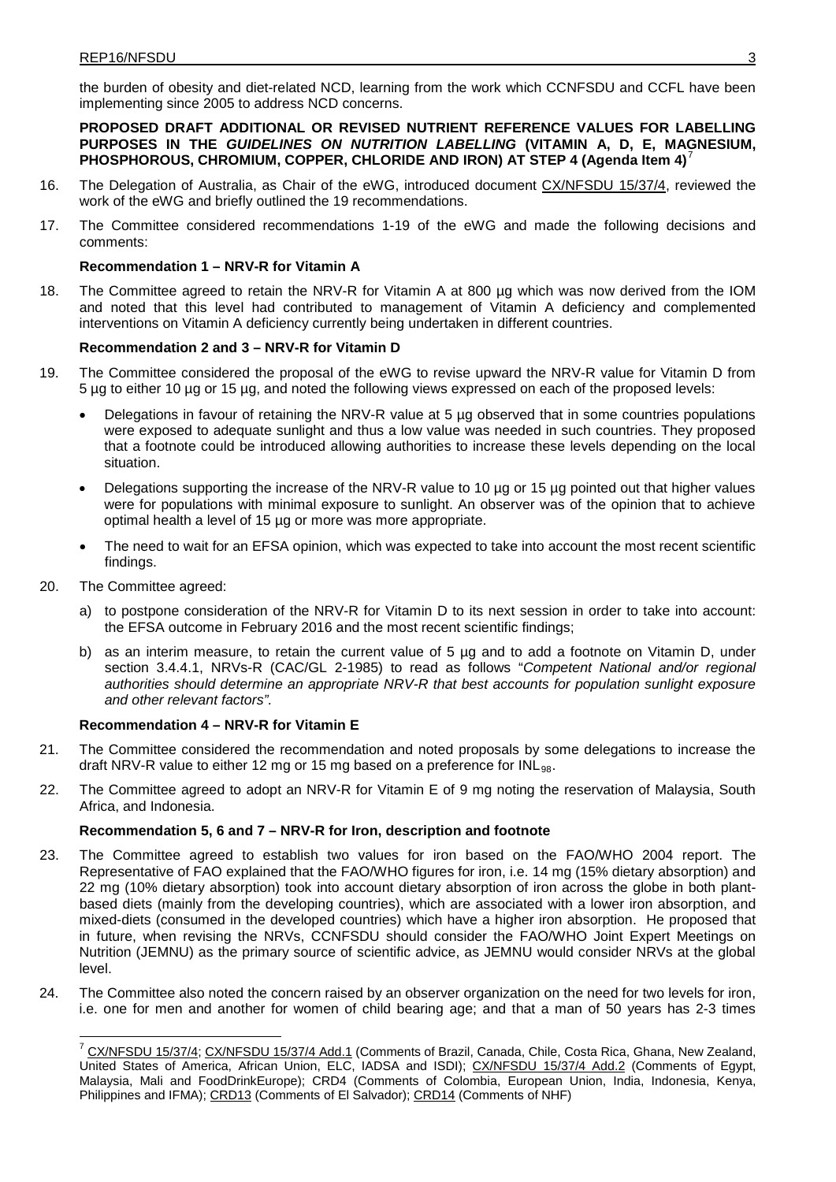the burden of obesity and diet-related NCD, learning from the work which CCNFSDU and CCFL have been implementing since 2005 to address NCD concerns.

**PROPOSED DRAFT ADDITIONAL OR REVISED NUTRIENT REFERENCE VALUES FOR LABELLING PURPOSES IN THE *GUIDELINES ON NUTRITION LABELLING* (VITAMIN A, D, E, MAGNESIUM, PHOSPHOROUS, CHROMIUM, COPPER, CHLORIDE AND IRON) AT STEP 4 (Agenda Item 4)**[7]

16. The Delegation of Australia, as Chair of the eWG, introduced document CX/NFSDU 15/37/4, reviewed the work of the eWG and briefly outlined the 19 recommendations.

17. The Committee considered recommendations 1-19 of the eWG and made the following decisions and comments:

**Recommendation 1 – NRV-R for Vitamin A**

18. The Committee agreed to retain the NRV-R for Vitamin A at 800 µg which was now derived from the IOM and noted that this level had contributed to management of Vitamin A deficiency and complemented interventions on Vitamin A deficiency currently being undertaken in different countries.

**Recommendation 2 and 3 – NRV-R for Vitamin D**

19. The Committee considered the proposal of the eWG to revise upward the NRV-R value for Vitamin D from 5 µg to either 10 µg or 15 µg, and noted the following views expressed on each of the proposed levels:

- Delegations in favour of retaining the NRV-R value at 5 µg observed that in some countries populations were exposed to adequate sunlight and thus a low value was needed in such countries. They proposed that a footnote could be introduced allowing authorities to increase these levels depending on the local situation.
- Delegations supporting the increase of the NRV-R value to 10 µg or 15 µg pointed out that higher values were for populations with minimal exposure to sunlight. An observer was of the opinion that to achieve optimal health a level of 15 µg or more was more appropriate.
- The need to wait for an EFSA opinion, which was expected to take into account the most recent scientific findings.

20. The Committee agreed:

    a) to postpone consideration of the NRV-R for Vitamin D to its next session in order to take into account: the EFSA outcome in February 2016 and the most recent scientific findings;

    b) as an interim measure, to retain the current value of 5 µg and to add a footnote on Vitamin D, under section 3.4.4.1, NRVs-R (CAC/GL 2-1985) to read as follows "*Competent National and/or regional authorities should determine an appropriate NRV-R that best accounts for population sunlight exposure and other relevant factors".*

**Recommendation 4 – NRV-R for Vitamin E**

21. The Committee considered the recommendation and noted proposals by some delegations to increase the draft NRV-R value to either 12 mg or 15 mg based on a preference for $INL_{98}$.

22. The Committee agreed to adopt an NRV-R for Vitamin E of 9 mg noting the reservation of Malaysia, South Africa, and Indonesia.

**Recommendation 5, 6 and 7 – NRV-R for Iron, description and footnote**

23. The Committee agreed to establish two values for iron based on the FAO/WHO 2004 report. The Representative of FAO explained that the FAO/WHO figures for iron, i.e. 14 mg (15% dietary absorption) and 22 mg (10% dietary absorption) took into account dietary absorption of iron across the globe in both plant-based diets (mainly from the developing countries), which are associated with a lower iron absorption, and mixed-diets (consumed in the developed countries) which have a higher iron absorption. He proposed that in future, when revising the NRVs, CCNFSDU should consider the FAO/WHO Joint Expert Meetings on Nutrition (JEMNU) as the primary source of scientific advice, as JEMNU would consider NRVs at the global level.

24. The Committee also noted the concern raised by an observer organization on the need for two levels for iron, i.e. one for men and another for women of child bearing age; and that a man of 50 years has 2-3 times

---

[7] CX/NFSDU 15/37/4; CX/NFSDU 15/37/4 Add.1 (Comments of Brazil, Canada, Chile, Costa Rica, Ghana, New Zealand, United States of America, African Union, ELC, IADSA and ISDI); CX/NFSDU 15/37/4 Add.2 (Comments of Egypt, Malaysia, Mali and FoodDrinkEurope); CRD4 (Comments of Colombia, European Union, India, Indonesia, Kenya, Philippines and IFMA); CRD13 (Comments of El Salvador); CRD14 (Comments of NHF)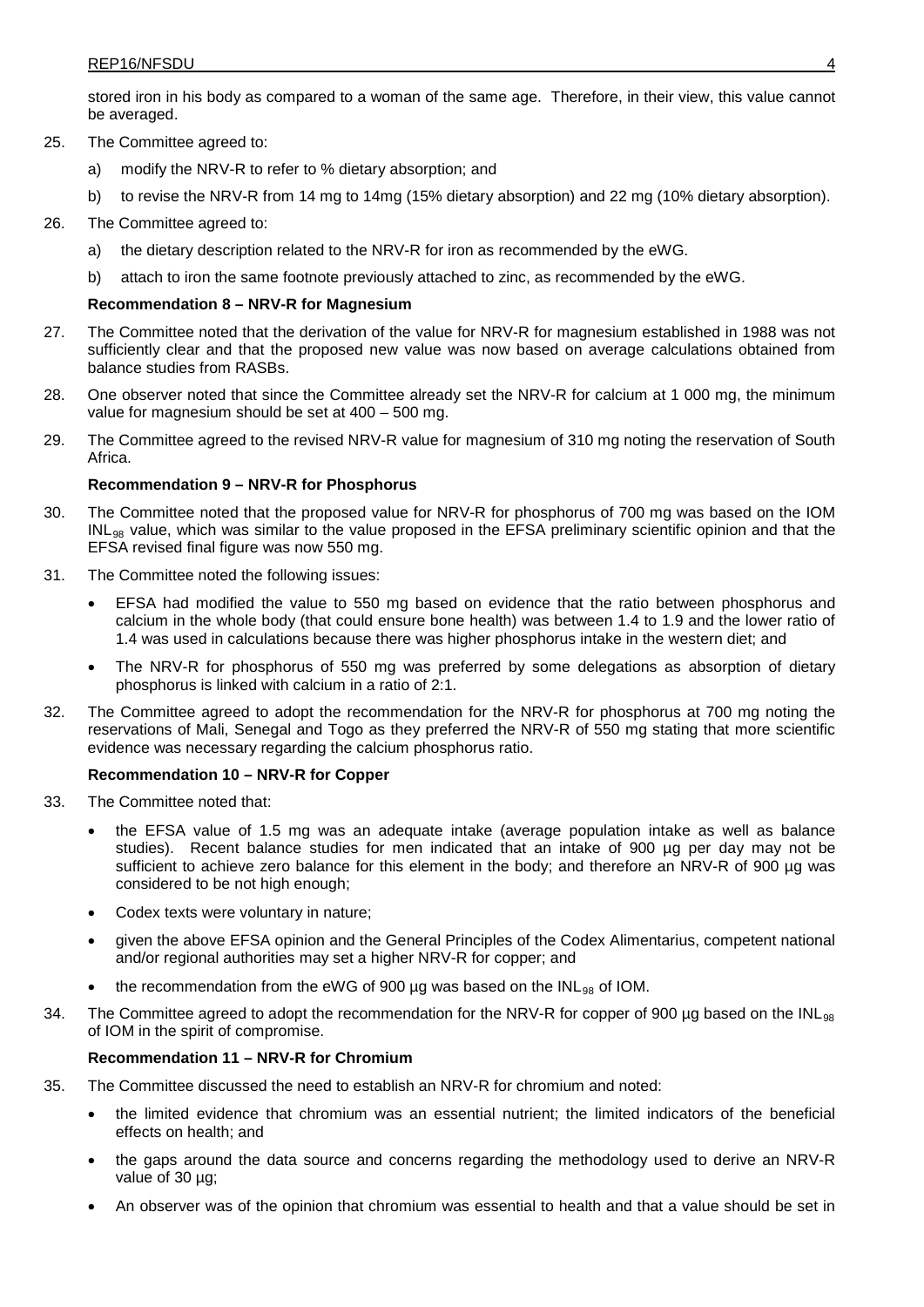stored iron in his body as compared to a woman of the same age. Therefore, in their view, this value cannot be averaged.

25. The Committee agreed to:

    a) modify the NRV-R to refer to % dietary absorption; and

    b) to revise the NRV-R from 14 mg to 14mg (15% dietary absorption) and 22 mg (10% dietary absorption).

26. The Committee agreed to:

    a) the dietary description related to the NRV-R for iron as recommended by the eWG.

    b) attach to iron the same footnote previously attached to zinc, as recommended by the eWG.

**Recommendation 8 – NRV-R for Magnesium**

27. The Committee noted that the derivation of the value for NRV-R for magnesium established in 1988 was not sufficiently clear and that the proposed new value was now based on average calculations obtained from balance studies from RASBs.

28. One observer noted that since the Committee already set the NRV-R for calcium at 1 000 mg, the minimum value for magnesium should be set at 400 – 500 mg.

29. The Committee agreed to the revised NRV-R value for magnesium of 310 mg noting the reservation of South Africa.

**Recommendation 9 – NRV-R for Phosphorus**

30. The Committee noted that the proposed value for NRV-R for phosphorus of 700 mg was based on the IOM $INL_{98}$ value, which was similar to the value proposed in the EFSA preliminary scientific opinion and that the EFSA revised final figure was now 550 mg.

31. The Committee noted the following issues:

    - EFSA had modified the value to 550 mg based on evidence that the ratio between phosphorus and calcium in the whole body (that could ensure bone health) was between 1.4 to 1.9 and the lower ratio of 1.4 was used in calculations because there was higher phosphorus intake in the western diet; and
    - The NRV-R for phosphorus of 550 mg was preferred by some delegations as absorption of dietary phosphorus is linked with calcium in a ratio of 2:1.

32. The Committee agreed to adopt the recommendation for the NRV-R for phosphorus at 700 mg noting the reservations of Mali, Senegal and Togo as they preferred the NRV-R of 550 mg stating that more scientific evidence was necessary regarding the calcium phosphorus ratio.

**Recommendation 10 – NRV-R for Copper**

33. The Committee noted that:

    - the EFSA value of 1.5 mg was an adequate intake (average population intake as well as balance studies). Recent balance studies for men indicated that an intake of 900 µg per day may not be sufficient to achieve zero balance for this element in the body; and therefore an NRV-R of 900 µg was considered to be not high enough;
    - Codex texts were voluntary in nature;
    - given the above EFSA opinion and the General Principles of the Codex Alimentarius, competent national and/or regional authorities may set a higher NRV-R for copper; and
    - the recommendation from the eWG of 900 µg was based on the $INL_{98}$ of IOM.

34. The Committee agreed to adopt the recommendation for the NRV-R for copper of 900 µg based on the $INL_{98}$ of IOM in the spirit of compromise.

**Recommendation 11 – NRV-R for Chromium**

35. The Committee discussed the need to establish an NRV-R for chromium and noted:

    - the limited evidence that chromium was an essential nutrient; the limited indicators of the beneficial effects on health; and
    - the gaps around the data source and concerns regarding the methodology used to derive an NRV-R value of 30 µg;
    - An observer was of the opinion that chromium was essential to health and that a value should be set in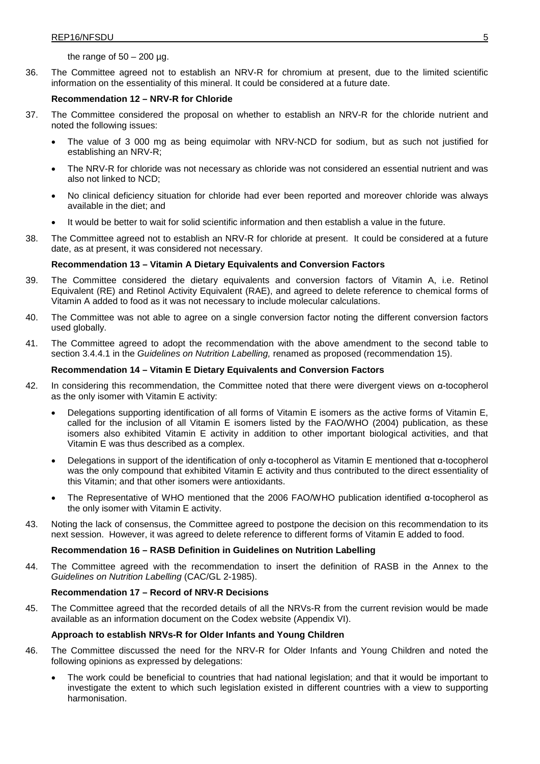the range of 50 – 200 µg.

36. The Committee agreed not to establish an NRV-R for chromium at present, due to the limited scientific information on the essentiality of this mineral. It could be considered at a future date.

**Recommendation 12 – NRV-R for Chloride**

37. The Committee considered the proposal on whether to establish an NRV-R for the chloride nutrient and noted the following issues:

- The value of 3 000 mg as being equimolar with NRV-NCD for sodium, but as such not justified for establishing an NRV-R;
- The NRV-R for chloride was not necessary as chloride was not considered an essential nutrient and was also not linked to NCD;
- No clinical deficiency situation for chloride had ever been reported and moreover chloride was always available in the diet; and
- It would be better to wait for solid scientific information and then establish a value in the future.

38. The Committee agreed not to establish an NRV-R for chloride at present. It could be considered at a future date, as at present, it was considered not necessary.

**Recommendation 13 – Vitamin A Dietary Equivalents and Conversion Factors**

39. The Committee considered the dietary equivalents and conversion factors of Vitamin A, i.e. Retinol Equivalent (RE) and Retinol Activity Equivalent (RAE), and agreed to delete reference to chemical forms of Vitamin A added to food as it was not necessary to include molecular calculations.

40. The Committee was not able to agree on a single conversion factor noting the different conversion factors used globally.

41. The Committee agreed to adopt the recommendation with the above amendment to the second table to section 3.4.4.1 in the *Guidelines on Nutrition Labelling,* renamed as proposed (recommendation 15).

**Recommendation 14 – Vitamin E Dietary Equivalents and Conversion Factors**

42. In considering this recommendation, the Committee noted that there were divergent views on α-tocopherol as the only isomer with Vitamin E activity:

- Delegations supporting identification of all forms of Vitamin E isomers as the active forms of Vitamin E, called for the inclusion of all Vitamin E isomers listed by the FAO/WHO (2004) publication, as these isomers also exhibited Vitamin E activity in addition to other important biological activities, and that Vitamin E was thus described as a complex.
- Delegations in support of the identification of only α-tocopherol as Vitamin E mentioned that α-tocopherol was the only compound that exhibited Vitamin E activity and thus contributed to the direct essentiality of this Vitamin; and that other isomers were antioxidants.
- The Representative of WHO mentioned that the 2006 FAO/WHO publication identified α-tocopherol as the only isomer with Vitamin E activity.

43. Noting the lack of consensus, the Committee agreed to postpone the decision on this recommendation to its next session. However, it was agreed to delete reference to different forms of Vitamin E added to food.

**Recommendation 16 – RASB Definition in Guidelines on Nutrition Labelling**

44. The Committee agreed with the recommendation to insert the definition of RASB in the Annex to the *Guidelines on Nutrition Labelling* (CAC/GL 2-1985).

**Recommendation 17 – Record of NRV-R Decisions**

45. The Committee agreed that the recorded details of all the NRVs-R from the current revision would be made available as an information document on the Codex website (Appendix VI).

**Approach to establish NRVs-R for Older Infants and Young Children**

46. The Committee discussed the need for the NRV-R for Older Infants and Young Children and noted the following opinions as expressed by delegations:

- The work could be beneficial to countries that had national legislation; and that it would be important to investigate the extent to which such legislation existed in different countries with a view to supporting harmonisation.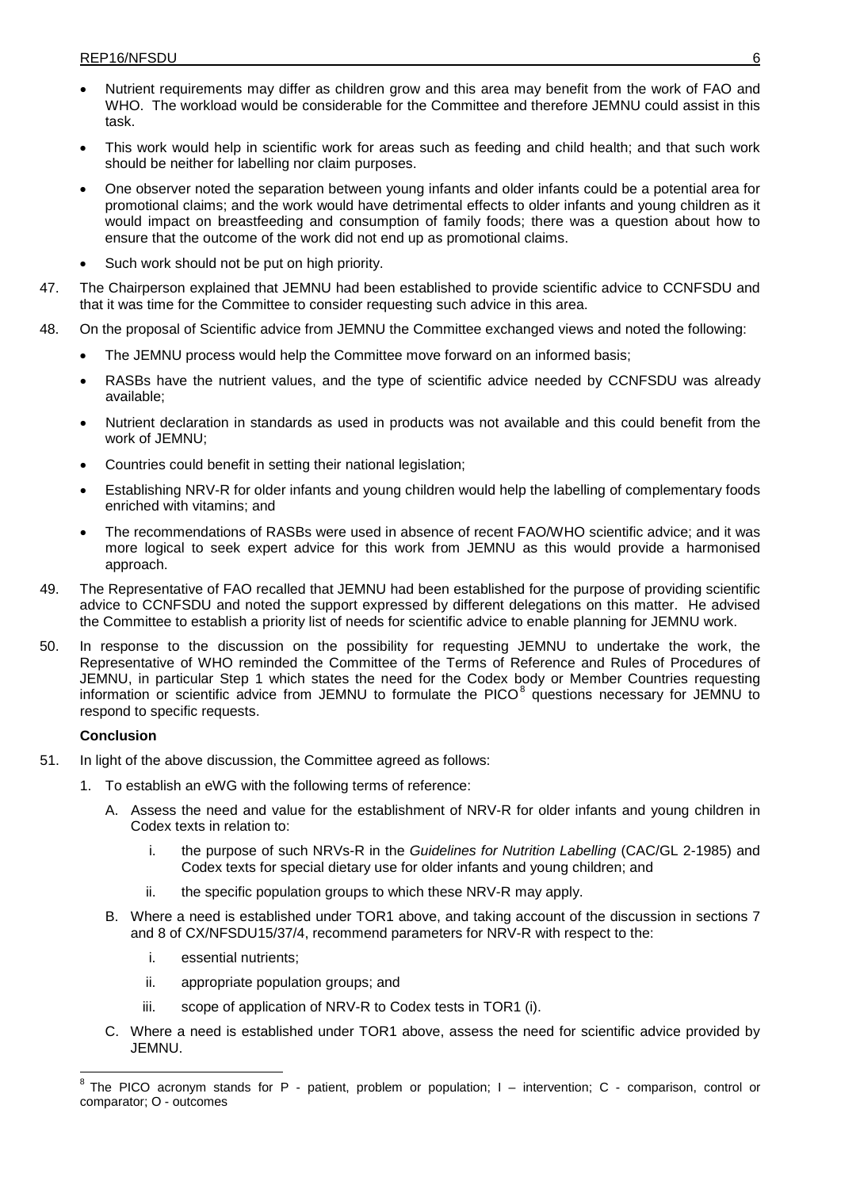- Nutrient requirements may differ as children grow and this area may benefit from the work of FAO and WHO. The workload would be considerable for the Committee and therefore JEMNU could assist in this task.
- This work would help in scientific work for areas such as feeding and child health; and that such work should be neither for labelling nor claim purposes.
- One observer noted the separation between young infants and older infants could be a potential area for promotional claims; and the work would have detrimental effects to older infants and young children as it would impact on breastfeeding and consumption of family foods; there was a question about how to ensure that the outcome of the work did not end up as promotional claims.
- Such work should not be put on high priority.

47. The Chairperson explained that JEMNU had been established to provide scientific advice to CCNFSDU and that it was time for the Committee to consider requesting such advice in this area.

48. On the proposal of Scientific advice from JEMNU the Committee exchanged views and noted the following:
    - The JEMNU process would help the Committee move forward on an informed basis;
    - RASBs have the nutrient values, and the type of scientific advice needed by CCNFSDU was already available;
    - Nutrient declaration in standards as used in products was not available and this could benefit from the work of JEMNU;
    - Countries could benefit in setting their national legislation;
    - Establishing NRV-R for older infants and young children would help the labelling of complementary foods enriched with vitamins; and
    - The recommendations of RASBs were used in absence of recent FAO/WHO scientific advice; and it was more logical to seek expert advice for this work from JEMNU as this would provide a harmonised approach.

49. The Representative of FAO recalled that JEMNU had been established for the purpose of providing scientific advice to CCNFSDU and noted the support expressed by different delegations on this matter. He advised the Committee to establish a priority list of needs for scientific advice to enable planning for JEMNU work.

50. In response to the discussion on the possibility for requesting JEMNU to undertake the work, the Representative of WHO reminded the Committee of the Terms of Reference and Rules of Procedures of JEMNU, in particular Step 1 which states the need for the Codex body or Member Countries requesting information or scientific advice from JEMNU to formulate the PICO[8] questions necessary for JEMNU to respond to specific requests.

**Conclusion**

51. In light of the above discussion, the Committee agreed as follows:
    1. To establish an eWG with the following terms of reference:
       A. Assess the need and value for the establishment of NRV-R for older infants and young children in Codex texts in relation to:
          i. the purpose of such NRVs-R in the *Guidelines for Nutrition Labelling* (CAC/GL 2-1985) and Codex texts for special dietary use for older infants and young children; and
          ii. the specific population groups to which these NRV-R may apply.
       B. Where a need is established under TOR1 above, and taking account of the discussion in sections 7 and 8 of CX/NFSDU15/37/4, recommend parameters for NRV-R with respect to the:
          i. essential nutrients;
          ii. appropriate population groups; and
          iii. scope of application of NRV-R to Codex tests in TOR1 (i).
       C. Where a need is established under TOR1 above, assess the need for scientific advice provided by JEMNU.

[8] The PICO acronym stands for P - patient, problem or population; I – intervention; C - comparison, control or comparator; O - outcomes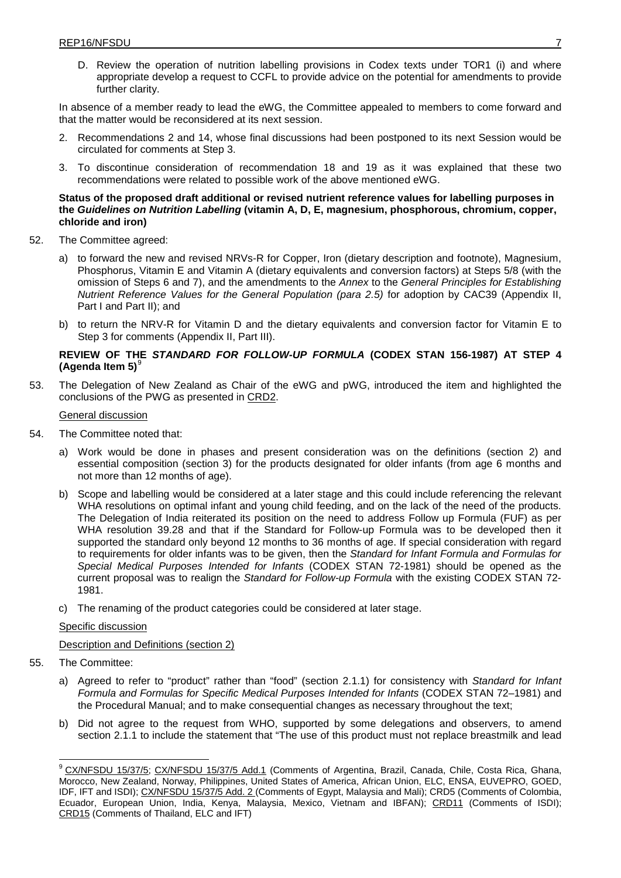D. Review the operation of nutrition labelling provisions in Codex texts under TOR1 (i) and where appropriate develop a request to CCFL to provide advice on the potential for amendments to provide further clarity.

In absence of a member ready to lead the eWG, the Committee appealed to members to come forward and that the matter would be reconsidered at its next session.

2. Recommendations 2 and 14, whose final discussions had been postponed to its next Session would be circulated for comments at Step 3.
3. To discontinue consideration of recommendation 18 and 19 as it was explained that these two recommendations were related to possible work of the above mentioned eWG.

**Status of the proposed draft additional or revised nutrient reference values for labelling purposes in the *Guidelines on Nutrition Labelling* (vitamin A, D, E, magnesium, phosphorous, chromium, copper, chloride and iron)**

52. The Committee agreed:

    a) to forward the new and revised NRVs-R for Copper, Iron (dietary description and footnote), Magnesium, Phosphorus, Vitamin E and Vitamin A (dietary equivalents and conversion factors) at Steps 5/8 (with the omission of Steps 6 and 7), and the amendments to the *Annex* to the *General Principles for Establishing Nutrient Reference Values for the General Population (para 2.5)* for adoption by CAC39 (Appendix II, Part I and Part II); and

    b) to return the NRV-R for Vitamin D and the dietary equivalents and conversion factor for Vitamin E to Step 3 for comments (Appendix II, Part III).

**REVIEW OF THE *STANDARD FOR FOLLOW-UP FORMULA* (CODEX STAN 156-1987) AT STEP 4 (Agenda Item 5)**[9]

53. The Delegation of New Zealand as Chair of the eWG and pWG, introduced the item and highlighted the conclusions of the PWG as presented in CRD2.

General discussion

54. The Committee noted that:

    a) Work would be done in phases and present consideration was on the definitions (section 2) and essential composition (section 3) for the products designated for older infants (from age 6 months and not more than 12 months of age).

    b) Scope and labelling would be considered at a later stage and this could include referencing the relevant WHA resolutions on optimal infant and young child feeding, and on the lack of the need of the products. The Delegation of India reiterated its position on the need to address Follow up Formula (FUF) as per WHA resolution 39.28 and that if the Standard for Follow-up Formula was to be developed then it supported the standard only beyond 12 months to 36 months of age. If special consideration with regard to requirements for older infants was to be given, then the *Standard for Infant Formula and Formulas for Special Medical Purposes Intended for Infants* (CODEX STAN 72-1981) should be opened as the current proposal was to realign the *Standard for Follow-up Formula* with the existing CODEX STAN 72-1981.

    c) The renaming of the product categories could be considered at later stage.

Specific discussion

Description and Definitions (section 2)

55. The Committee:

    a) Agreed to refer to "product" rather than "food" (section 2.1.1) for consistency with *Standard for Infant Formula and Formulas for Specific Medical Purposes Intended for Infants* (CODEX STAN 72–1981) and the Procedural Manual; and to make consequential changes as necessary throughout the text;

    b) Did not agree to the request from WHO, supported by some delegations and observers, to amend section 2.1.1 to include the statement that "The use of this product must not replace breastmilk and lead

---

[9] CX/NFSDU 15/37/5; CX/NFSDU 15/37/5 Add.1 (Comments of Argentina, Brazil, Canada, Chile, Costa Rica, Ghana, Morocco, New Zealand, Norway, Philippines, United States of America, African Union, ELC, ENSA, EUVEPRO, GOED, IDF, IFT and ISDI); CX/NFSDU 15/37/5 Add. 2 (Comments of Egypt, Malaysia and Mali); CRD5 (Comments of Colombia, Ecuador, European Union, India, Kenya, Malaysia, Mexico, Vietnam and IBFAN); CRD11 (Comments of ISDI); CRD15 (Comments of Thailand, ELC and IFT)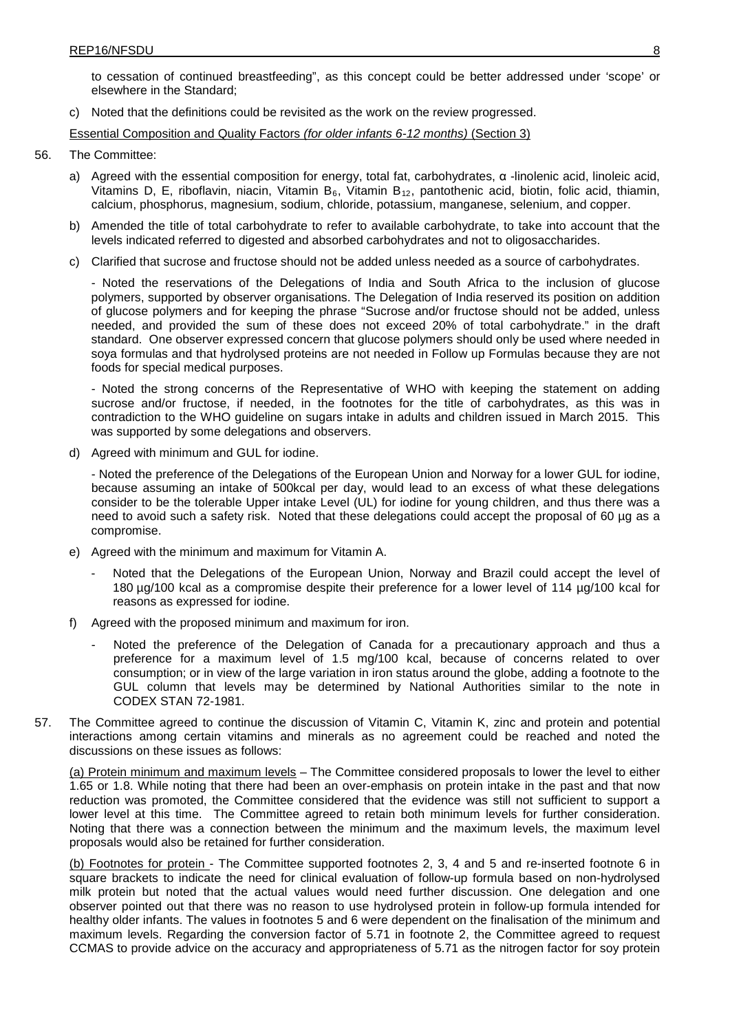to cessation of continued breastfeeding", as this concept could be better addressed under 'scope' or elsewhere in the Standard;

c) Noted that the definitions could be revisited as the work on the review progressed.

Essential Composition and Quality Factors *(for older infants 6-12 months)* (Section 3)

56. The Committee:

a) Agreed with the essential composition for energy, total fat, carbohydrates, α -linolenic acid, linoleic acid, Vitamins D, E, riboflavin, niacin, Vitamin $B_6$, Vitamin $B_{12}$, pantothenic acid, biotin, folic acid, thiamin, calcium, phosphorus, magnesium, sodium, chloride, potassium, manganese, selenium, and copper.

b) Amended the title of total carbohydrate to refer to available carbohydrate, to take into account that the levels indicated referred to digested and absorbed carbohydrates and not to oligosaccharides.

c) Clarified that sucrose and fructose should not be added unless needed as a source of carbohydrates.

- Noted the reservations of the Delegations of India and South Africa to the inclusion of glucose polymers, supported by observer organisations. The Delegation of India reserved its position on addition of glucose polymers and for keeping the phrase "Sucrose and/or fructose should not be added, unless needed, and provided the sum of these does not exceed 20% of total carbohydrate." in the draft standard. One observer expressed concern that glucose polymers should only be used where needed in soya formulas and that hydrolysed proteins are not needed in Follow up Formulas because they are not foods for special medical purposes.

- Noted the strong concerns of the Representative of WHO with keeping the statement on adding sucrose and/or fructose, if needed, in the footnotes for the title of carbohydrates, as this was in contradiction to the WHO guideline on sugars intake in adults and children issued in March 2015. This was supported by some delegations and observers.

d) Agreed with minimum and GUL for iodine.

- Noted the preference of the Delegations of the European Union and Norway for a lower GUL for iodine, because assuming an intake of 500kcal per day, would lead to an excess of what these delegations consider to be the tolerable Upper intake Level (UL) for iodine for young children, and thus there was a need to avoid such a safety risk. Noted that these delegations could accept the proposal of 60 µg as a compromise.

e) Agreed with the minimum and maximum for Vitamin A.

- Noted that the Delegations of the European Union, Norway and Brazil could accept the level of 180 µg/100 kcal as a compromise despite their preference for a lower level of 114 µg/100 kcal for reasons as expressed for iodine.

f) Agreed with the proposed minimum and maximum for iron.

- Noted the preference of the Delegation of Canada for a precautionary approach and thus a preference for a maximum level of 1.5 mg/100 kcal, because of concerns related to over consumption; or in view of the large variation in iron status around the globe, adding a footnote to the GUL column that levels may be determined by National Authorities similar to the note in CODEX STAN 72-1981.

57. The Committee agreed to continue the discussion of Vitamin C, Vitamin K, zinc and protein and potential interactions among certain vitamins and minerals as no agreement could be reached and noted the discussions on these issues as follows:

(a) Protein minimum and maximum levels – The Committee considered proposals to lower the level to either 1.65 or 1.8. While noting that there had been an over-emphasis on protein intake in the past and that now reduction was promoted, the Committee considered that the evidence was still not sufficient to support a lower level at this time. The Committee agreed to retain both minimum levels for further consideration. Noting that there was a connection between the minimum and the maximum levels, the maximum level proposals would also be retained for further consideration.

(b) Footnotes for protein - The Committee supported footnotes 2, 3, 4 and 5 and re-inserted footnote 6 in square brackets to indicate the need for clinical evaluation of follow-up formula based on non-hydrolysed milk protein but noted that the actual values would need further discussion. One delegation and one observer pointed out that there was no reason to use hydrolysed protein in follow-up formula intended for healthy older infants. The values in footnotes 5 and 6 were dependent on the finalisation of the minimum and maximum levels. Regarding the conversion factor of 5.71 in footnote 2, the Committee agreed to request CCMAS to provide advice on the accuracy and appropriateness of 5.71 as the nitrogen factor for soy protein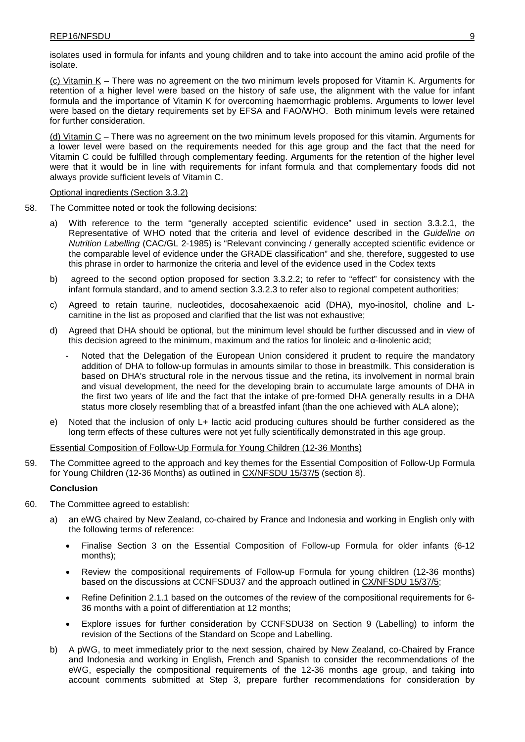isolates used in formula for infants and young children and to take into account the amino acid profile of the isolate.

(c) Vitamin K – There was no agreement on the two minimum levels proposed for Vitamin K. Arguments for retention of a higher level were based on the history of safe use, the alignment with the value for infant formula and the importance of Vitamin K for overcoming haemorrhagic problems. Arguments to lower level were based on the dietary requirements set by EFSA and FAO/WHO. Both minimum levels were retained for further consideration.

(d) Vitamin C – There was no agreement on the two minimum levels proposed for this vitamin. Arguments for a lower level were based on the requirements needed for this age group and the fact that the need for Vitamin C could be fulfilled through complementary feeding. Arguments for the retention of the higher level were that it would be in line with requirements for infant formula and that complementary foods did not always provide sufficient levels of Vitamin C.

Optional ingredients (Section 3.3.2)

58. The Committee noted or took the following decisions:

   a) With reference to the term "generally accepted scientific evidence" used in section 3.3.2.1, the Representative of WHO noted that the criteria and level of evidence described in the *Guideline on Nutrition Labelling* (CAC/GL 2-1985) is "Relevant convincing / generally accepted scientific evidence or the comparable level of evidence under the GRADE classification" and she, therefore, suggested to use this phrase in order to harmonize the criteria and level of the evidence used in the Codex texts

   b) agreed to the second option proposed for section 3.3.2.2; to refer to "effect" for consistency with the infant formula standard, and to amend section 3.3.2.3 to refer also to regional competent authorities;

   c) Agreed to retain taurine, nucleotides, docosahexaenoic acid (DHA), myo-inositol, choline and L-carnitine in the list as proposed and clarified that the list was not exhaustive;

   d) Agreed that DHA should be optional, but the minimum level should be further discussed and in view of this decision agreed to the minimum, maximum and the ratios for linoleic and α-linolenic acid;

      - Noted that the Delegation of the European Union considered it prudent to require the mandatory addition of DHA to follow-up formulas in amounts similar to those in breastmilk. This consideration is based on DHA's structural role in the nervous tissue and the retina, its involvement in normal brain and visual development, the need for the developing brain to accumulate large amounts of DHA in the first two years of life and the fact that the intake of pre-formed DHA generally results in a DHA status more closely resembling that of a breastfed infant (than the one achieved with ALA alone);

   e) Noted that the inclusion of only L+ lactic acid producing cultures should be further considered as the long term effects of these cultures were not yet fully scientifically demonstrated in this age group.

Essential Composition of Follow-Up Formula for Young Children (12-36 Months)

59. The Committee agreed to the approach and key themes for the Essential Composition of Follow-Up Formula for Young Children (12-36 Months) as outlined in CX/NFSDU 15/37/5 (section 8).

**Conclusion**

60. The Committee agreed to establish:

   a) an eWG chaired by New Zealand, co-chaired by France and Indonesia and working in English only with the following terms of reference:

      - Finalise Section 3 on the Essential Composition of Follow-up Formula for older infants (6-12 months);
      - Review the compositional requirements of Follow-up Formula for young children (12-36 months) based on the discussions at CCNFSDU37 and the approach outlined in CX/NFSDU 15/37/5;
      - Refine Definition 2.1.1 based on the outcomes of the review of the compositional requirements for 6-36 months with a point of differentiation at 12 months;
      - Explore issues for further consideration by CCNFSDU38 on Section 9 (Labelling) to inform the revision of the Sections of the Standard on Scope and Labelling.

   b) A pWG, to meet immediately prior to the next session, chaired by New Zealand, co-Chaired by France and Indonesia and working in English, French and Spanish to consider the recommendations of the eWG, especially the compositional requirements of the 12-36 months age group, and taking into account comments submitted at Step 3, prepare further recommendations for consideration by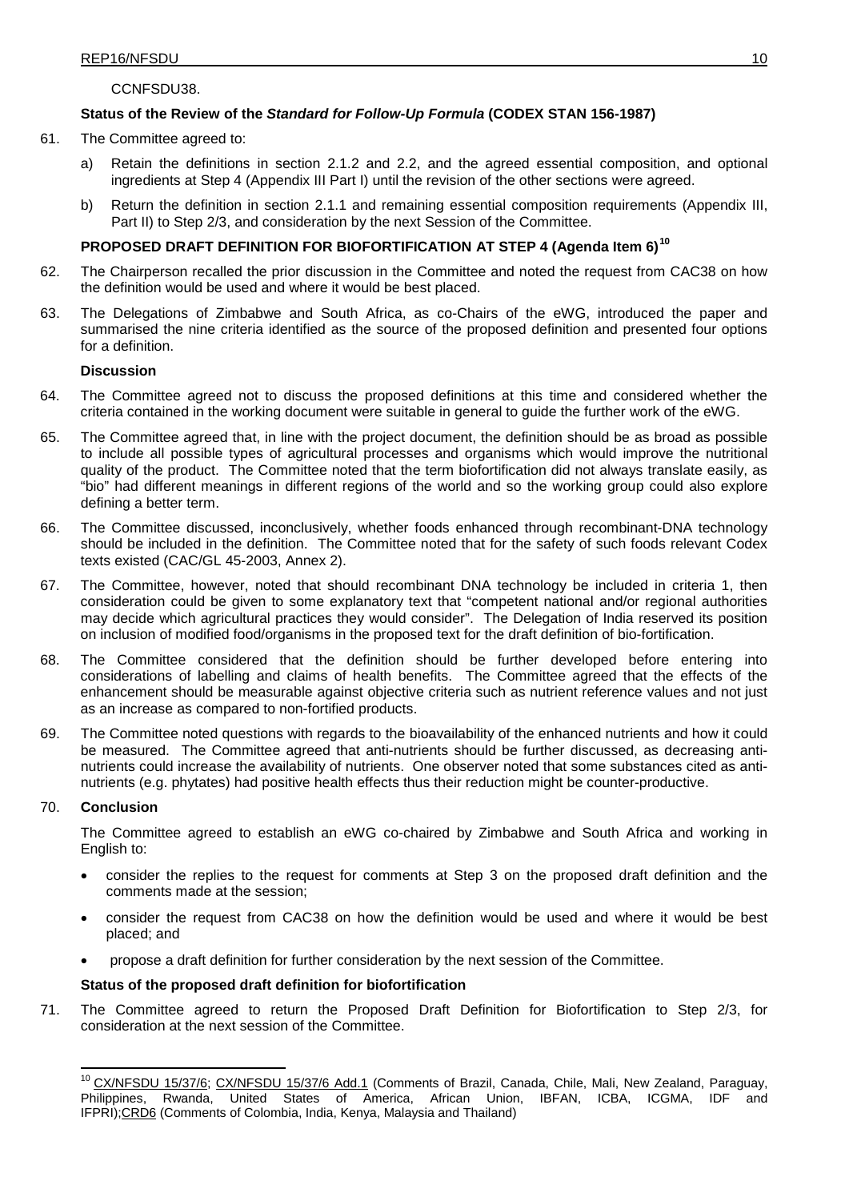CCNFSDU38.

**Status of the Review of the *Standard for Follow-Up Formula* (CODEX STAN 156-1987)**

61. The Committee agreed to:

   a) Retain the definitions in section 2.1.2 and 2.2, and the agreed essential composition, and optional ingredients at Step 4 (Appendix III Part I) until the revision of the other sections were agreed.

   b) Return the definition in section 2.1.1 and remaining essential composition requirements (Appendix III, Part II) to Step 2/3, and consideration by the next Session of the Committee.

**PROPOSED DRAFT DEFINITION FOR BIOFORTIFICATION AT STEP 4 (Agenda Item 6)[10]**

62. The Chairperson recalled the prior discussion in the Committee and noted the request from CAC38 on how the definition would be used and where it would be best placed.

63. The Delegations of Zimbabwe and South Africa, as co-Chairs of the eWG, introduced the paper and summarised the nine criteria identified as the source of the proposed definition and presented four options for a definition.

**Discussion**

64. The Committee agreed not to discuss the proposed definitions at this time and considered whether the criteria contained in the working document were suitable in general to guide the further work of the eWG.

65. The Committee agreed that, in line with the project document, the definition should be as broad as possible to include all possible types of agricultural processes and organisms which would improve the nutritional quality of the product. The Committee noted that the term biofortification did not always translate easily, as "bio" had different meanings in different regions of the world and so the working group could also explore defining a better term.

66. The Committee discussed, inconclusively, whether foods enhanced through recombinant-DNA technology should be included in the definition. The Committee noted that for the safety of such foods relevant Codex texts existed (CAC/GL 45-2003, Annex 2).

67. The Committee, however, noted that should recombinant DNA technology be included in criteria 1, then consideration could be given to some explanatory text that "competent national and/or regional authorities may decide which agricultural practices they would consider". The Delegation of India reserved its position on inclusion of modified food/organisms in the proposed text for the draft definition of bio-fortification.

68. The Committee considered that the definition should be further developed before entering into considerations of labelling and claims of health benefits. The Committee agreed that the effects of the enhancement should be measurable against objective criteria such as nutrient reference values and not just as an increase as compared to non-fortified products.

69. The Committee noted questions with regards to the bioavailability of the enhanced nutrients and how it could be measured. The Committee agreed that anti-nutrients should be further discussed, as decreasing anti-nutrients could increase the availability of nutrients. One observer noted that some substances cited as anti-nutrients (e.g. phytates) had positive health effects thus their reduction might be counter-productive.

70. **Conclusion**

   The Committee agreed to establish an eWG co-chaired by Zimbabwe and South Africa and working in English to:

   - consider the replies to the request for comments at Step 3 on the proposed draft definition and the comments made at the session;
   - consider the request from CAC38 on how the definition would be used and where it would be best placed; and
   - propose a draft definition for further consideration by the next session of the Committee.

**Status of the proposed draft definition for biofortification**

71. The Committee agreed to return the Proposed Draft Definition for Biofortification to Step 2/3, for consideration at the next session of the Committee.

---

[10] CX/NFSDU 15/37/6; CX/NFSDU 15/37/6 Add.1 (Comments of Brazil, Canada, Chile, Mali, New Zealand, Paraguay, Philippines, Rwanda, United States of America, African Union, IBFAN, ICBA, ICGMA, IDF and IFPRI);CRD6 (Comments of Colombia, India, Kenya, Malaysia and Thailand)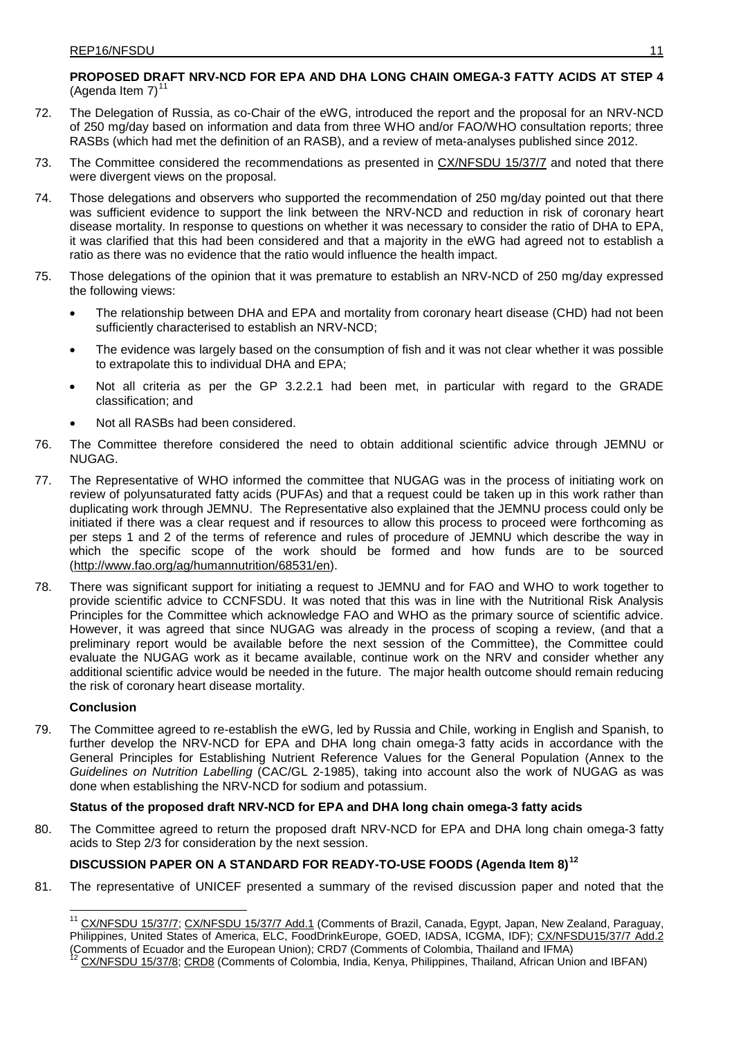**PROPOSED DRAFT NRV-NCD FOR EPA AND DHA LONG CHAIN OMEGA-3 FATTY ACIDS AT STEP 4** (Agenda Item 7)[11]

72. The Delegation of Russia, as co-Chair of the eWG, introduced the report and the proposal for an NRV-NCD of 250 mg/day based on information and data from three WHO and/or FAO/WHO consultation reports; three RASBs (which had met the definition of an RASB), and a review of meta-analyses published since 2012.

73. The Committee considered the recommendations as presented in CX/NFSDU 15/37/7 and noted that there were divergent views on the proposal.

74. Those delegations and observers who supported the recommendation of 250 mg/day pointed out that there was sufficient evidence to support the link between the NRV-NCD and reduction in risk of coronary heart disease mortality. In response to questions on whether it was necessary to consider the ratio of DHA to EPA, it was clarified that this had been considered and that a majority in the eWG had agreed not to establish a ratio as there was no evidence that the ratio would influence the health impact.

75. Those delegations of the opinion that it was premature to establish an NRV-NCD of 250 mg/day expressed the following views:

    - The relationship between DHA and EPA and mortality from coronary heart disease (CHD) had not been sufficiently characterised to establish an NRV-NCD;
    - The evidence was largely based on the consumption of fish and it was not clear whether it was possible to extrapolate this to individual DHA and EPA;
    - Not all criteria as per the GP 3.2.2.1 had been met, in particular with regard to the GRADE classification; and
    - Not all RASBs had been considered.

76. The Committee therefore considered the need to obtain additional scientific advice through JEMNU or NUGAG.

77. The Representative of WHO informed the committee that NUGAG was in the process of initiating work on review of polyunsaturated fatty acids (PUFAs) and that a request could be taken up in this work rather than duplicating work through JEMNU. The Representative also explained that the JEMNU process could only be initiated if there was a clear request and if resources to allow this process to proceed were forthcoming as per steps 1 and 2 of the terms of reference and rules of procedure of JEMNU which describe the way in which the specific scope of the work should be formed and how funds are to be sourced (http://www.fao.org/ag/humannutrition/68531/en).

78. There was significant support for initiating a request to JEMNU and for FAO and WHO to work together to provide scientific advice to CCNFSDU. It was noted that this was in line with the Nutritional Risk Analysis Principles for the Committee which acknowledge FAO and WHO as the primary source of scientific advice. However, it was agreed that since NUGAG was already in the process of scoping a review, (and that a preliminary report would be available before the next session of the Committee), the Committee could evaluate the NUGAG work as it became available, continue work on the NRV and consider whether any additional scientific advice would be needed in the future. The major health outcome should remain reducing the risk of coronary heart disease mortality.

**Conclusion**

79. The Committee agreed to re-establish the eWG, led by Russia and Chile, working in English and Spanish, to further develop the NRV-NCD for EPA and DHA long chain omega-3 fatty acids in accordance with the General Principles for Establishing Nutrient Reference Values for the General Population (Annex to the *Guidelines on Nutrition Labelling* (CAC/GL 2-1985), taking into account also the work of NUGAG as was done when establishing the NRV-NCD for sodium and potassium.

**Status of the proposed draft NRV-NCD for EPA and DHA long chain omega-3 fatty acids**

80. The Committee agreed to return the proposed draft NRV-NCD for EPA and DHA long chain omega-3 fatty acids to Step 2/3 for consideration by the next session.

**DISCUSSION PAPER ON A STANDARD FOR READY-TO-USE FOODS (Agenda Item 8)**[12]

81. The representative of UNICEF presented a summary of the revised discussion paper and noted that the

---

[11] CX/NFSDU 15/37/7; CX/NFSDU 15/37/7 Add.1 (Comments of Brazil, Canada, Egypt, Japan, New Zealand, Paraguay, Philippines, United States of America, ELC, FoodDrinkEurope, GOED, IADSA, ICGMA, IDF); CX/NFSDU15/37/7 Add.2 (Comments of Ecuador and the European Union); CRD7 (Comments of Colombia, Thailand and IFMA)

[12] CX/NFSDU 15/37/8; CRD8 (Comments of Colombia, India, Kenya, Philippines, Thailand, African Union and IBFAN)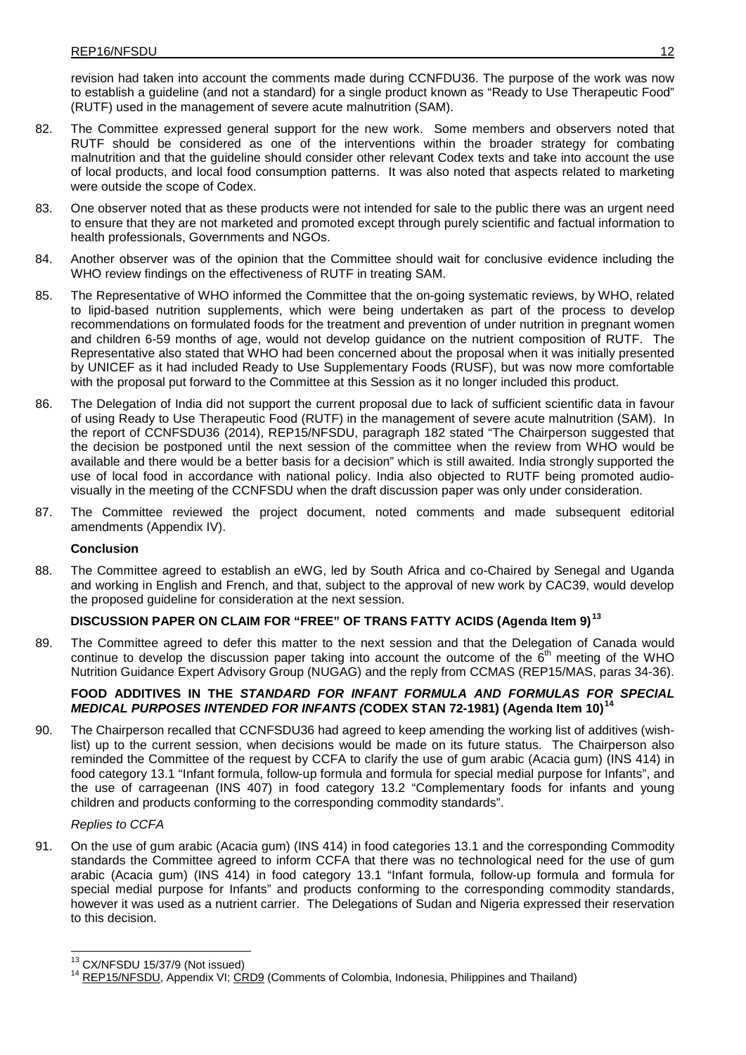revision had taken into account the comments made during CCNFDU36. The purpose of the work was now to establish a guideline (and not a standard) for a single product known as "Ready to Use Therapeutic Food" (RUTF) used in the management of severe acute malnutrition (SAM).

82. The Committee expressed general support for the new work. Some members and observers noted that RUTF should be considered as one of the interventions within the broader strategy for combating malnutrition and that the guideline should consider other relevant Codex texts and take into account the use of local products, and local food consumption patterns. It was also noted that aspects related to marketing were outside the scope of Codex.

83. One observer noted that as these products were not intended for sale to the public there was an urgent need to ensure that they are not marketed and promoted except through purely scientific and factual information to health professionals, Governments and NGOs.

84. Another observer was of the opinion that the Committee should wait for conclusive evidence including the WHO review findings on the effectiveness of RUTF in treating SAM.

85. The Representative of WHO informed the Committee that the on-going systematic reviews, by WHO, related to lipid-based nutrition supplements, which were being undertaken as part of the process to develop recommendations on formulated foods for the treatment and prevention of under nutrition in pregnant women and children 6-59 months of age, would not develop guidance on the nutrient composition of RUTF. The Representative also stated that WHO had been concerned about the proposal when it was initially presented by UNICEF as it had included Ready to Use Supplementary Foods (RUSF), but was now more comfortable with the proposal put forward to the Committee at this Session as it no longer included this product.

86. The Delegation of India did not support the current proposal due to lack of sufficient scientific data in favour of using Ready to Use Therapeutic Food (RUTF) in the management of severe acute malnutrition (SAM). In the report of CCNFSDU36 (2014), REP15/NFSDU, paragraph 182 stated "The Chairperson suggested that the decision be postponed until the next session of the committee when the review from WHO would be available and there would be a better basis for a decision" which is still awaited. India strongly supported the use of local food in accordance with national policy. India also objected to RUTF being promoted audio-visually in the meeting of the CCNFSDU when the draft discussion paper was only under consideration.

87. The Committee reviewed the project document, noted comments and made subsequent editorial amendments (Appendix IV).

**Conclusion**

88. The Committee agreed to establish an eWG, led by South Africa and co-Chaired by Senegal and Uganda and working in English and French, and that, subject to the approval of new work by CAC39, would develop the proposed guideline for consideration at the next session.

### DISCUSSION PAPER ON CLAIM FOR "FREE" OF TRANS FATTY ACIDS (Agenda Item 9)[13]

89. The Committee agreed to defer this matter to the next session and that the Delegation of Canada would continue to develop the discussion paper taking into account the outcome of the 6th meeting of the WHO Nutrition Guidance Expert Advisory Group (NUGAG) and the reply from CCMAS (REP15/MAS, paras 34-36).

### FOOD ADDITIVES IN THE *STANDARD FOR INFANT FORMULA AND FORMULAS FOR SPECIAL MEDICAL PURPOSES INTENDED FOR INFANTS (*CODEX STAN 72-1981) (Agenda Item 10)[14]

90. The Chairperson recalled that CCNFSDU36 had agreed to keep amending the working list of additives (wish-list) up to the current session, when decisions would be made on its future status. The Chairperson also reminded the Committee of the request by CCFA to clarify the use of gum arabic (Acacia gum) (INS 414) in food category 13.1 "Infant formula, follow-up formula and formula for special medial purpose for Infants", and the use of carrageenan (INS 407) in food category 13.2 "Complementary foods for infants and young children and products conforming to the corresponding commodity standards".

*Replies to CCFA*

91. On the use of gum arabic (Acacia gum) (INS 414) in food categories 13.1 and the corresponding Commodity standards the Committee agreed to inform CCFA that there was no technological need for the use of gum arabic (Acacia gum) (INS 414) in food category 13.1 "Infant formula, follow-up formula and formula for special medial purpose for Infants" and products conforming to the corresponding commodity standards, however it was used as a nutrient carrier. The Delegations of Sudan and Nigeria expressed their reservation to this decision.

---

[13] CX/NFSDU 15/37/9 (Not issued)

[14] REP15/NFSDU, Appendix VI; CRD9 (Comments of Colombia, Indonesia, Philippines and Thailand)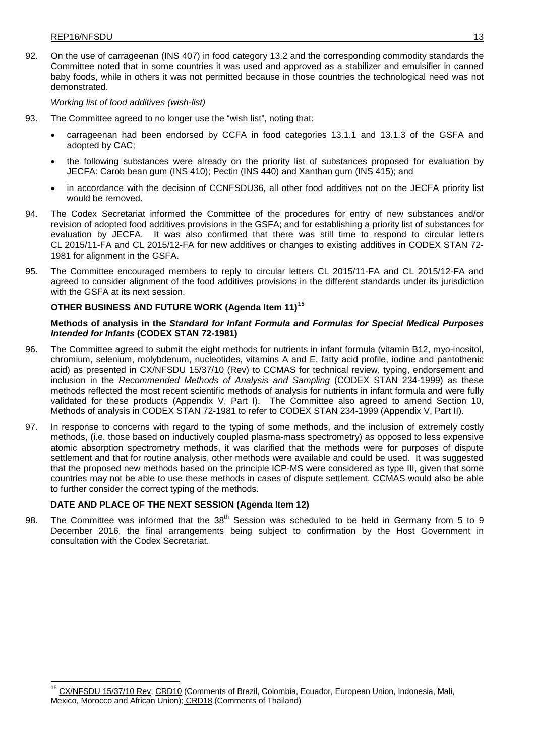92. On the use of carrageenan (INS 407) in food category 13.2 and the corresponding commodity standards the Committee noted that in some countries it was used and approved as a stabilizer and emulsifier in canned baby foods, while in others it was not permitted because in those countries the technological need was not demonstrated.

*Working list of food additives (wish-list)*

93. The Committee agreed to no longer use the "wish list", noting that:

- carrageenan had been endorsed by CCFA in food categories 13.1.1 and 13.1.3 of the GSFA and adopted by CAC;
- the following substances were already on the priority list of substances proposed for evaluation by JECFA: Carob bean gum (INS 410); Pectin (INS 440) and Xanthan gum (INS 415); and
- in accordance with the decision of CCNFSDU36, all other food additives not on the JECFA priority list would be removed.

94. The Codex Secretariat informed the Committee of the procedures for entry of new substances and/or revision of adopted food additives provisions in the GSFA; and for establishing a priority list of substances for evaluation by JECFA. It was also confirmed that there was still time to respond to circular letters CL 2015/11-FA and CL 2015/12-FA for new additives or changes to existing additives in CODEX STAN 72-1981 for alignment in the GSFA.

95. The Committee encouraged members to reply to circular letters CL 2015/11-FA and CL 2015/12-FA and agreed to consider alignment of the food additives provisions in the different standards under its jurisdiction with the GSFA at its next session.

## OTHER BUSINESS AND FUTURE WORK (Agenda Item 11)[15]

### Methods of analysis in the *Standard for Infant Formula and Formulas for Special Medical Purposes Intended for Infants* (CODEX STAN 72-1981)

96. The Committee agreed to submit the eight methods for nutrients in infant formula (vitamin B12, myo-inositol, chromium, selenium, molybdenum, nucleotides, vitamins A and E, fatty acid profile, iodine and pantothenic acid) as presented in CX/NFSDU 15/37/10 (Rev) to CCMAS for technical review, typing, endorsement and inclusion in the *Recommended Methods of Analysis and Sampling* (CODEX STAN 234-1999) as these methods reflected the most recent scientific methods of analysis for nutrients in infant formula and were fully validated for these products (Appendix V, Part I). The Committee also agreed to amend Section 10, Methods of analysis in CODEX STAN 72-1981 to refer to CODEX STAN 234-1999 (Appendix V, Part II).

97. In response to concerns with regard to the typing of some methods, and the inclusion of extremely costly methods, (i.e. those based on inductively coupled plasma-mass spectrometry) as opposed to less expensive atomic absorption spectrometry methods, it was clarified that the methods were for purposes of dispute settlement and that for routine analysis, other methods were available and could be used. It was suggested that the proposed new methods based on the principle ICP-MS were considered as type III, given that some countries may not be able to use these methods in cases of dispute settlement. CCMAS would also be able to further consider the correct typing of the methods.

## DATE AND PLACE OF THE NEXT SESSION (Agenda Item 12)

98. The Committee was informed that the 38th Session was scheduled to be held in Germany from 5 to 9 December 2016, the final arrangements being subject to confirmation by the Host Government in consultation with the Codex Secretariat.

---

[15] CX/NFSDU 15/37/10 Rev; CRD10 (Comments of Brazil, Colombia, Ecuador, European Union, Indonesia, Mali, Mexico, Morocco and African Union); CRD18 (Comments of Thailand)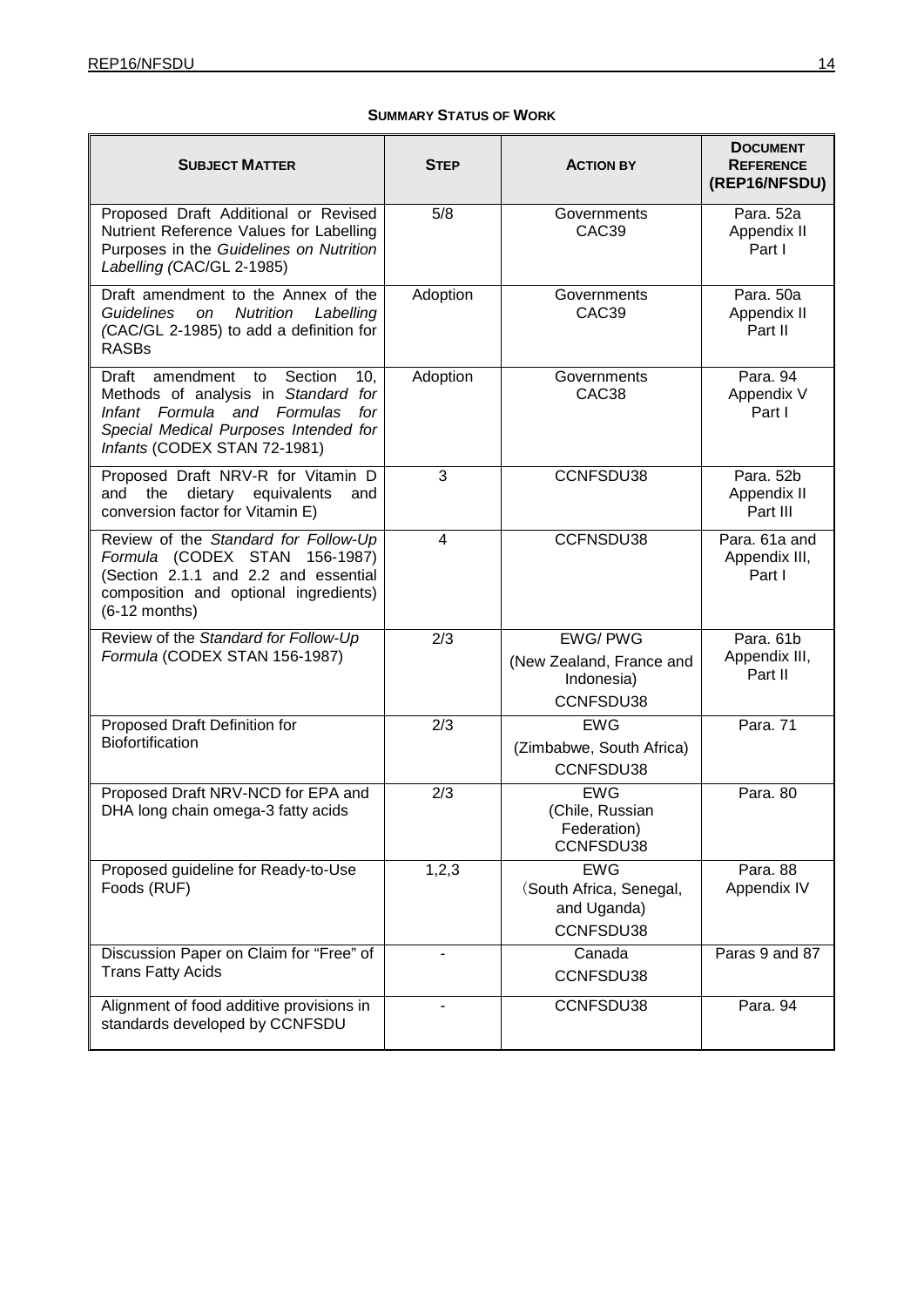## SUMMARY STATUS OF WORK

| SUBJECT MATTER | STEP | ACTION BY | DOCUMENT REFERENCE (REP16/NFSDU) |
|---|---|---|---|
| Proposed Draft Additional or Revised Nutrient Reference Values for Labelling Purposes in the *Guidelines on Nutrition Labelling (*CAC/GL 2-1985) | 5/8 | Governments CAC39 | Para. 52a Appendix II Part I |
| Draft amendment to the Annex of the *Guidelines on Nutrition Labelling (*CAC/GL 2-1985) to add a definition for RASBs | Adoption | Governments CAC39 | Para. 50a Appendix II Part II |
| Draft amendment to Section 10, Methods of analysis in *Standard for Infant Formula and Formulas for Special Medical Purposes Intended for Infants* (CODEX STAN 72-1981) | Adoption | Governments CAC38 | Para. 94 Appendix V Part I |
| Proposed Draft NRV-R for Vitamin D and the dietary equivalents and conversion factor for Vitamin E) | 3 | CCNFSDU38 | Para. 52b Appendix II Part III |
| Review of the *Standard for Follow-Up Formula* (CODEX STAN 156-1987) (Section 2.1.1 and 2.2 and essential composition and optional ingredients) (6-12 months) | 4 | CCFNSDU38 | Para. 61a and Appendix III, Part I |
| Review of the *Standard for Follow-Up Formula* (CODEX STAN 156-1987) | 2/3 | EWG/ PWG (New Zealand, France and Indonesia) CCNFSDU38 | Para. 61b Appendix III, Part II |
| Proposed Draft Definition for Biofortification | 2/3 | EWG (Zimbabwe, South Africa) CCNFSDU38 | Para. 71 |
| Proposed Draft NRV-NCD for EPA and DHA long chain omega-3 fatty acids | 2/3 | EWG (Chile, Russian Federation) CCNFSDU38 | Para. 80 |
| Proposed guideline for Ready-to-Use Foods (RUF) | 1,2,3 | EWG (South Africa, Senegal, and Uganda) CCNFSDU38 | Para. 88 Appendix IV |
| Discussion Paper on Claim for "Free" of Trans Fatty Acids | - | Canada CCNFSDU38 | Paras 9 and 87 |
| Alignment of food additive provisions in standards developed by CCNFSDU | - | CCNFSDU38 | Para. 94 |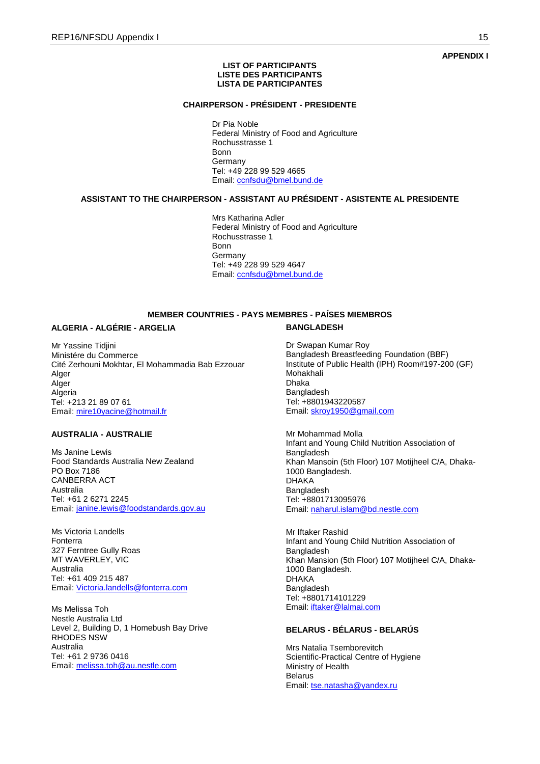**APPENDIX I**

**LIST OF PARTICIPANTS**
**LISTE DES PARTICIPANTS**
**LISTA DE PARTICIPANTES**

**CHAIRPERSON - PRÉSIDENT - PRESIDENTE**

Dr Pia Noble
Federal Ministry of Food and Agriculture
Rochusstrasse 1
Bonn
Germany
Tel: +49 228 99 529 4665
Email: ccnfsdu@bmel.bund.de

**ASSISTANT TO THE CHAIRPERSON - ASSISTANT AU PRÉSIDENT - ASISTENTE AL PRESIDENTE**

Mrs Katharina Adler
Federal Ministry of Food and Agriculture
Rochusstrasse 1
Bonn
Germany
Tel: +49 228 99 529 4647
Email: ccnfsdu@bmel.bund.de

**MEMBER COUNTRIES - PAYS MEMBRES - PAÍSES MIEMBROS**

**ALGERIA - ALGÉRIE - ARGELIA**

Mr Yassine Tidjini
Ministére du Commerce
Cité Zerhouni Mokhtar, El Mohammadia Bab Ezzouar
Alger
Alger
Algeria
Tel: +213 21 89 07 61
Email: mire10yacine@hotmail.fr

**AUSTRALIA - AUSTRALIE**

Ms Janine Lewis
Food Standards Australia New Zealand
PO Box 7186
CANBERRA ACT
Australia
Tel: +61 2 6271 2245
Email: janine.lewis@foodstandards.gov.au

Ms Victoria Landells
Fonterra
327 Ferntree Gully Roas
MT WAVERLEY, VIC
Australia
Tel: +61 409 215 487
Email: Victoria.landells@fonterra.com

Ms Melissa Toh
Nestle Australia Ltd
Level 2, Building D, 1 Homebush Bay Drive
RHODES NSW
Australia
Tel: +61 2 9736 0416
Email: melissa.toh@au.nestle.com

**BANGLADESH**

Dr Swapan Kumar Roy
Bangladesh Breastfeeding Foundation (BBF)
Institute of Public Health (IPH) Room#197-200 (GF)
Mohakhali
Dhaka
Bangladesh
Tel: +8801943220587
Email: skroy1950@gmail.com

Mr Mohammad Molla
Infant and Young Child Nutrition Association of Bangladesh
Khan Mansoin (5th Floor) 107 Motijheel C/A, Dhaka-1000 Bangladesh.
DHAKA
Bangladesh
Tel: +8801713095976
Email: naharul.islam@bd.nestle.com

Mr Iftaker Rashid
Infant and Young Child Nutrition Association of Bangladesh
Khan Mansion (5th Floor) 107 Motijheel C/A, Dhaka-1000 Bangladesh.
DHAKA
Bangladesh
Tel: +8801714101229
Email: iftaker@lalmai.com

**BELARUS - BÉLARUS - BELARÚS**

Mrs Natalia Tsemborevitch
Scientific-Practical Centre of Hygiene
Ministry of Health
Belarus
Email: tse.natasha@yandex.ru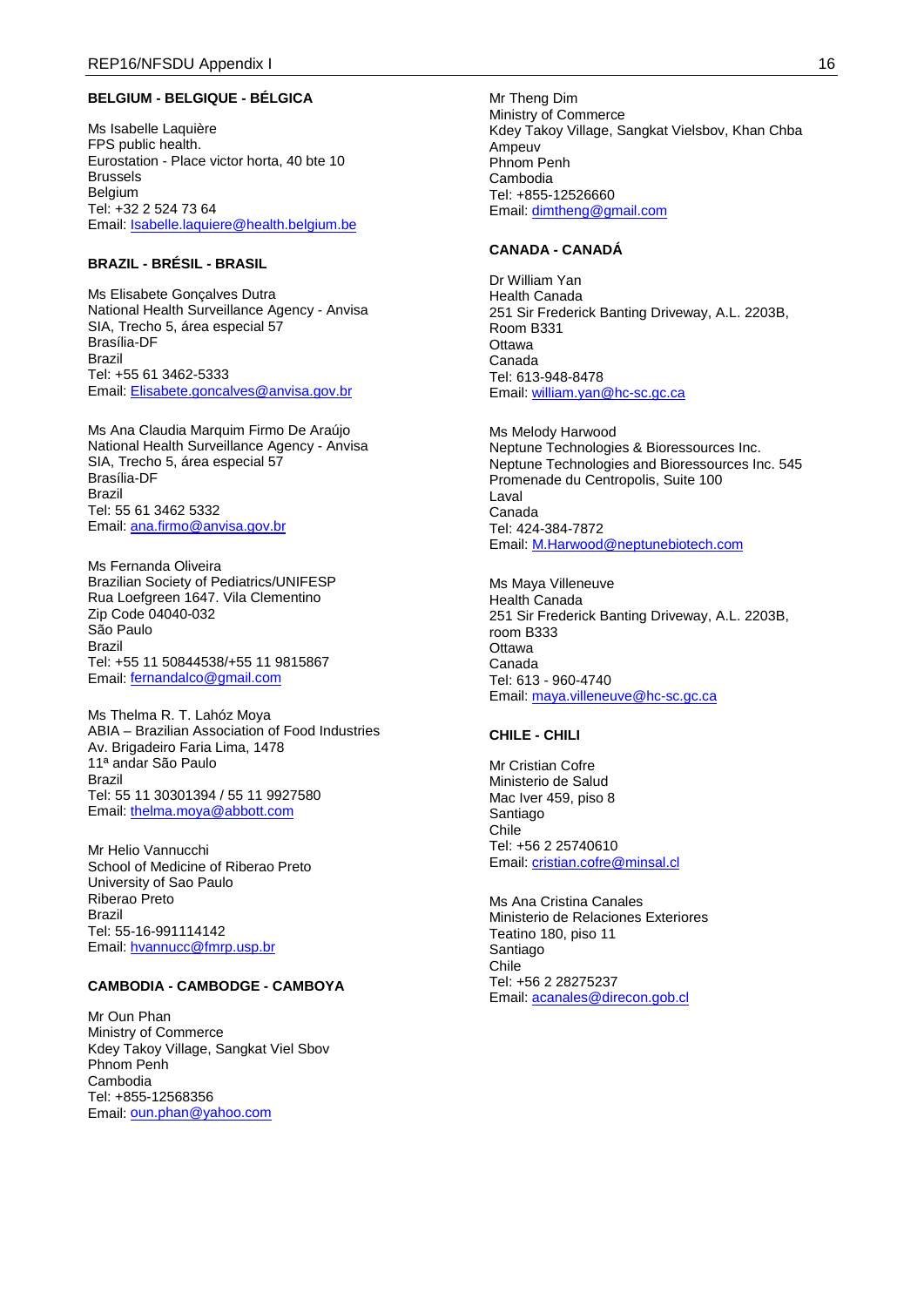**BELGIUM - BELGIQUE - BÉLGICA**

Ms Isabelle Laquière
FPS public health.
Eurostation - Place victor horta, 40 bte 10
Brussels
Belgium
Tel: +32 2 524 73 64
Email: Isabelle.laquiere@health.belgium.be

**BRAZIL - BRÉSIL - BRASIL**

Ms Elisabete Gonçalves Dutra
National Health Surveillance Agency - Anvisa
SIA, Trecho 5, área especial 57
Brasília-DF
Brazil
Tel: +55 61 3462-5333
Email: Elisabete.goncalves@anvisa.gov.br

Ms Ana Claudia Marquim Firmo De Araújo
National Health Surveillance Agency - Anvisa
SIA, Trecho 5, área especial 57
Brasília-DF
Brazil
Tel: 55 61 3462 5332
Email: ana.firmo@anvisa.gov.br

Ms Fernanda Oliveira
Brazilian Society of Pediatrics/UNIFESP
Rua Loefgreen 1647. Vila Clementino
Zip Code 04040-032
São Paulo
Brazil
Tel: +55 11 50844538/+55 11 9815867
Email: fernandalco@gmail.com

Ms Thelma R. T. Lahóz Moya
ABIA – Brazilian Association of Food Industries
Av. Brigadeiro Faria Lima, 1478
11ª andar São Paulo
Brazil
Tel: 55 11 30301394 / 55 11 9927580
Email: thelma.moya@abbott.com

Mr Helio Vannucchi
School of Medicine of Riberao Preto
University of Sao Paulo
Riberao Preto
Brazil
Tel: 55-16-991114142
Email: hvannucc@fmrp.usp.br

**CAMBODIA - CAMBODGE - CAMBOYA**

Mr Oun Phan
Ministry of Commerce
Kdey Takoy Village, Sangkat Viel Sbov
Phnom Penh
Cambodia
Tel: +855-12568356
Email: oun.phan@yahoo.com

Mr Theng Dim
Ministry of Commerce
Kdey Takoy Village, Sangkat Vielsbov, Khan Chba Ampeuv
Phnom Penh
Cambodia
Tel: +855-12526660
Email: dimtheng@gmail.com

**CANADA - CANADÁ**

Dr William Yan
Health Canada
251 Sir Frederick Banting Driveway, A.L. 2203B, Room B331
Ottawa
Canada
Tel: 613-948-8478
Email: william.yan@hc-sc.gc.ca

Ms Melody Harwood
Neptune Technologies & Bioressources Inc.
Neptune Technologies and Bioressources Inc. 545 Promenade du Centropolis, Suite 100
Laval
Canada
Tel: 424-384-7872
Email: M.Harwood@neptunebiotech.com

Ms Maya Villeneuve
Health Canada
251 Sir Frederick Banting Driveway, A.L. 2203B, room B333
Ottawa
Canada
Tel: 613 - 960-4740
Email: maya.villeneuve@hc-sc.gc.ca

**CHILE - CHILI**

Mr Cristian Cofre
Ministerio de Salud
Mac Iver 459, piso 8
Santiago
Chile
Tel: +56 2 25740610
Email: cristian.cofre@minsal.cl

Ms Ana Cristina Canales
Ministerio de Relaciones Exteriores
Teatino 180, piso 11
Santiago
Chile
Tel: +56 2 28275237
Email: acanales@direcon.gob.cl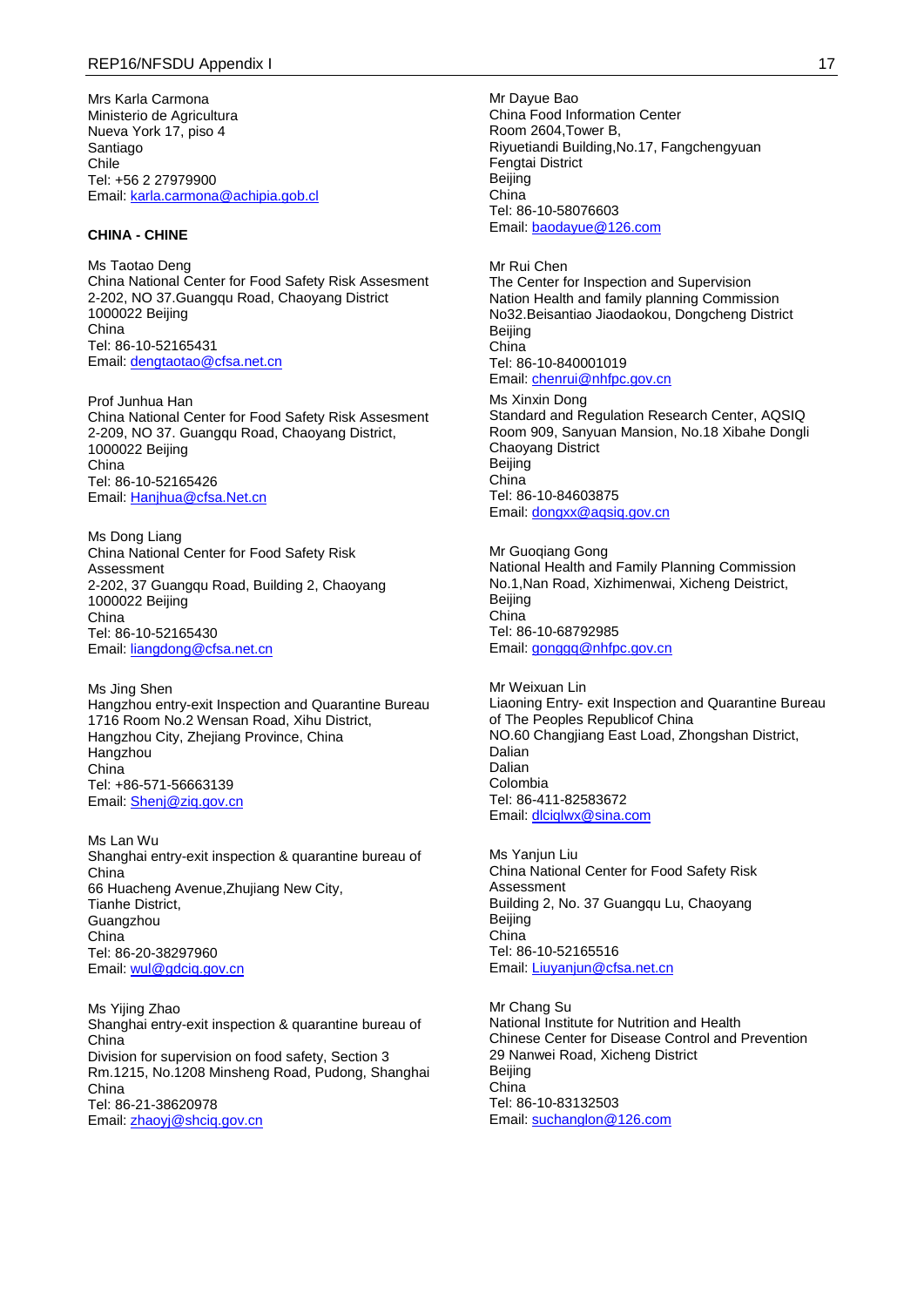Mrs Karla Carmona
Ministerio de Agricultura
Nueva York 17, piso 4
Santiago
Chile
Tel: +56 2 27979900
Email: karla.carmona@achipia.gob.cl

**CHINA - CHINE**

Ms Taotao Deng
China National Center for Food Safety Risk Assesment
2-202, NO 37.Guangqu Road, Chaoyang District
1000022 Beijing
China
Tel: 86-10-52165431
Email: dengtaotao@cfsa.net.cn

Prof Junhua Han
China National Center for Food Safety Risk Assesment
2-209, NO 37. Guangqu Road, Chaoyang District,
1000022 Beijing
China
Tel: 86-10-52165426
Email: Hanjhua@cfsa.Net.cn

Ms Dong Liang
China National Center for Food Safety Risk Assessment
2-202, 37 Guangqu Road, Building 2, Chaoyang
1000022 Beijing
China
Tel: 86-10-52165430
Email: liangdong@cfsa.net.cn

Ms Jing Shen
Hangzhou entry-exit Inspection and Quarantine Bureau
1716 Room No.2 Wensan Road, Xihu District,
Hangzhou City, Zhejiang Province, China
Hangzhou
China
Tel: +86-571-56663139
Email: Shenj@ziq.gov.cn

Ms Lan Wu
Shanghai entry-exit inspection & quarantine bureau of China
66 Huacheng Avenue,Zhujiang New City,
Tianhe District,
Guangzhou
China
Tel: 86-20-38297960
Email: wul@gdciq.gov.cn

Ms Yijing Zhao
Shanghai entry-exit inspection & quarantine bureau of China
Division for supervision on food safety, Section 3
Rm.1215, No.1208 Minsheng Road, Pudong, Shanghai
China
Tel: 86-21-38620978
Email: zhaoyj@shciq.gov.cn

Mr Dayue Bao
China Food Information Center
Room 2604,Tower B,
Riyuetiandi Building,No.17, Fangchengyuan
Fengtai District
Beijing
China
Tel: 86-10-58076603
Email: baodayue@126.com

Mr Rui Chen
The Center for Inspection and Supervision
Nation Health and family planning Commission
No32.Beisantiao Jiaodaokou, Dongcheng District
Beijing
China
Tel: 86-10-840001019
Email: chenrui@nhfpc.gov.cn

Ms Xinxin Dong
Standard and Regulation Research Center, AQSIQ
Room 909, Sanyuan Mansion, No.18 Xibahe Dongli
Chaoyang District
Beijing
China
Tel: 86-10-84603875
Email: dongxx@aqsiq.gov.cn

Mr Guoqiang Gong
National Health and Family Planning Commission
No.1,Nan Road, Xizhimenwai, Xicheng Deistrict,
Beijing
China
Tel: 86-10-68792985
Email: gonggq@nhfpc.gov.cn

Mr Weixuan Lin
Liaoning Entry- exit Inspection and Quarantine Bureau of The Peoples Republicof China
NO.60 Changjiang East Load, Zhongshan District,
Dalian
Dalian
Colombia
Tel: 86-411-82583672
Email: dlciqlwx@sina.com

Ms Yanjun Liu
China National Center for Food Safety Risk Assessment
Building 2, No. 37 Guangqu Lu, Chaoyang
Beijing
China
Tel: 86-10-52165516
Email: Liuyanjun@cfsa.net.cn

Mr Chang Su
National Institute for Nutrition and Health
Chinese Center for Disease Control and Prevention
29 Nanwei Road, Xicheng District
Beijing
China
Tel: 86-10-83132503
Email: suchanglon@126.com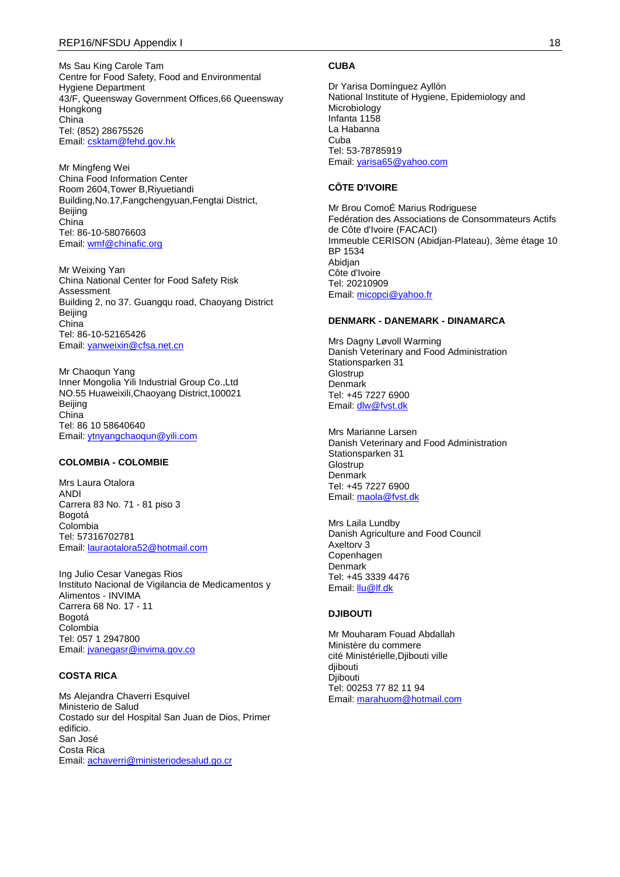Ms Sau King Carole Tam
Centre for Food Safety, Food and Environmental Hygiene Department
43/F, Queensway Government Offices,66 Queensway
Hongkong
China
Tel: (852) 28675526
Email: csktam@fehd.gov.hk

Mr Mingfeng Wei
China Food Information Center
Room 2604,Tower B,Riyuetiandi Building,No.17,Fangchengyuan,Fengtai District,
Beijing
China
Tel: 86-10-58076603
Email: wmf@chinafic.org

Mr Weixing Yan
China National Center for Food Safety Risk Assessment
Building 2, no 37. Guangqu road, Chaoyang District
Beijing
China
Tel: 86-10-52165426
Email: yanweixin@cfsa.net.cn

Mr Chaoqun Yang
Inner Mongolia Yili Industrial Group Co.,Ltd
NO.55 Huaweixili,Chaoyang District,100021
Beijing
China
Tel: 86 10 58640640
Email: ytnyangchaoqun@yili.com

**COLOMBIA - COLOMBIE**

Mrs Laura Otalora
ANDI
Carrera 83 No. 71 - 81 piso 3
Bogotá
Colombia
Tel: 57316702781
Email: lauraotalora52@hotmail.com

Ing Julio Cesar Vanegas Rios
Instituto Nacional de Vigilancia de Medicamentos y Alimentos - INVIMA
Carrera 68 No. 17 - 11
Bogotá
Colombia
Tel: 057 1 2947800
Email: jvanegasr@invima.gov.co

**COSTA RICA**

Ms Alejandra Chaverri Esquivel
Ministerio de Salud
Costado sur del Hospital San Juan de Dios, Primer edificio.
San José
Costa Rica
Email: achaverri@ministeriodesalud.go.cr

**CUBA**

Dr Yarisa Domínguez Ayllón
National Institute of Hygiene, Epidemiology and Microbiology
Infanta 1158
La Habanna
Cuba
Tel: 53-78785919
Email: yarisa65@yahoo.com

**CÔTE D'IVOIRE**

Mr Brou ComoÉ Marius Rodriguese
Fedération des Associations de Consommateurs Actifs de Côte d'Ivoire (FACACI)
Immeuble CERISON (Abidjan-Plateau), 3ème étage 10 BP 1534
Abidjan
Côte d'Ivoire
Tel: 20210909
Email: micopci@yahoo.fr

**DENMARK - DANEMARK - DINAMARCA**

Mrs Dagny Løvoll Warming
Danish Veterinary and Food Administration
Stationsparken 31
Glostrup
Denmark
Tel: +45 7227 6900
Email: dlw@fvst.dk

Mrs Marianne Larsen
Danish Veterinary and Food Administration
Stationsparken 31
Glostrup
Denmark
Tel: +45 7227 6900
Email: maola@fvst.dk

Mrs Laila Lundby
Danish Agriculture and Food Council
Axeltorv 3
Copenhagen
Denmark
Tel: +45 3339 4476
Email: llu@lf.dk

**DJIBOUTI**

Mr Mouharam Fouad Abdallah
Ministère du commere
cité Ministérielle,Djibouti ville
djibouti
Djibouti
Tel: 00253 77 82 11 94
Email: marahuom@hotmail.com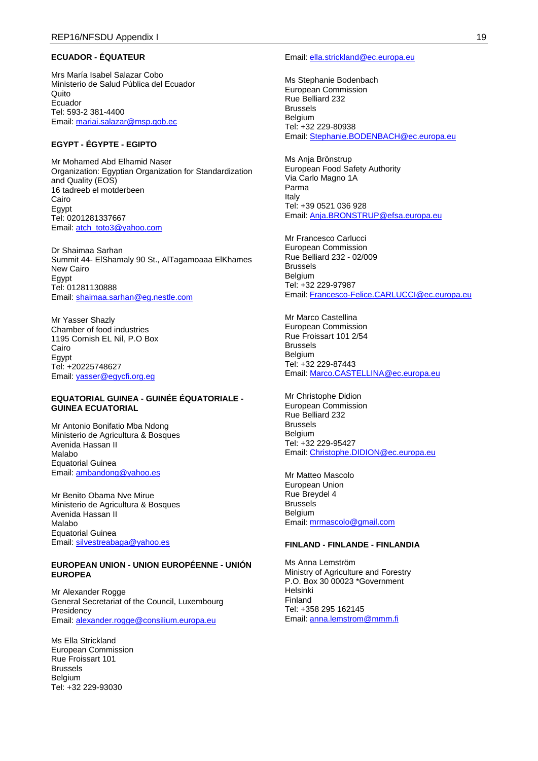**ECUADOR - ÉQUATEUR**

Mrs María Isabel Salazar Cobo
Ministerio de Salud Pública del Ecuador
Quito
Ecuador
Tel: 593-2 381-4400
Email: mariai.salazar@msp.gob.ec

**EGYPT - ÉGYPTE - EGIPTO**

Mr Mohamed Abd Elhamid Naser
Organization: Egyptian Organization for Standardization and Quality (EOS)
16 tadreeb el motderbeen
Cairo
Egypt
Tel: 0201281337667
Email: atch_toto3@yahoo.com

Dr Shaimaa Sarhan
Summit 44- ElShamaly 90 St., AlTagamoaaa ElKhames
New Cairo
Egypt
Tel: 01281130888
Email: shaimaa.sarhan@eg.nestle.com

Mr Yasser Shazly
Chamber of food industries
1195 Cornish EL Nil, P.O Box
Cairo
Egypt
Tel: +20225748627
Email: yasser@egycfi.org.eg

**EQUATORIAL GUINEA - GUINÉE ÉQUATORIALE - GUINEA ECUATORIAL**

Mr Antonio Bonifatio Mba Ndong
Ministerio de Agricultura & Bosques
Avenida Hassan II
Malabo
Equatorial Guinea
Email: ambandong@yahoo.es

Mr Benito Obama Nve Mirue
Ministerio de Agricultura & Bosques
Avenida Hassan II
Malabo
Equatorial Guinea
Email: silvestreabaga@yahoo.es

**EUROPEAN UNION - UNION EUROPÉENNE - UNIÓN EUROPEA**

Mr Alexander Rogge
General Secretariat of the Council, Luxembourg Presidency
Email: alexander.rogge@consilium.europa.eu

Ms Ella Strickland
European Commission
Rue Froissart 101
Brussels
Belgium
Tel: +32 229-93030
Email: ella.strickland@ec.europa.eu

Ms Stephanie Bodenbach
European Commission
Rue Belliard 232
Brussels
Belgium
Tel: +32 229-80938
Email: Stephanie.BODENBACH@ec.europa.eu

Ms Anja Brönstrup
European Food Safety Authority
Via Carlo Magno 1A
Parma
Italy
Tel: +39 0521 036 928
Email: Anja.BRONSTRUP@efsa.europa.eu

Mr Francesco Carlucci
European Commission
Rue Belliard 232 - 02/009
Brussels
Belgium
Tel: +32 229-97987
Email: Francesco-Felice.CARLUCCI@ec.europa.eu

Mr Marco Castellina
European Commission
Rue Froissart 101 2/54
Brussels
Belgium
Tel: +32 229-87443
Email: Marco.CASTELLINA@ec.europa.eu

Mr Christophe Didion
European Commission
Rue Belliard 232
Brussels
Belgium
Tel: +32 229-95427
Email: Christophe.DIDION@ec.europa.eu

Mr Matteo Mascolo
European Union
Rue Breydel 4
Brussels
Belgium
Email: mrmascolo@gmail.com

**FINLAND - FINLANDE - FINLANDIA**

Ms Anna Lemström
Ministry of Agriculture and Forestry
P.O. Box 30 00023 *Government
Helsinki
Finland
Tel: +358 295 162145
Email: anna.lemstrom@mmm.fi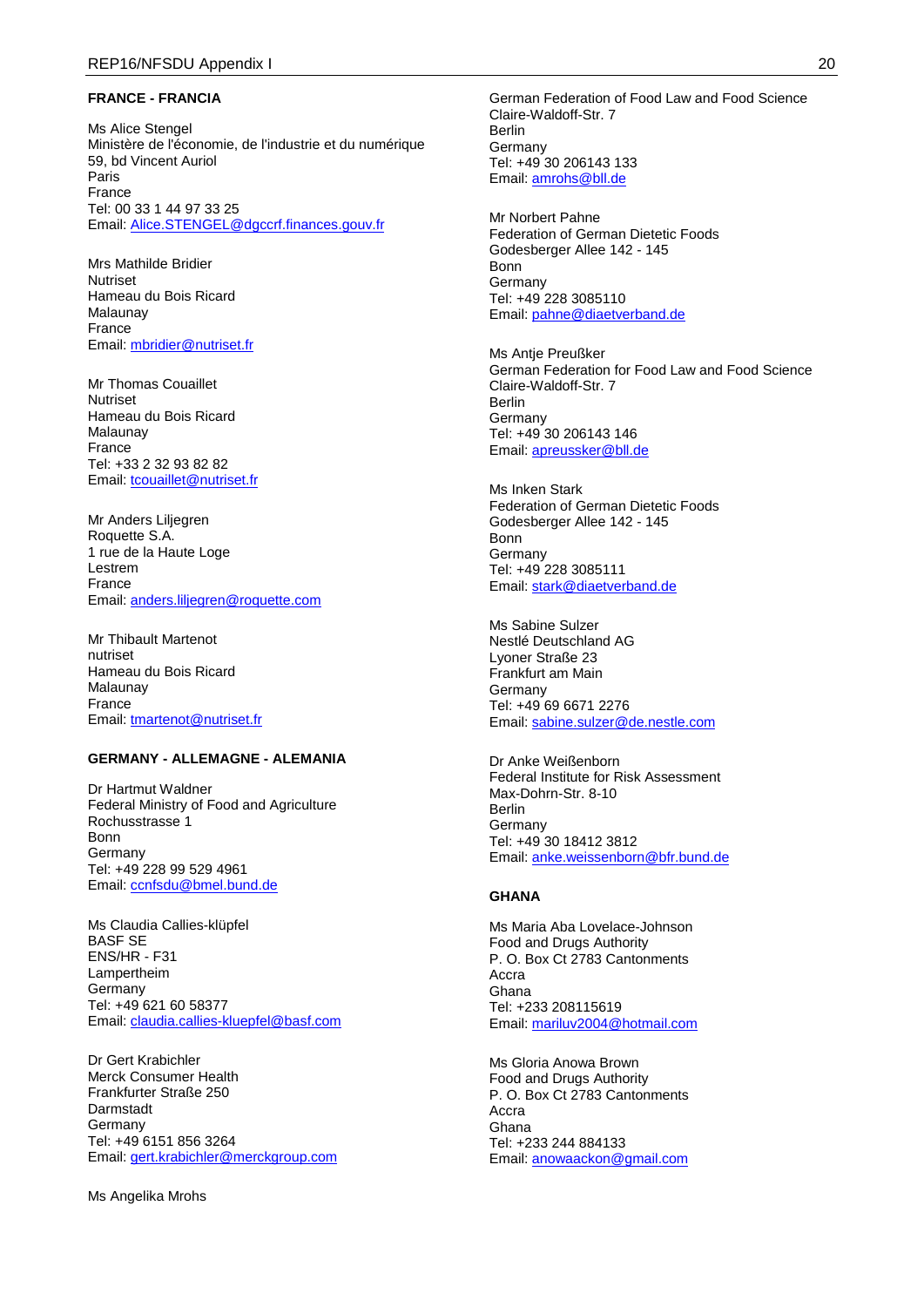**FRANCE - FRANCIA**

Ms Alice Stengel
Ministère de l'économie, de l'industrie et du numérique
59, bd Vincent Auriol
Paris
France
Tel: 00 33 1 44 97 33 25
Email: Alice.STENGEL@dgccrf.finances.gouv.fr

Mrs Mathilde Bridier
Nutriset
Hameau du Bois Ricard
Malaunay
France
Email: mbridier@nutriset.fr

Mr Thomas Couaillet
Nutriset
Hameau du Bois Ricard
Malaunay
France
Tel: +33 2 32 93 82 82
Email: tcouaillet@nutriset.fr

Mr Anders Liljegren
Roquette S.A.
1 rue de la Haute Loge
Lestrem
France
Email: anders.liljegren@roquette.com

Mr Thibault Martenot
nutriset
Hameau du Bois Ricard
Malaunay
France
Email: tmartenot@nutriset.fr

**GERMANY - ALLEMAGNE - ALEMANIA**

Dr Hartmut Waldner
Federal Ministry of Food and Agriculture
Rochusstrasse 1
Bonn
Germany
Tel: +49 228 99 529 4961
Email: ccnfsdu@bmel.bund.de

Ms Claudia Callies-klüpfel
BASF SE
ENS/HR - F31
Lampertheim
Germany
Tel: +49 621 60 58377
Email: claudia.callies-kluepfel@basf.com

Dr Gert Krabichler
Merck Consumer Health
Frankfurter Straße 250
Darmstadt
Germany
Tel: +49 6151 856 3264
Email: gert.krabichler@merckgroup.com

Ms Angelika Mrohs
German Federation of Food Law and Food Science
Claire-Waldoff-Str. 7
Berlin
Germany
Tel: +49 30 206143 133
Email: amrohs@bll.de

Mr Norbert Pahne
Federation of German Dietetic Foods
Godesberger Allee 142 - 145
Bonn
Germany
Tel: +49 228 3085110
Email: pahne@diaetverband.de

Ms Antje Preußker
German Federation for Food Law and Food Science
Claire-Waldoff-Str. 7
Berlin
Germany
Tel: +49 30 206143 146
Email: apreussker@bll.de

Ms Inken Stark
Federation of German Dietetic Foods
Godesberger Allee 142 - 145
Bonn
Germany
Tel: +49 228 3085111
Email: stark@diaetverband.de

Ms Sabine Sulzer
Nestlé Deutschland AG
Lyoner Straße 23
Frankfurt am Main
Germany
Tel: +49 69 6671 2276
Email: sabine.sulzer@de.nestle.com

Dr Anke Weißenborn
Federal Institute for Risk Assessment
Max-Dohrn-Str. 8-10
Berlin
Germany
Tel: +49 30 18412 3812
Email: anke.weissenborn@bfr.bund.de

**GHANA**

Ms Maria Aba Lovelace-Johnson
Food and Drugs Authority
P. O. Box Ct 2783 Cantonments
Accra
Ghana
Tel: +233 208115619
Email: mariluv2004@hotmail.com

Ms Gloria Anowa Brown
Food and Drugs Authority
P. O. Box Ct 2783 Cantonments
Accra
Ghana
Tel: +233 244 884133
Email: anowaackon@gmail.com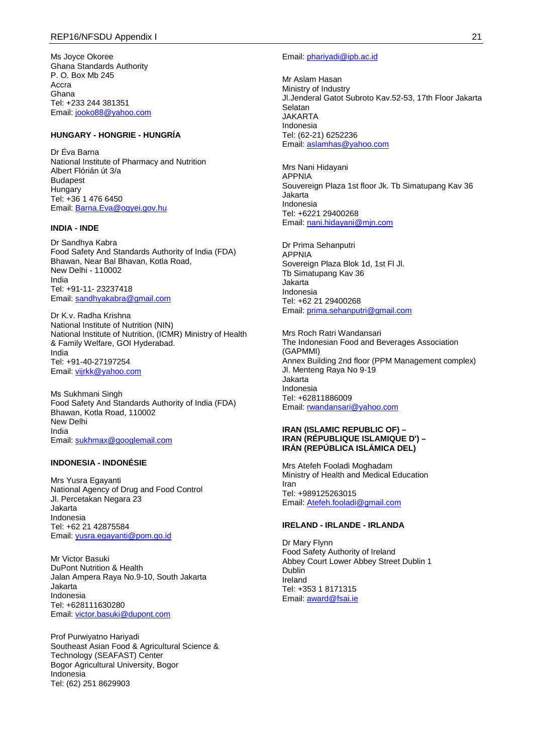Ms Joyce Okoree
Ghana Standards Authority
P. O. Box Mb 245
Accra
Ghana
Tel: +233 244 381351
Email: jooko88@yahoo.com

**HUNGARY - HONGRIE - HUNGRÍA**

Dr Éva Barna
National Institute of Pharmacy and Nutrition
Albert Flórián út 3/a
Budapest
Hungary
Tel: +36 1 476 6450
Email: Barna.Eva@ogyei.gov.hu

**INDIA - INDE**

Dr Sandhya Kabra
Food Safety And Standards Authority of India (FDA)
Bhawan, Near Bal Bhavan, Kotla Road,
New Delhi - 110002
India
Tel: +91-11- 23237418
Email: sandhyakabra@gmail.com

Dr K.v. Radha Krishna
National Institute of Nutrition (NIN)
National Institute of Nutrition, (ICMR) Ministry of Health & Family Welfare, GOI Hyderabad.
India
Tel: +91-40-27197254
Email: vijrkk@yahoo.com

Ms Sukhmani Singh
Food Safety And Standards Authority of India (FDA)
Bhawan, Kotla Road, 110002
New Delhi
India
Email: sukhmax@googlemail.com

**INDONESIA - INDONÉSIE**

Mrs Yusra Egayanti
National Agency of Drug and Food Control
Jl. Percetakan Negara 23
Jakarta
Indonesia
Tel: +62 21 42875584
Email: yusra.egayanti@pom.go.id

Mr Victor Basuki
DuPont Nutrition & Health
Jalan Ampera Raya No.9-10, South Jakarta
Jakarta
Indonesia
Tel: +628111630280
Email: victor.basuki@dupont.com

Prof Purwiyatno Hariyadi
Southeast Asian Food & Agricultural Science & Technology (SEAFAST) Center
Bogor Agricultural University, Bogor
Indonesia
Tel: (62) 251 8629903
Email: phariyadi@ipb.ac.id

Mr Aslam Hasan
Ministry of Industry
Jl.Jenderal Gatot Subroto Kav.52-53, 17th Floor Jakarta Selatan
JAKARTA
Indonesia
Tel: (62-21) 6252236
Email: aslamhas@yahoo.com

Mrs Nani Hidayani
APPNIA
Souvereign Plaza 1st floor Jk. Tb Simatupang Kav 36
Jakarta
Indonesia
Tel: +6221 29400268
Email: nani.hidayani@mjn.com

Dr Prima Sehanputri
APPNIA
Sovereign Plaza Blok 1d, 1st Fl Jl.
Tb Simatupang Kav 36
Jakarta
Indonesia
Tel: +62 21 29400268
Email: prima.sehanputri@gmail.com

Mrs Roch Ratri Wandansari
The Indonesian Food and Beverages Association (GAPMMI)
Annex Building 2nd floor (PPM Management complex)
Jl. Menteng Raya No 9-19
Jakarta
Indonesia
Tel: +62811886009
Email: rwandansari@yahoo.com

**IRAN (ISLAMIC REPUBLIC OF) –
IRAN (RÉPUBLIQUE ISLAMIQUE D') –
IRÁN (REPÚBLICA ISLÁMICA DEL)**

Mrs Atefeh Fooladi Moghadam
Ministry of Health and Medical Education
Iran
Tel: +989125263015
Email: Atefeh.fooladi@gmail.com

**IRELAND - IRLANDE - IRLANDA**

Dr Mary Flynn
Food Safety Authority of Ireland
Abbey Court Lower Abbey Street Dublin 1
Dublin
Ireland
Tel: +353 1 8171315
Email: award@fsai.ie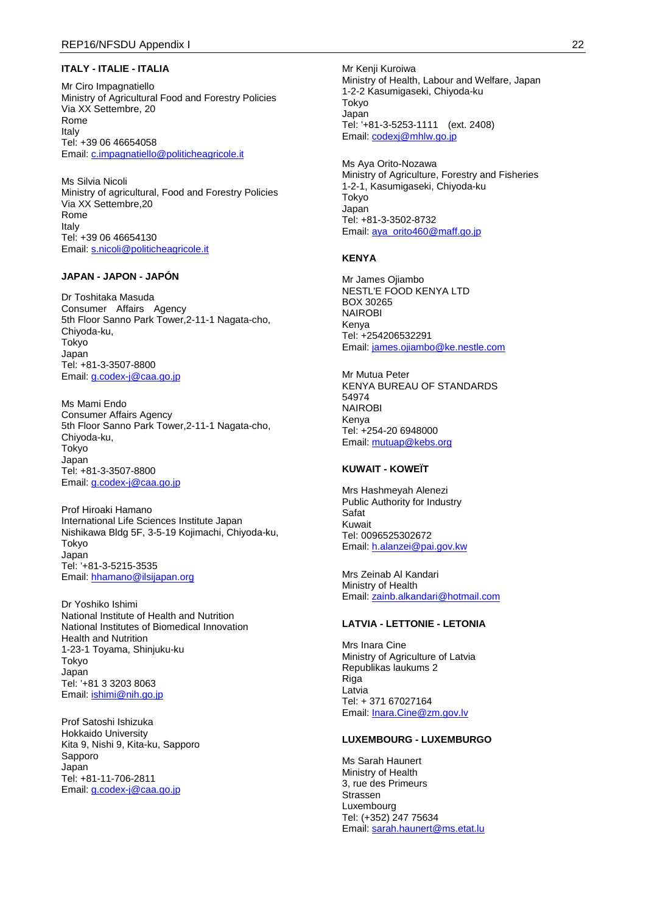**ITALY - ITALIE - ITALIA**

Mr Ciro Impagnatiello
Ministry of Agricultural Food and Forestry Policies
Via XX Settembre, 20
Rome
Italy
Tel: +39 06 46654058
Email: c.impagnatiello@politicheagricole.it

Ms Silvia Nicoli
Ministry of agricultural, Food and Forestry Policies
Via XX Settembre,20
Rome
Italy
Tel: +39 06 46654130
Email: s.nicoli@politicheagricole.it

**JAPAN - JAPON - JAPÓN**

Dr Toshitaka Masuda
Consumer Affairs Agency
5th Floor Sanno Park Tower,2-11-1 Nagata-cho, Chiyoda-ku,
Tokyo
Japan
Tel: +81-3-3507-8800
Email: g.codex-j@caa.go.jp

Ms Mami Endo
Consumer Affairs Agency
5th Floor Sanno Park Tower,2-11-1 Nagata-cho, Chiyoda-ku,
Tokyo
Japan
Tel: +81-3-3507-8800
Email: g.codex-j@caa.go.jp

Prof Hiroaki Hamano
International Life Sciences Institute Japan
Nishikawa Bldg 5F, 3-5-19 Kojimachi, Chiyoda-ku,
Tokyo
Japan
Tel: '+81-3-5215-3535
Email: hhamano@ilsijapan.org

Dr Yoshiko Ishimi
National Institute of Health and Nutrition
National Institutes of Biomedical Innovation Health and Nutrition
1-23-1 Toyama, Shinjuku-ku
Tokyo
Japan
Tel: '+81 3 3203 8063
Email: ishimi@nih.go.jp

Prof Satoshi Ishizuka
Hokkaido University
Kita 9, Nishi 9, Kita-ku, Sapporo
Sapporo
Japan
Tel: +81-11-706-2811
Email: g.codex-j@caa.go.jp

Mr Kenji Kuroiwa
Ministry of Health, Labour and Welfare, Japan
1-2-2 Kasumigaseki, Chiyoda-ku
Tokyo
Japan
Tel: '+81-3-5253-1111 (ext. 2408)
Email: codexj@mhlw.go.jp

Ms Aya Orito-Nozawa
Ministry of Agriculture, Forestry and Fisheries
1-2-1, Kasumigaseki, Chiyoda-ku
Tokyo
Japan
Tel: +81-3-3502-8732
Email: aya_orito460@maff.go.jp

**KENYA**

Mr James Ojiambo
NESTL'E FOOD KENYA LTD
BOX 30265
NAIROBI
Kenya
Tel: +254206532291
Email: james.ojiambo@ke.nestle.com

Mr Mutua Peter
KENYA BUREAU OF STANDARDS
54974
NAIROBI
Kenya
Tel: +254-20 6948000
Email: mutuap@kebs.org

**KUWAIT - KOWEÏT**

Mrs Hashmeyah Alenezi
Public Authority for Industry
Safat
Kuwait
Tel: 0096525302672
Email: h.alanzei@pai.gov.kw

Mrs Zeinab Al Kandari
Ministry of Health
Email: zainb.alkandari@hotmail.com

**LATVIA - LETTONIE - LETONIA**

Mrs Inara Cine
Ministry of Agriculture of Latvia
Republikas laukums 2
Riga
Latvia
Tel: + 371 67027164
Email: Inara.Cine@zm.gov.lv

**LUXEMBOURG - LUXEMBURGO**

Ms Sarah Haunert
Ministry of Health
3, rue des Primeurs
Strassen
Luxembourg
Tel: (+352) 247 75634
Email: sarah.haunert@ms.etat.lu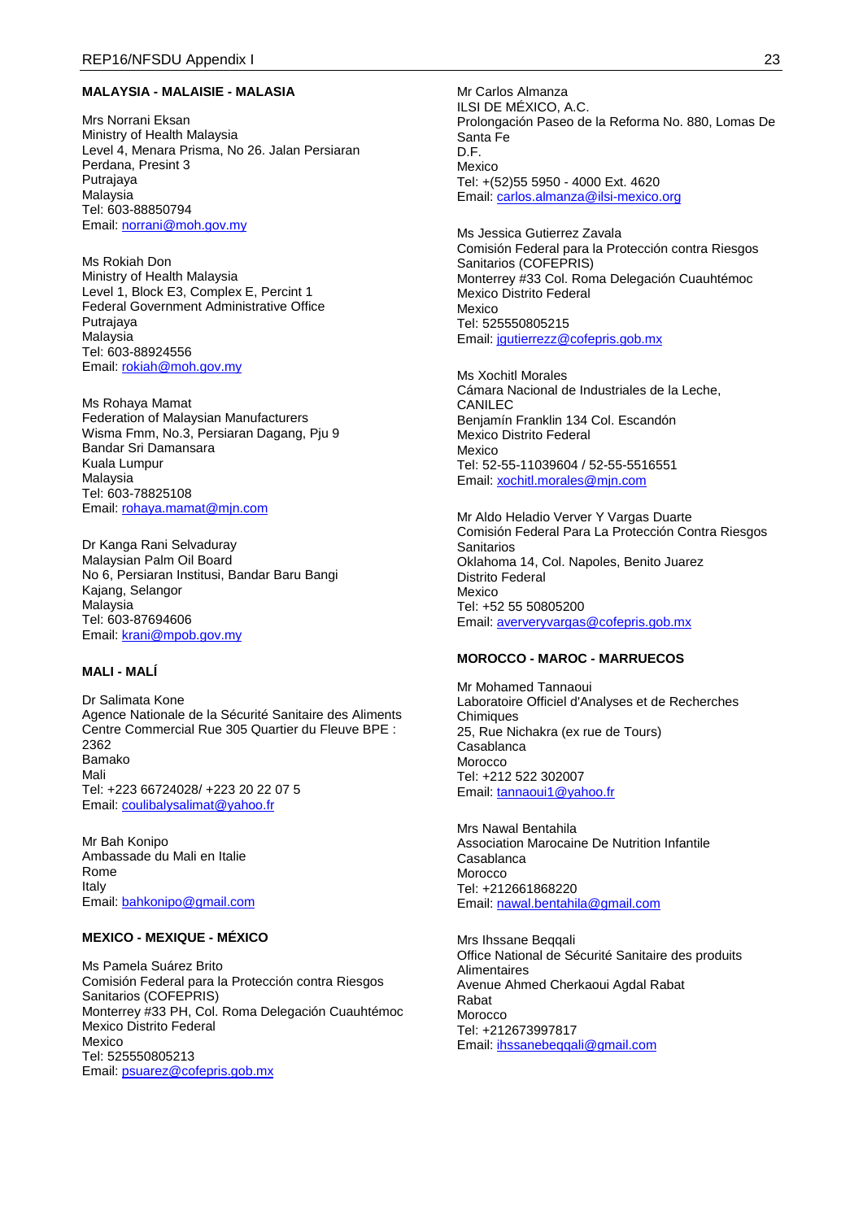**MALAYSIA - MALAISIE - MALASIA**

Mrs Norrani Eksan
Ministry of Health Malaysia
Level 4, Menara Prisma, No 26. Jalan Persiaran Perdana, Presint 3
Putrajaya
Malaysia
Tel: 603-88850794
Email: norrani@moh.gov.my

Ms Rokiah Don
Ministry of Health Malaysia
Level 1, Block E3, Complex E, Percint 1
Federal Government Administrative Office
Putrajaya
Malaysia
Tel: 603-88924556
Email: rokiah@moh.gov.my

Ms Rohaya Mamat
Federation of Malaysian Manufacturers
Wisma Fmm, No.3, Persiaran Dagang, Pju 9
Bandar Sri Damansara
Kuala Lumpur
Malaysia
Tel: 603-78825108
Email: rohaya.mamat@mjn.com

Dr Kanga Rani Selvaduray
Malaysian Palm Oil Board
No 6, Persiaran Institusi, Bandar Baru Bangi
Kajang, Selangor
Malaysia
Tel: 603-87694606
Email: krani@mpob.gov.my

**MALI - MALÍ**

Dr Salimata Kone
Agence Nationale de la Sécurité Sanitaire des Aliments
Centre Commercial Rue 305 Quartier du Fleuve BPE : 2362
Bamako
Mali
Tel: +223 66724028/ +223 20 22 07 5
Email: coulibalysalimat@yahoo.fr

Mr Bah Konipo
Ambassade du Mali en Italie
Rome
Italy
Email: bahkonipo@gmail.com

**MEXICO - MEXIQUE - MÉXICO**

Ms Pamela Suárez Brito
Comisión Federal para la Protección contra Riesgos Sanitarios (COFEPRIS)
Monterrey #33 PH, Col. Roma Delegación Cuauhtémoc
Mexico Distrito Federal
Mexico
Tel: 525550805213
Email: psuarez@cofepris.gob.mx

Mr Carlos Almanza
ILSI DE MÉXICO, A.C.
Prolongación Paseo de la Reforma No. 880, Lomas De Santa Fe
D.F.
Mexico
Tel: +(52)55 5950 - 4000 Ext. 4620
Email: carlos.almanza@ilsi-mexico.org

Ms Jessica Gutierrez Zavala
Comisión Federal para la Protección contra Riesgos Sanitarios (COFEPRIS)
Monterrey #33 Col. Roma Delegación Cuauhtémoc
Mexico Distrito Federal
Mexico
Tel: 525550805215
Email: jgutierrezz@cofepris.gob.mx

Ms Xochitl Morales
Cámara Nacional de Industriales de la Leche, CANILEC
Benjamín Franklin 134 Col. Escandón
Mexico Distrito Federal
Mexico
Tel: 52-55-11039604 / 52-55-5516551
Email: xochitl.morales@mjn.com

Mr Aldo Heladio Verver Y Vargas Duarte
Comisión Federal Para La Protección Contra Riesgos Sanitarios
Oklahoma 14, Col. Napoles, Benito Juarez
Distrito Federal
Mexico
Tel: +52 55 50805200
Email: aververyvargas@cofepris.gob.mx

**MOROCCO - MAROC - MARRUECOS**

Mr Mohamed Tannaoui
Laboratoire Officiel d'Analyses et de Recherches Chimiques
25, Rue Nichakra (ex rue de Tours)
Casablanca
Morocco
Tel: +212 522 302007
Email: tannaoui1@yahoo.fr

Mrs Nawal Bentahila
Association Marocaine De Nutrition Infantile
Casablanca
Morocco
Tel: +212661868220
Email: nawal.bentahila@gmail.com

Mrs Ihssane Beqqali
Office National de Sécurité Sanitaire des produits Alimentaires
Avenue Ahmed Cherkaoui Agdal Rabat
Rabat
Morocco
Tel: +212673997817
Email: ihssanebeqqali@gmail.com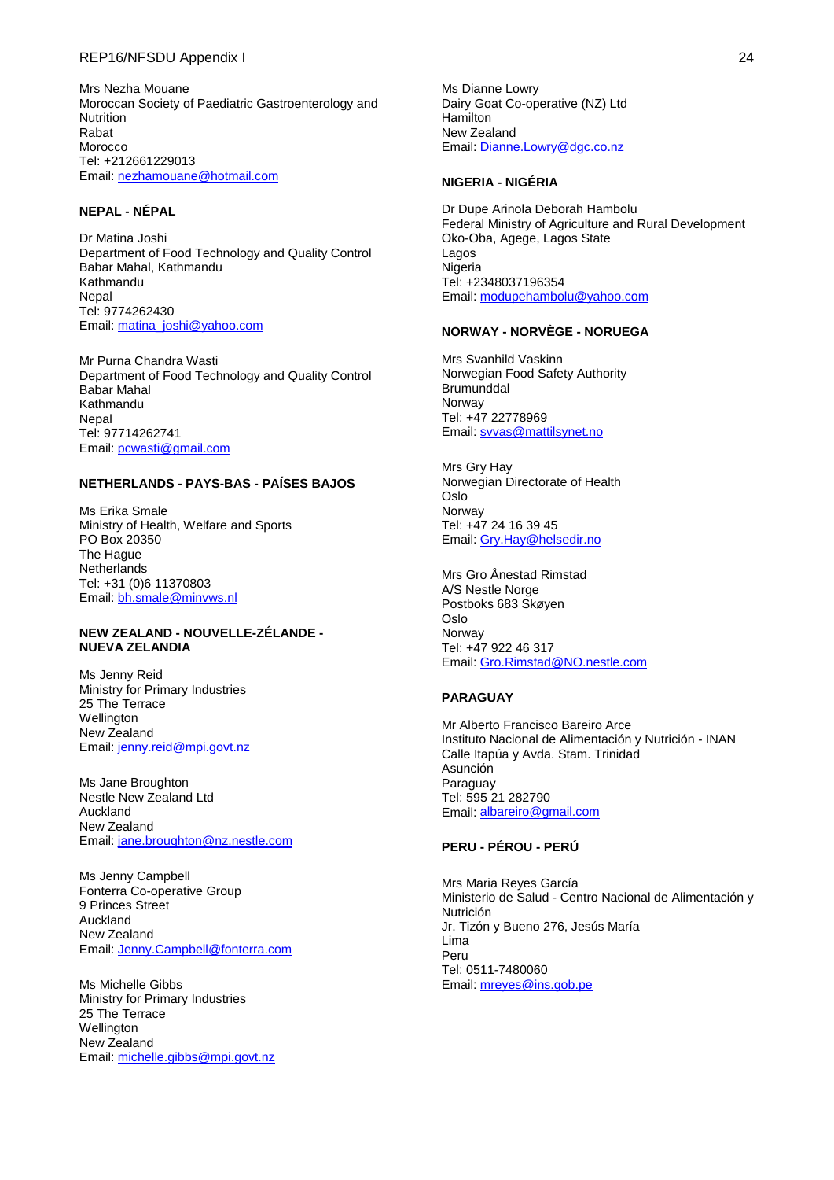Mrs Nezha Mouane
Moroccan Society of Paediatric Gastroenterology and Nutrition
Rabat
Morocco
Tel: +212661229013
Email: nezhamouane@hotmail.com

**NEPAL - NÉPAL**

Dr Matina Joshi
Department of Food Technology and Quality Control
Babar Mahal, Kathmandu
Kathmandu
Nepal
Tel: 9774262430
Email: matina_joshi@yahoo.com

Mr Purna Chandra Wasti
Department of Food Technology and Quality Control
Babar Mahal
Kathmandu
Nepal
Tel: 97714262741
Email: pcwasti@gmail.com

**NETHERLANDS - PAYS-BAS - PAÍSES BAJOS**

Ms Erika Smale
Ministry of Health, Welfare and Sports
PO Box 20350
The Hague
Netherlands
Tel: +31 (0)6 11370803
Email: bh.smale@minvws.nl

**NEW ZEALAND - NOUVELLE-ZÉLANDE - NUEVA ZELANDIA**

Ms Jenny Reid
Ministry for Primary Industries
25 The Terrace
Wellington
New Zealand
Email: jenny.reid@mpi.govt.nz

Ms Jane Broughton
Nestle New Zealand Ltd
Auckland
New Zealand
Email: jane.broughton@nz.nestle.com

Ms Jenny Campbell
Fonterra Co-operative Group
9 Princes Street
Auckland
New Zealand
Email: Jenny.Campbell@fonterra.com

Ms Michelle Gibbs
Ministry for Primary Industries
25 The Terrace
Wellington
New Zealand
Email: michelle.gibbs@mpi.govt.nz

Ms Dianne Lowry
Dairy Goat Co-operative (NZ) Ltd
Hamilton
New Zealand
Email: Dianne.Lowry@dgc.co.nz

**NIGERIA - NIGÉRIA**

Dr Dupe Arinola Deborah Hambolu
Federal Ministry of Agriculture and Rural Development
Oko-Oba, Agege, Lagos State
Lagos
Nigeria
Tel: +2348037196354
Email: modupehambolu@yahoo.com

**NORWAY - NORVÈGE - NORUEGA**

Mrs Svanhild Vaskinn
Norwegian Food Safety Authority
Brumunddal
Norway
Tel: +47 22778969
Email: svvas@mattilsynet.no

Mrs Gry Hay
Norwegian Directorate of Health
Oslo
Norway
Tel: +47 24 16 39 45
Email: Gry.Hay@helsedir.no

Mrs Gro Ånestad Rimstad
A/S Nestle Norge
Postboks 683 Skøyen
Oslo
Norway
Tel: +47 922 46 317
Email: Gro.Rimstad@NO.nestle.com

**PARAGUAY**

Mr Alberto Francisco Bareiro Arce
Instituto Nacional de Alimentación y Nutrición - INAN
Calle Itapúa y Avda. Stam. Trinidad
Asunción
Paraguay
Tel: 595 21 282790
Email: albareiro@gmail.com

**PERU - PÉROU - PERÚ**

Mrs Maria Reyes García
Ministerio de Salud - Centro Nacional de Alimentación y Nutrición
Jr. Tizón y Bueno 276, Jesús María
Lima
Peru
Tel: 0511-7480060
Email: mreyes@ins.gob.pe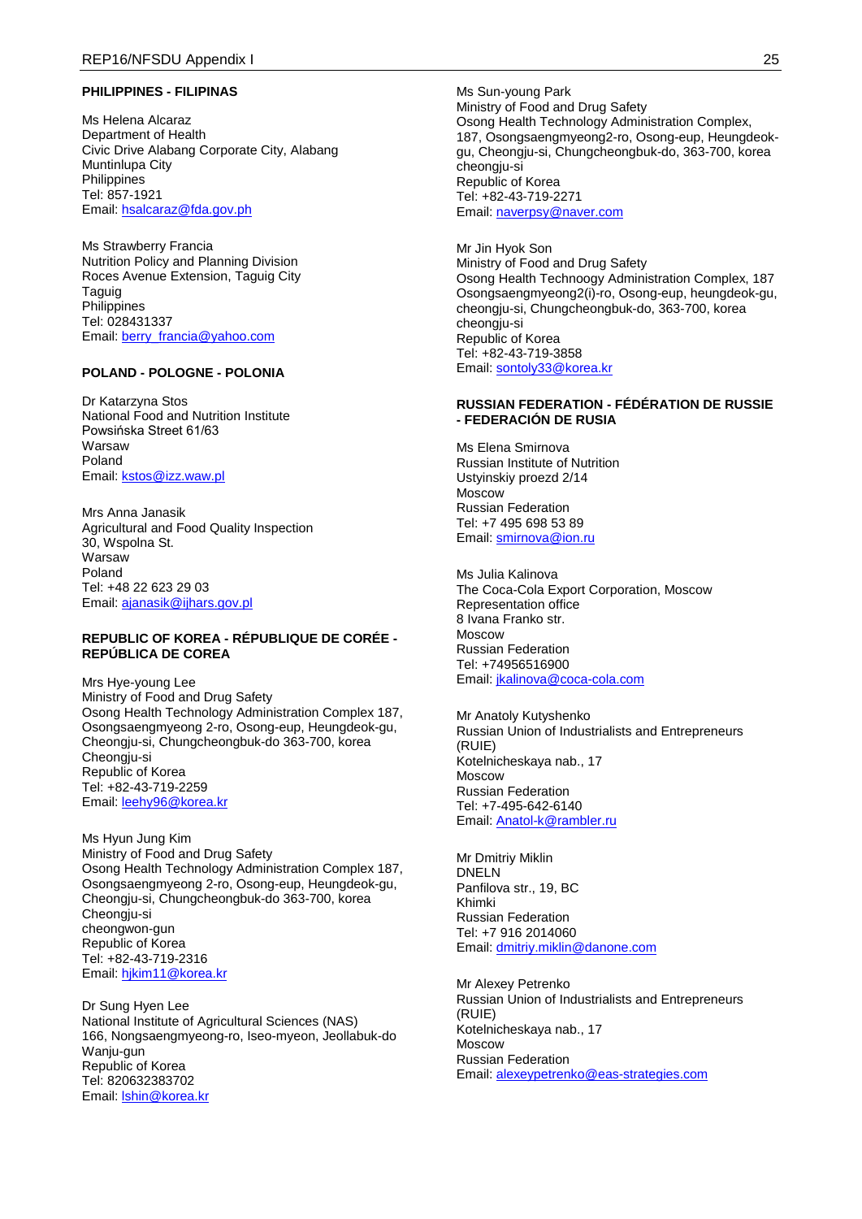**PHILIPPINES - FILIPINAS**

Ms Helena Alcaraz
Department of Health
Civic Drive Alabang Corporate City, Alabang
Muntinlupa City
Philippines
Tel: 857-1921
Email: hsalcaraz@fda.gov.ph

Ms Strawberry Francia
Nutrition Policy and Planning Division
Roces Avenue Extension, Taguig City
Taguig
Philippines
Tel: 028431337
Email: berry_francia@yahoo.com

**POLAND - POLOGNE - POLONIA**

Dr Katarzyna Stos
National Food and Nutrition Institute
Powsińska Street 61/63
Warsaw
Poland
Email: kstos@izz.waw.pl

Mrs Anna Janasik
Agricultural and Food Quality Inspection
30, Wspolna St.
Warsaw
Poland
Tel: +48 22 623 29 03
Email: ajanasik@ijhars.gov.pl

**REPUBLIC OF KOREA - RÉPUBLIQUE DE CORÉE - REPÚBLICA DE COREA**

Mrs Hye-young Lee
Ministry of Food and Drug Safety
Osong Health Technology Administration Complex 187, Osongsaengmyeong 2-ro, Osong-eup, Heungdeok-gu, Cheongju-si, Chungcheongbuk-do 363-700, korea
Cheongju-si
Republic of Korea
Tel: +82-43-719-2259
Email: leehy96@korea.kr

Ms Hyun Jung Kim
Ministry of Food and Drug Safety
Osong Health Technology Administration Complex 187, Osongsaengmyeong 2-ro, Osong-eup, Heungdeok-gu, Cheongju-si, Chungcheongbuk-do 363-700, korea
Cheongju-si
cheongwon-gun
Republic of Korea
Tel: +82-43-719-2316
Email: hjkim11@korea.kr

Dr Sung Hyen Lee
National Institute of Agricultural Sciences (NAS)
166, Nongsaengmyeong-ro, Iseo-myeon, Jeollabuk-do
Wanju-gun
Republic of Korea
Tel: 820632383702
Email: lshin@korea.kr

Ms Sun-young Park
Ministry of Food and Drug Safety
Osong Health Technology Administration Complex, 187, Osongsaengmyeong2-ro, Osong-eup, Heungdeok-gu, Cheongju-si, Chungcheongbuk-do, 363-700, korea
cheongju-si
Republic of Korea
Tel: +82-43-719-2271
Email: naverpsy@naver.com

Mr Jin Hyok Son
Ministry of Food and Drug Safety
Osong Health Technoogy Administration Complex, 187 Osongsaengmyeong2(i)-ro, Osong-eup, heungdeok-gu, cheongju-si, Chungcheongbuk-do, 363-700, korea
cheongju-si
Republic of Korea
Tel: +82-43-719-3858
Email: sontoly33@korea.kr

**RUSSIAN FEDERATION - FÉDÉRATION DE RUSSIE - FEDERACIÓN DE RUSIA**

Ms Elena Smirnova
Russian Institute of Nutrition
Ustyinskiy proezd 2/14
Moscow
Russian Federation
Tel: +7 495 698 53 89
Email: smirnova@ion.ru

Ms Julia Kalinova
The Coca-Cola Export Corporation, Moscow Representation office
8 Ivana Franko str.
Moscow
Russian Federation
Tel: +74956516900
Email: jkalinova@coca-cola.com

Mr Anatoly Kutyshenko
Russian Union of Industrialists and Entrepreneurs (RUIE)
Kotelnicheskaya nab., 17
Moscow
Russian Federation
Tel: +7-495-642-6140
Email: Anatol-k@rambler.ru

Mr Dmitriy Miklin
DNELN
Panfilova str., 19, BC
Khimki
Russian Federation
Tel: +7 916 2014060
Email: dmitriy.miklin@danone.com

Mr Alexey Petrenko
Russian Union of Industrialists and Entrepreneurs (RUIE)
Kotelnicheskaya nab., 17
Moscow
Russian Federation
Email: alexeypetrenko@eas-strategies.com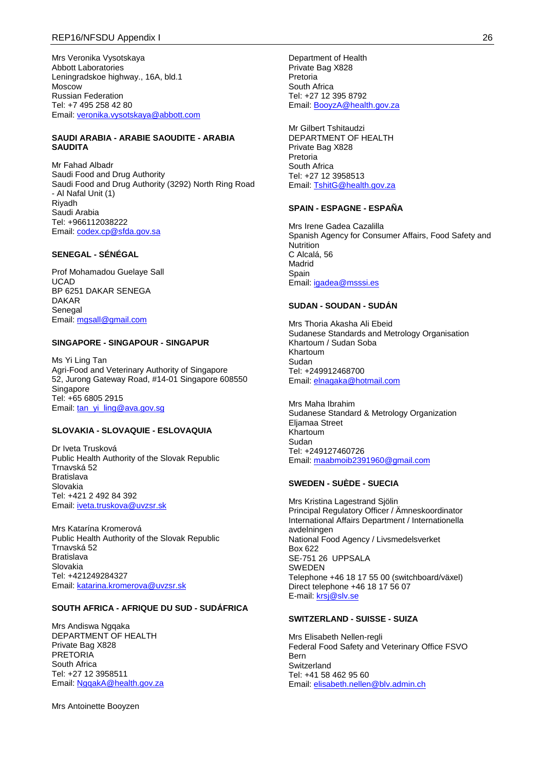Mrs Veronika Vysotskaya
Abbott Laboratories
Leningradskoe highway., 16A, bld.1
Moscow
Russian Federation
Tel: +7 495 258 42 80
Email: veronika.vysotskaya@abbott.com

**SAUDI ARABIA - ARABIE SAOUDITE - ARABIA SAUDITA**

Mr Fahad Albadr
Saudi Food and Drug Authority
Saudi Food and Drug Authority (3292) North Ring Road - Al Nafal Unit (1)
Riyadh
Saudi Arabia
Tel: +966112038222
Email: codex.cp@sfda.gov.sa

**SENEGAL - SÉNÉGAL**

Prof Mohamadou Guelaye Sall
UCAD
BP 6251 DAKAR SENEGA
DAKAR
Senegal
Email: mgsall@gmail.com

**SINGAPORE - SINGAPOUR - SINGAPUR**

Ms Yi Ling Tan
Agri-Food and Veterinary Authority of Singapore
52, Jurong Gateway Road, #14-01 Singapore 608550
Singapore
Tel: +65 6805 2915
Email: tan_yi_ling@ava.gov.sg

**SLOVAKIA - SLOVAQUIE - ESLOVAQUIA**

Dr Iveta Trusková
Public Health Authority of the Slovak Republic
Trnavská 52
Bratislava
Slovakia
Tel: +421 2 492 84 392
Email: iveta.truskova@uvzsr.sk

Mrs Katarína Kromerová
Public Health Authority of the Slovak Republic
Trnavská 52
Bratislava
Slovakia
Tel: +421249284327
Email: katarina.kromerova@uvzsr.sk

**SOUTH AFRICA - AFRIQUE DU SUD - SUDÁFRICA**

Mrs Andiswa Ngqaka
DEPARTMENT OF HEALTH
Private Bag X828
PRETORIA
South Africa
Tel: +27 12 3958511
Email: NgqakA@health.gov.za

Mrs Antoinette Booyzen
Department of Health
Private Bag X828
Pretoria
South Africa
Tel: +27 12 395 8792
Email: BooyzA@health.gov.za

Mr Gilbert Tshitaudzi
DEPARTMENT OF HEALTH
Private Bag X828
Pretoria
South Africa
Tel: +27 12 3958513
Email: TshitG@health.gov.za

**SPAIN - ESPAGNE - ESPAÑA**

Mrs Irene Gadea Cazalilla
Spanish Agency for Consumer Affairs, Food Safety and Nutrition
C Alcalá, 56
Madrid
Spain
Email: igadea@msssi.es

**SUDAN - SOUDAN - SUDÁN**

Mrs Thoria Akasha Ali Ebeid
Sudanese Standards and Metrology Organisation
Khartoum / Sudan Soba
Khartoum
Sudan
Tel: +249912468700
Email: elnagaka@hotmail.com

Mrs Maha Ibrahim
Sudanese Standard & Metrology Organization
Eljamaa Street
Khartoum
Sudan
Tel: +249127460726
Email: maabmoib2391960@gmail.com

**SWEDEN - SUÈDE - SUECIA**

Mrs Kristina Lagestrand Sjölin
Principal Regulatory Officer / Ämneskoordinator
International Affairs Department / Internationella avdelningen
National Food Agency / Livsmedelsverket
Box 622
SE-751 26 UPPSALA
SWEDEN
Telephone +46 18 17 55 00 (switchboard/växel)
Direct telephone +46 18 17 56 07
E-mail: krsj@slv.se

**SWITZERLAND - SUISSE - SUIZA**

Mrs Elisabeth Nellen-regli
Federal Food Safety and Veterinary Office FSVO
Bern
Switzerland
Tel: +41 58 462 95 60
Email: elisabeth.nellen@blv.admin.ch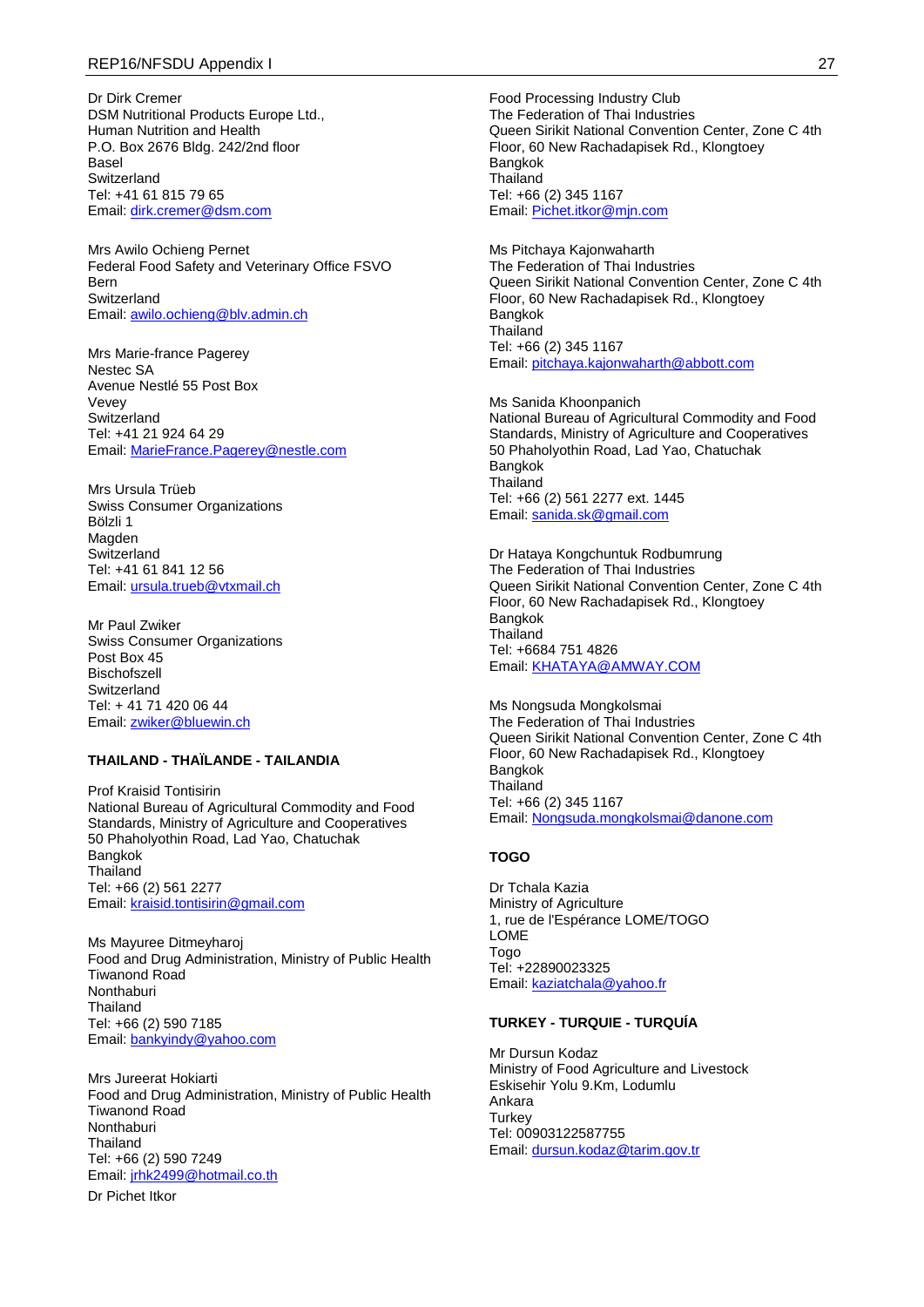Dr Dirk Cremer
DSM Nutritional Products Europe Ltd.,
Human Nutrition and Health
P.O. Box 2676 Bldg. 242/2nd floor
Basel
Switzerland
Tel: +41 61 815 79 65
Email: dirk.cremer@dsm.com

Mrs Awilo Ochieng Pernet
Federal Food Safety and Veterinary Office FSVO
Bern
Switzerland
Email: awilo.ochieng@blv.admin.ch

Mrs Marie-france Pagerey
Nestec SA
Avenue Nestlé 55 Post Box
Vevey
Switzerland
Tel: +41 21 924 64 29
Email: MarieFrance.Pagerey@nestle.com

Mrs Ursula Trüeb
Swiss Consumer Organizations
Bölzli 1
Magden
Switzerland
Tel: +41 61 841 12 56
Email: ursula.trueb@vtxmail.ch

Mr Paul Zwiker
Swiss Consumer Organizations
Post Box 45
Bischofszell
Switzerland
Tel: + 41 71 420 06 44
Email: zwiker@bluewin.ch

**THAILAND - THAÏLANDE - TAILANDIA**

Prof Kraisid Tontisirin
National Bureau of Agricultural Commodity and Food Standards, Ministry of Agriculture and Cooperatives
50 Phaholyothin Road, Lad Yao, Chatuchak
Bangkok
Thailand
Tel: +66 (2) 561 2277
Email: kraisid.tontisirin@gmail.com

Ms Mayuree Ditmeyharoj
Food and Drug Administration, Ministry of Public Health
Tiwanond Road
Nonthaburi
Thailand
Tel: +66 (2) 590 7185
Email: bankyindy@yahoo.com

Mrs Jureerat Hokiarti
Food and Drug Administration, Ministry of Public Health
Tiwanond Road
Nonthaburi
Thailand
Tel: +66 (2) 590 7249
Email: jrhk2499@hotmail.co.th

Dr Pichet Itkor
Food Processing Industry Club
The Federation of Thai Industries
Queen Sirikit National Convention Center, Zone C 4th Floor, 60 New Rachadapisek Rd., Klongtoey
Bangkok
Thailand
Tel: +66 (2) 345 1167
Email: Pichet.itkor@mjn.com

Ms Pitchaya Kajonwaharth
The Federation of Thai Industries
Queen Sirikit National Convention Center, Zone C 4th Floor, 60 New Rachadapisek Rd., Klongtoey
Bangkok
Thailand
Tel: +66 (2) 345 1167
Email: pitchaya.kajonwaharth@abbott.com

Ms Sanida Khoonpanich
National Bureau of Agricultural Commodity and Food Standards, Ministry of Agriculture and Cooperatives
50 Phaholyothin Road, Lad Yao, Chatuchak
Bangkok
Thailand
Tel: +66 (2) 561 2277 ext. 1445
Email: sanida.sk@gmail.com

Dr Hataya Kongchuntuk Rodbumrung
The Federation of Thai Industries
Queen Sirikit National Convention Center, Zone C 4th Floor, 60 New Rachadapisek Rd., Klongtoey
Bangkok
Thailand
Tel: +6684 751 4826
Email: KHATAYA@AMWAY.COM

Ms Nongsuda Mongkolsmai
The Federation of Thai Industries
Queen Sirikit National Convention Center, Zone C 4th Floor, 60 New Rachadapisek Rd., Klongtoey
Bangkok
Thailand
Tel: +66 (2) 345 1167
Email: Nongsuda.mongkolsmai@danone.com

**TOGO**

Dr Tchala Kazia
Ministry of Agriculture
1, rue de l'Espérance LOME/TOGO
LOME
Togo
Tel: +22890023325
Email: kaziatchala@yahoo.fr

**TURKEY - TURQUIE - TURQUÍA**

Mr Dursun Kodaz
Ministry of Food Agriculture and Livestock
Eskisehir Yolu 9.Km, Lodumlu
Ankara
Turkey
Tel: 00903122587755
Email: dursun.kodaz@tarim.gov.tr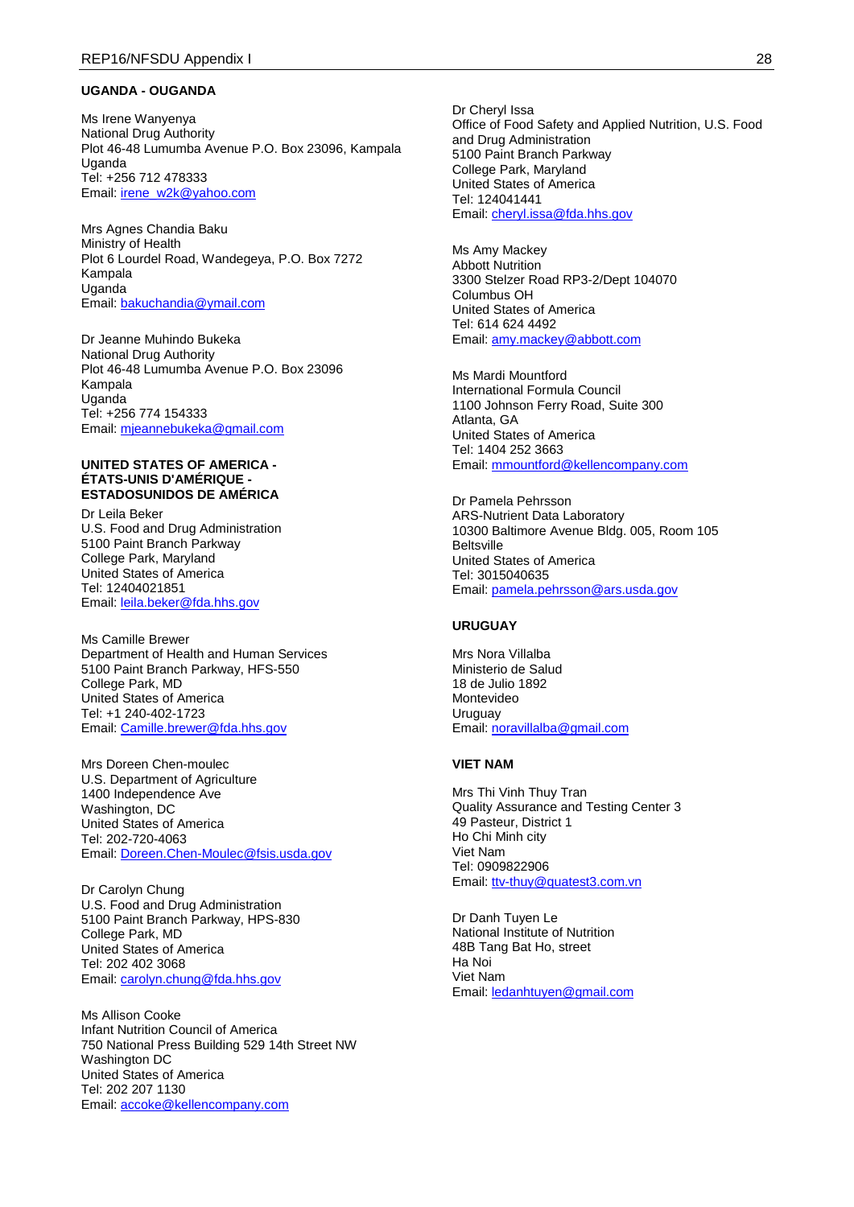**UGANDA - OUGANDA**

Ms Irene Wanyenya
National Drug Authority
Plot 46-48 Lumumba Avenue P.O. Box 23096, Kampala
Uganda
Tel: +256 712 478333
Email: irene_w2k@yahoo.com

Mrs Agnes Chandia Baku
Ministry of Health
Plot 6 Lourdel Road, Wandegeya, P.O. Box 7272
Kampala
Uganda
Email: bakuchandia@ymail.com

Dr Jeanne Muhindo Bukeka
National Drug Authority
Plot 46-48 Lumumba Avenue P.O. Box 23096
Kampala
Uganda
Tel: +256 774 154333
Email: mjeannebukeka@gmail.com

**UNITED STATES OF AMERICA - ÉTATS-UNIS D'AMÉRIQUE - ESTADOSUNIDOS DE AMÉRICA**

Dr Leila Beker
U.S. Food and Drug Administration
5100 Paint Branch Parkway
College Park, Maryland
United States of America
Tel: 12404021851
Email: leila.beker@fda.hhs.gov

Ms Camille Brewer
Department of Health and Human Services
5100 Paint Branch Parkway, HFS-550
College Park, MD
United States of America
Tel: +1 240-402-1723
Email: Camille.brewer@fda.hhs.gov

Mrs Doreen Chen-moulec
U.S. Department of Agriculture
1400 Independence Ave
Washington, DC
United States of America
Tel: 202-720-4063
Email: Doreen.Chen-Moulec@fsis.usda.gov

Dr Carolyn Chung
U.S. Food and Drug Administration
5100 Paint Branch Parkway, HPS-830
College Park, MD
United States of America
Tel: 202 402 3068
Email: carolyn.chung@fda.hhs.gov

Ms Allison Cooke
Infant Nutrition Council of America
750 National Press Building 529 14th Street NW
Washington DC
United States of America
Tel: 202 207 1130
Email: accoke@kellencompany.com

Dr Cheryl Issa
Office of Food Safety and Applied Nutrition, U.S. Food and Drug Administration
5100 Paint Branch Parkway
College Park, Maryland
United States of America
Tel: 124041441
Email: cheryl.issa@fda.hhs.gov

Ms Amy Mackey
Abbott Nutrition
3300 Stelzer Road RP3-2/Dept 104070
Columbus OH
United States of America
Tel: 614 624 4492
Email: amy.mackey@abbott.com

Ms Mardi Mountford
International Formula Council
1100 Johnson Ferry Road, Suite 300
Atlanta, GA
United States of America
Tel: 1404 252 3663
Email: mmountford@kellencompany.com

Dr Pamela Pehrsson
ARS-Nutrient Data Laboratory
10300 Baltimore Avenue Bldg. 005, Room 105
Beltsville
United States of America
Tel: 3015040635
Email: pamela.pehrsson@ars.usda.gov

**URUGUAY**

Mrs Nora Villalba
Ministerio de Salud
18 de Julio 1892
Montevideo
Uruguay
Email: noravillalba@gmail.com

**VIET NAM**

Mrs Thi Vinh Thuy Tran
Quality Assurance and Testing Center 3
49 Pasteur, District 1
Ho Chi Minh city
Viet Nam
Tel: 0909822906
Email: ttv-thuy@quatest3.com.vn

Dr Danh Tuyen Le
National Institute of Nutrition
48B Tang Bat Ho, street
Ha Noi
Viet Nam
Email: ledanhtuyen@gmail.com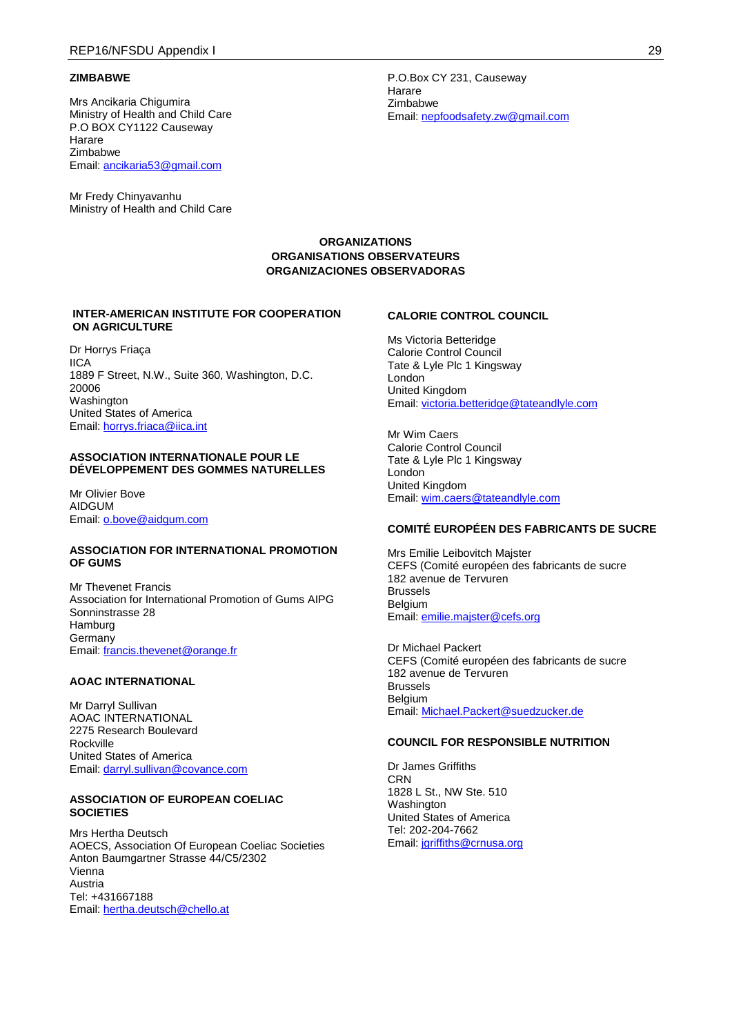**ZIMBABWE**

Mrs Ancikaria Chigumira
Ministry of Health and Child Care
P.O BOX CY1122 Causeway
Harare
Zimbabwe
Email: ancikaria53@gmail.com

Mr Fredy Chinyavanhu
Ministry of Health and Child Care
P.O.Box CY 231, Causeway
Harare
Zimbabwe
Email: nepfoodsafety.zw@gmail.com

## ORGANIZATIONS
## ORGANISATIONS OBSERVATEURS
## ORGANIZACIONES OBSERVADORAS

**INTER-AMERICAN INSTITUTE FOR COOPERATION ON AGRICULTURE**

Dr Horrys Friaça
IICA
1889 F Street, N.W., Suite 360, Washington, D.C. 20006
Washington
United States of America
Email: horrys.friaca@iica.int

**ASSOCIATION INTERNATIONALE POUR LE DÉVELOPPEMENT DES GOMMES NATURELLES**

Mr Olivier Bove
AIDGUM
Email: o.bove@aidgum.com

**ASSOCIATION FOR INTERNATIONAL PROMOTION OF GUMS**

Mr Thevenet Francis
Association for International Promotion of Gums AIPG
Sonninstrasse 28
Hamburg
Germany
Email: francis.thevenet@orange.fr

**AOAC INTERNATIONAL**

Mr Darryl Sullivan
AOAC INTERNATIONAL
2275 Research Boulevard
Rockville
United States of America
Email: darryl.sullivan@covance.com

**ASSOCIATION OF EUROPEAN COELIAC SOCIETIES**

Mrs Hertha Deutsch
AOECS, Association Of European Coeliac Societies
Anton Baumgartner Strasse 44/C5/2302
Vienna
Austria
Tel: +431667188
Email: hertha.deutsch@chello.at

**CALORIE CONTROL COUNCIL**

Ms Victoria Betteridge
Calorie Control Council
Tate & Lyle Plc 1 Kingsway
London
United Kingdom
Email: victoria.betteridge@tateandlyle.com

Mr Wim Caers
Calorie Control Council
Tate & Lyle Plc 1 Kingsway
London
United Kingdom
Email: wim.caers@tateandlyle.com

**COMITÉ EUROPÉEN DES FABRICANTS DE SUCRE**

Mrs Emilie Leibovitch Majster
CEFS (Comité européen des fabricants de sucre
182 avenue de Tervuren
Brussels
Belgium
Email: emilie.majster@cefs.org

Dr Michael Packert
CEFS (Comité européen des fabricants de sucre
182 avenue de Tervuren
Brussels
Belgium
Email: Michael.Packert@suedzucker.de

**COUNCIL FOR RESPONSIBLE NUTRITION**

Dr James Griffiths
CRN
1828 L St., NW Ste. 510
Washington
United States of America
Tel: 202-204-7662
Email: jgriffiths@crnusa.org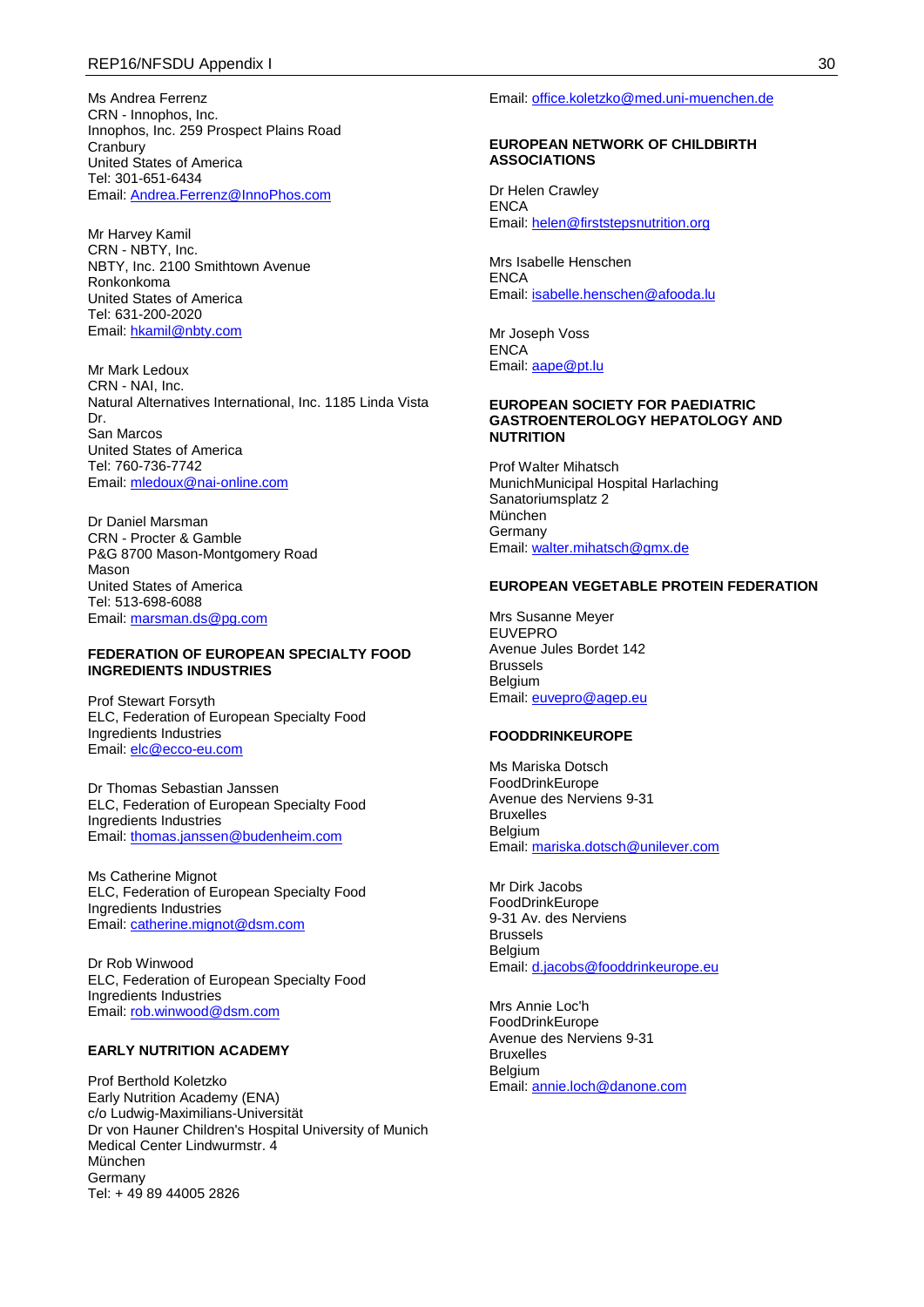Ms Andrea Ferrenz
CRN - Innophos, Inc.
Innophos, Inc. 259 Prospect Plains Road
Cranbury
United States of America
Tel: 301-651-6434
Email: Andrea.Ferrenz@InnoPhos.com

Mr Harvey Kamil
CRN - NBTY, Inc.
NBTY, Inc. 2100 Smithtown Avenue
Ronkonkoma
United States of America
Tel: 631-200-2020
Email: hkamil@nbty.com

Mr Mark Ledoux
CRN - NAI, Inc.
Natural Alternatives International, Inc. 1185 Linda Vista Dr.
San Marcos
United States of America
Tel: 760-736-7742
Email: mledoux@nai-online.com

Dr Daniel Marsman
CRN - Procter & Gamble
P&G 8700 Mason-Montgomery Road
Mason
United States of America
Tel: 513-698-6088
Email: marsman.ds@pg.com

**FEDERATION OF EUROPEAN SPECIALTY FOOD INGREDIENTS INDUSTRIES**

Prof Stewart Forsyth
ELC, Federation of European Specialty Food Ingredients Industries
Email: elc@ecco-eu.com

Dr Thomas Sebastian Janssen
ELC, Federation of European Specialty Food Ingredients Industries
Email: thomas.janssen@budenheim.com

Ms Catherine Mignot
ELC, Federation of European Specialty Food Ingredients Industries
Email: catherine.mignot@dsm.com

Dr Rob Winwood
ELC, Federation of European Specialty Food Ingredients Industries
Email: rob.winwood@dsm.com

**EARLY NUTRITION ACADEMY**

Prof Berthold Koletzko
Early Nutrition Academy (ENA)
c/o Ludwig-Maximilians-Universität
Dr von Hauner Children's Hospital University of Munich Medical Center Lindwurmstr. 4
München
Germany
Tel: + 49 89 44005 2826
Email: office.koletzko@med.uni-muenchen.de

**EUROPEAN NETWORK OF CHILDBIRTH ASSOCIATIONS**

Dr Helen Crawley
ENCA
Email: helen@firststepsnutrition.org

Mrs Isabelle Henschen
ENCA
Email: isabelle.henschen@afooda.lu

Mr Joseph Voss
ENCA
Email: aape@pt.lu

**EUROPEAN SOCIETY FOR PAEDIATRIC GASTROENTEROLOGY HEPATOLOGY AND NUTRITION**

Prof Walter Mihatsch
MunichMunicipal Hospital Harlaching
Sanatoriumsplatz 2
München
Germany
Email: walter.mihatsch@gmx.de

**EUROPEAN VEGETABLE PROTEIN FEDERATION**

Mrs Susanne Meyer
EUVEPRO
Avenue Jules Bordet 142
Brussels
Belgium
Email: euvepro@agep.eu

**FOODDRINKEUROPE**

Ms Mariska Dotsch
FoodDrinkEurope
Avenue des Nerviens 9-31
Bruxelles
Belgium
Email: mariska.dotsch@unilever.com

Mr Dirk Jacobs
FoodDrinkEurope
9-31 Av. des Nerviens
Brussels
Belgium
Email: d.jacobs@fooddrinkeurope.eu

Mrs Annie Loc'h
FoodDrinkEurope
Avenue des Nerviens 9-31
Bruxelles
Belgium
Email: annie.loch@danone.com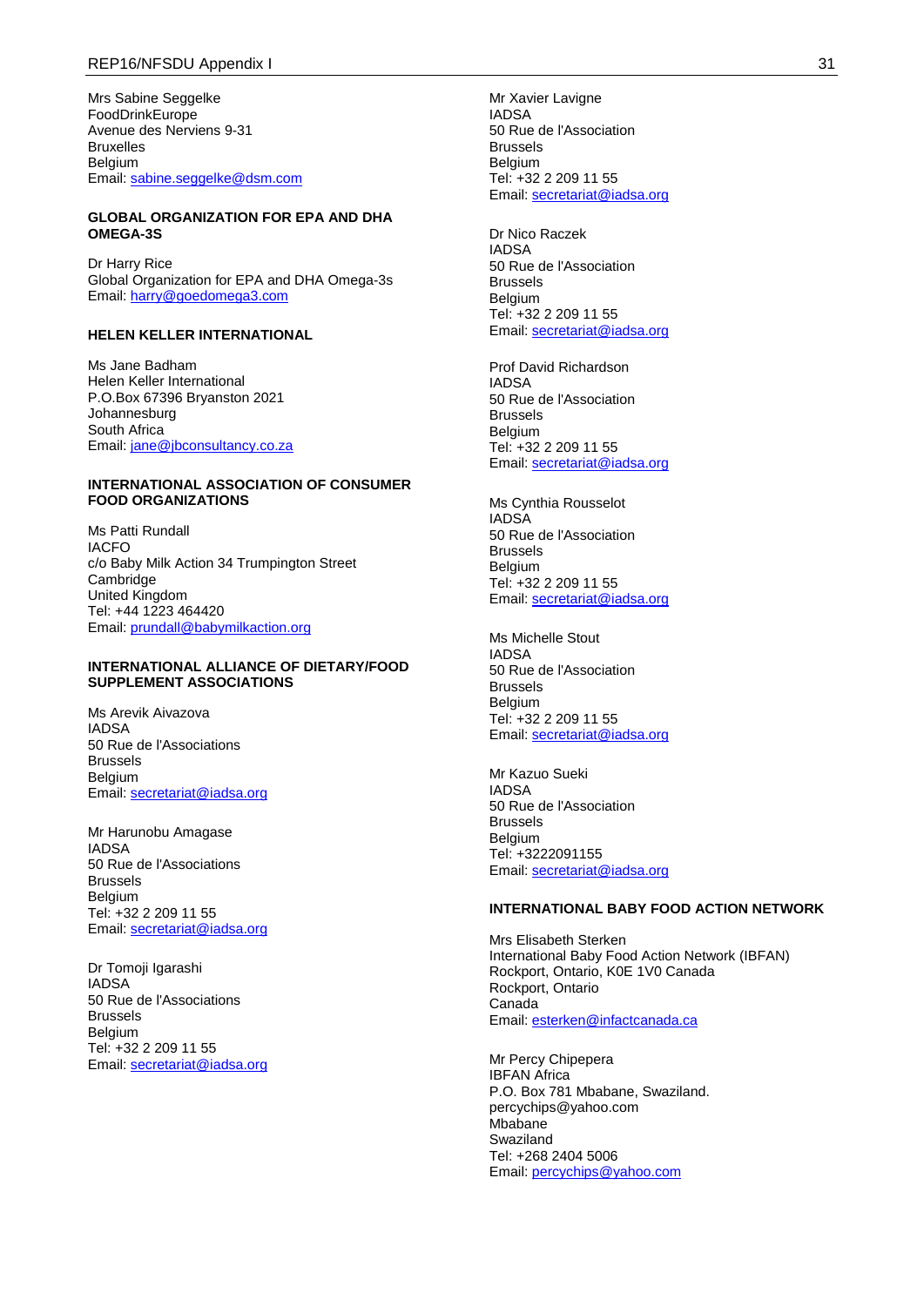Mrs Sabine Seggelke
FoodDrinkEurope
Avenue des Nerviens 9-31
Bruxelles
Belgium
Email: sabine.seggelke@dsm.com

**GLOBAL ORGANIZATION FOR EPA AND DHA OMEGA-3S**

Dr Harry Rice
Global Organization for EPA and DHA Omega-3s
Email: harry@goedomega3.com

**HELEN KELLER INTERNATIONAL**

Ms Jane Badham
Helen Keller International
P.O.Box 67396 Bryanston 2021
Johannesburg
South Africa
Email: jane@jbconsultancy.co.za

**INTERNATIONAL ASSOCIATION OF CONSUMER FOOD ORGANIZATIONS**

Ms Patti Rundall
IACFO
c/o Baby Milk Action 34 Trumpington Street
Cambridge
United Kingdom
Tel: +44 1223 464420
Email: prundall@babymilkaction.org

**INTERNATIONAL ALLIANCE OF DIETARY/FOOD SUPPLEMENT ASSOCIATIONS**

Ms Arevik Aivazova
IADSA
50 Rue de l'Associations
Brussels
Belgium
Email: secretariat@iadsa.org

Mr Harunobu Amagase
IADSA
50 Rue de l'Associations
Brussels
Belgium
Tel: +32 2 209 11 55
Email: secretariat@iadsa.org

Dr Tomoji Igarashi
IADSA
50 Rue de l'Associations
Brussels
Belgium
Tel: +32 2 209 11 55
Email: secretariat@iadsa.org

Mr Xavier Lavigne
IADSA
50 Rue de l'Association
Brussels
Belgium
Tel: +32 2 209 11 55
Email: secretariat@iadsa.org

Dr Nico Raczek
IADSA
50 Rue de l'Association
Brussels
Belgium
Tel: +32 2 209 11 55
Email: secretariat@iadsa.org

Prof David Richardson
IADSA
50 Rue de l'Association
Brussels
Belgium
Tel: +32 2 209 11 55
Email: secretariat@iadsa.org

Ms Cynthia Rousselot
IADSA
50 Rue de l'Association
Brussels
Belgium
Tel: +32 2 209 11 55
Email: secretariat@iadsa.org

Ms Michelle Stout
IADSA
50 Rue de l'Association
Brussels
Belgium
Tel: +32 2 209 11 55
Email: secretariat@iadsa.org

Mr Kazuo Sueki
IADSA
50 Rue de l'Association
Brussels
Belgium
Tel: +3222091155
Email: secretariat@iadsa.org

**INTERNATIONAL BABY FOOD ACTION NETWORK**

Mrs Elisabeth Sterken
International Baby Food Action Network (IBFAN)
Rockport, Ontario, K0E 1V0 Canada
Rockport, Ontario
Canada
Email: esterken@infactcanada.ca

Mr Percy Chipepera
IBFAN Africa
P.O. Box 781 Mbabane, Swaziland.
percychips@yahoo.com
Mbabane
Swaziland
Tel: +268 2404 5006
Email: percychips@yahoo.com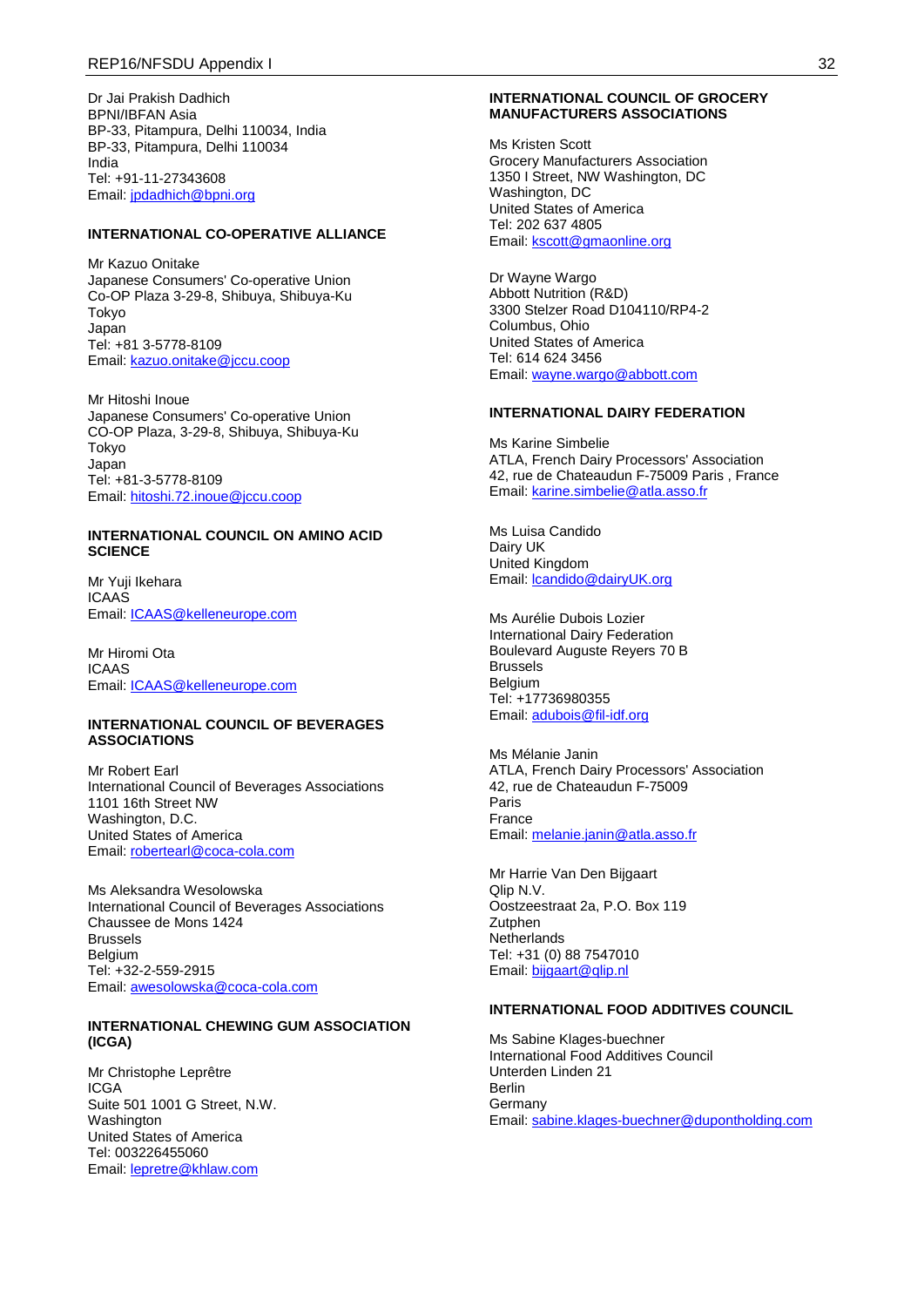Dr Jai Prakish Dadhich
BPNI/IBFAN Asia
BP-33, Pitampura, Delhi 110034, India
BP-33, Pitampura, Delhi 110034
India
Tel: +91-11-27343608
Email: jpdadhich@bpni.org

**INTERNATIONAL CO-OPERATIVE ALLIANCE**

Mr Kazuo Onitake
Japanese Consumers' Co-operative Union
Co-OP Plaza 3-29-8, Shibuya, Shibuya-Ku
Tokyo
Japan
Tel: +81 3-5778-8109
Email: kazuo.onitake@jccu.coop

Mr Hitoshi Inoue
Japanese Consumers' Co-operative Union
CO-OP Plaza, 3-29-8, Shibuya, Shibuya-Ku
Tokyo
Japan
Tel: +81-3-5778-8109
Email: hitoshi.72.inoue@jccu.coop

**INTERNATIONAL COUNCIL ON AMINO ACID SCIENCE**

Mr Yuji Ikehara
ICAAS
Email: ICAAS@kelleneurope.com

Mr Hiromi Ota
ICAAS
Email: ICAAS@kelleneurope.com

**INTERNATIONAL COUNCIL OF BEVERAGES ASSOCIATIONS**

Mr Robert Earl
International Council of Beverages Associations
1101 16th Street NW
Washington, D.C.
United States of America
Email: robertearl@coca-cola.com

Ms Aleksandra Wesolowska
International Council of Beverages Associations
Chaussee de Mons 1424
Brussels
Belgium
Tel: +32-2-559-2915
Email: awesolowska@coca-cola.com

**INTERNATIONAL CHEWING GUM ASSOCIATION (ICGA)**

Mr Christophe Leprêtre
ICGA
Suite 501 1001 G Street, N.W.
Washington
United States of America
Tel: 003226455060
Email: lepretre@khlaw.com

**INTERNATIONAL COUNCIL OF GROCERY MANUFACTURERS ASSOCIATIONS**

Ms Kristen Scott
Grocery Manufacturers Association
1350 I Street, NW Washington, DC
Washington, DC
United States of America
Tel: 202 637 4805
Email: kscott@gmaonline.org

Dr Wayne Wargo
Abbott Nutrition (R&D)
3300 Stelzer Road D104110/RP4-2
Columbus, Ohio
United States of America
Tel: 614 624 3456
Email: wayne.wargo@abbott.com

**INTERNATIONAL DAIRY FEDERATION**

Ms Karine Simbelie
ATLA, French Dairy Processors' Association
42, rue de Chateaudun F-75009 Paris , France
Email: karine.simbelie@atla.asso.fr

Ms Luisa Candido
Dairy UK
United Kingdom
Email: lcandido@dairyUK.org

Ms Aurélie Dubois Lozier
International Dairy Federation
Boulevard Auguste Reyers 70 B
Brussels
Belgium
Tel: +17736980355
Email: adubois@fil-idf.org

Ms Mélanie Janin
ATLA, French Dairy Processors' Association
42, rue de Chateaudun F-75009
Paris
France
Email: melanie.janin@atla.asso.fr

Mr Harrie Van Den Bijgaart
Qlip N.V.
Oostzeestraat 2a, P.O. Box 119
Zutphen
Netherlands
Tel: +31 (0) 88 7547010
Email: bijgaart@qlip.nl

**INTERNATIONAL FOOD ADDITIVES COUNCIL**

Ms Sabine Klages-buechner
International Food Additives Council
Unterden Linden 21
Berlin
Germany
Email: sabine.klages-buechner@dupontholding.com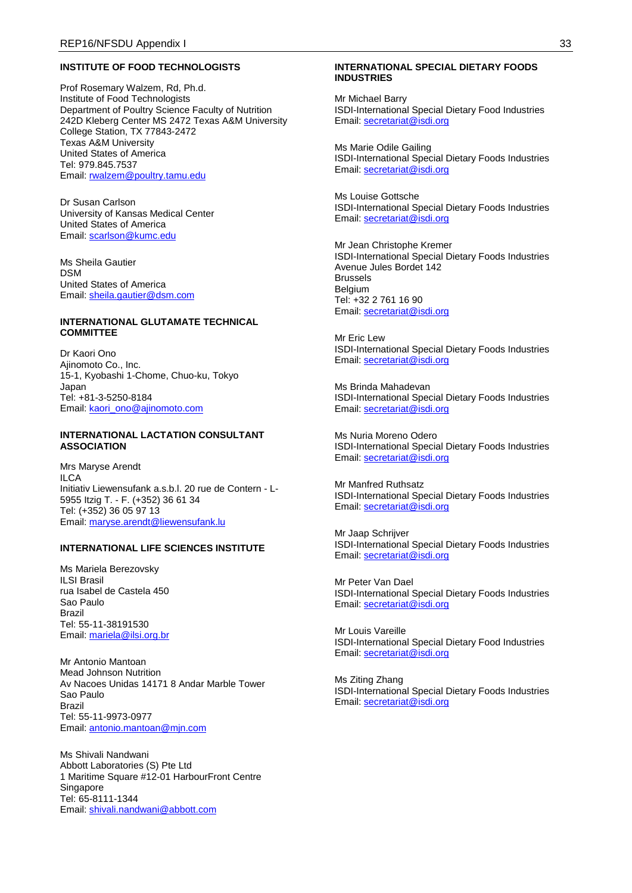**INSTITUTE OF FOOD TECHNOLOGISTS**

Prof Rosemary Walzem, Rd, Ph.d.
Institute of Food Technologists
Department of Poultry Science Faculty of Nutrition
242D Kleberg Center MS 2472 Texas A&M University
College Station, TX 77843-2472
Texas A&M University
United States of America
Tel: 979.845.7537
Email: rwalzem@poultry.tamu.edu

Dr Susan Carlson
University of Kansas Medical Center
United States of America
Email: scarlson@kumc.edu

Ms Sheila Gautier
DSM
United States of America
Email: sheila.gautier@dsm.com

**INTERNATIONAL GLUTAMATE TECHNICAL COMMITTEE**

Dr Kaori Ono
Ajinomoto Co., Inc.
15-1, Kyobashi 1-Chome, Chuo-ku, Tokyo
Japan
Tel: +81-3-5250-8184
Email: kaori_ono@ajinomoto.com

**INTERNATIONAL LACTATION CONSULTANT ASSOCIATION**

Mrs Maryse Arendt
ILCA
Initiativ Liewensufank a.s.b.l. 20 rue de Contern - L-5955 Itzig T. - F. (+352) 36 61 34
Tel: (+352) 36 05 97 13
Email: maryse.arendt@liewensufank.lu

**INTERNATIONAL LIFE SCIENCES INSTITUTE**

Ms Mariela Berezovsky
ILSI Brasil
rua Isabel de Castela 450
Sao Paulo
Brazil
Tel: 55-11-38191530
Email: mariela@ilsi.org.br

Mr Antonio Mantoan
Mead Johnson Nutrition
Av Nacoes Unidas 14171 8 Andar Marble Tower
Sao Paulo
Brazil
Tel: 55-11-9973-0977
Email: antonio.mantoan@mjn.com

Ms Shivali Nandwani
Abbott Laboratories (S) Pte Ltd
1 Maritime Square #12-01 HarbourFront Centre
Singapore
Tel: 65-8111-1344
Email: shivali.nandwani@abbott.com

**INTERNATIONAL SPECIAL DIETARY FOODS INDUSTRIES**

Mr Michael Barry
ISDI-International Special Dietary Food Industries
Email: secretariat@isdi.org

Ms Marie Odile Gailing
ISDI-International Special Dietary Foods Industries
Email: secretariat@isdi.org

Ms Louise Gottsche
ISDI-International Special Dietary Foods Industries
Email: secretariat@isdi.org

Mr Jean Christophe Kremer
ISDI-International Special Dietary Foods Industries
Avenue Jules Bordet 142
Brussels
Belgium
Tel: +32 2 761 16 90
Email: secretariat@isdi.org

Mr Eric Lew
ISDI-International Special Dietary Foods Industries
Email: secretariat@isdi.org

Ms Brinda Mahadevan
ISDI-International Special Dietary Foods Industries
Email: secretariat@isdi.org

Ms Nuria Moreno Odero
ISDI-International Special Dietary Foods Industries
Email: secretariat@isdi.org

Mr Manfred Ruthsatz
ISDI-International Special Dietary Foods Industries
Email: secretariat@isdi.org

Mr Jaap Schrijver
ISDI-International Special Dietary Foods Industries
Email: secretariat@isdi.org

Mr Peter Van Dael
ISDI-International Special Dietary Foods Industries
Email: secretariat@isdi.org

Mr Louis Vareille
ISDI-International Special Dietary Food Industries
Email: secretariat@isdi.org

Ms Ziting Zhang
ISDI-International Special Dietary Foods Industries
Email: secretariat@isdi.org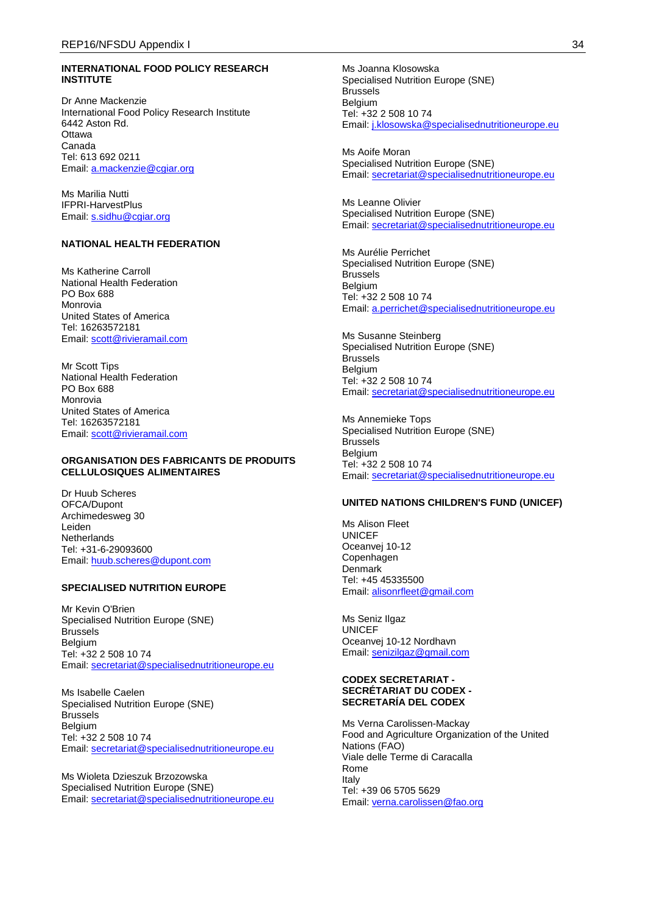**INTERNATIONAL FOOD POLICY RESEARCH INSTITUTE**

Dr Anne Mackenzie
International Food Policy Research Institute
6442 Aston Rd.
Ottawa
Canada
Tel: 613 692 0211
Email: a.mackenzie@cgiar.org

Ms Marilia Nutti
IFPRI-HarvestPlus
Email: s.sidhu@cgiar.org

**NATIONAL HEALTH FEDERATION**

Ms Katherine Carroll
National Health Federation
PO Box 688
Monrovia
United States of America
Tel: 16263572181
Email: scott@rivieramail.com

Mr Scott Tips
National Health Federation
PO Box 688
Monrovia
United States of America
Tel: 16263572181
Email: scott@rivieramail.com

**ORGANISATION DES FABRICANTS DE PRODUITS CELLULOSIQUES ALIMENTAIRES**

Dr Huub Scheres
OFCA/Dupont
Archimedesweg 30
Leiden
Netherlands
Tel: +31-6-29093600
Email: huub.scheres@dupont.com

**SPECIALISED NUTRITION EUROPE**

Mr Kevin O'Brien
Specialised Nutrition Europe (SNE)
Brussels
Belgium
Tel: +32 2 508 10 74
Email: secretariat@specialisednutritioneurope.eu

Ms Isabelle Caelen
Specialised Nutrition Europe (SNE)
Brussels
Belgium
Tel: +32 2 508 10 74
Email: secretariat@specialisednutritioneurope.eu

Ms Wioleta Dzieszuk Brzozowska
Specialised Nutrition Europe (SNE)
Email: secretariat@specialisednutritioneurope.eu

Ms Joanna Klosowska
Specialised Nutrition Europe (SNE)
Brussels
Belgium
Tel: +32 2 508 10 74
Email: j.klosowska@specialisednutritioneurope.eu

Ms Aoife Moran
Specialised Nutrition Europe (SNE)
Email: secretariat@specialisednutritioneurope.eu

Ms Leanne Olivier
Specialised Nutrition Europe (SNE)
Email: secretariat@specialisednutritioneurope.eu

Ms Aurélie Perrichet
Specialised Nutrition Europe (SNE)
Brussels
Belgium
Tel: +32 2 508 10 74
Email: a.perrichet@specialisednutritioneurope.eu

Ms Susanne Steinberg
Specialised Nutrition Europe (SNE)
Brussels
Belgium
Tel: +32 2 508 10 74
Email: secretariat@specialisednutritioneurope.eu

Ms Annemieke Tops
Specialised Nutrition Europe (SNE)
Brussels
Belgium
Tel: +32 2 508 10 74
Email: secretariat@specialisednutritioneurope.eu

**UNITED NATIONS CHILDREN'S FUND (UNICEF)**

Ms Alison Fleet
UNICEF
Oceanvej 10-12
Copenhagen
Denmark
Tel: +45 45335500
Email: alisonrfleet@gmail.com

Ms Seniz Ilgaz
UNICEF
Oceanvej 10-12 Nordhavn
Email: senizilgaz@gmail.com

**CODEX SECRETARIAT - SECRÉTARIAT DU CODEX - SECRETARÍA DEL CODEX**

Ms Verna Carolissen-Mackay
Food and Agriculture Organization of the United Nations (FAO)
Viale delle Terme di Caracalla
Rome
Italy
Tel: +39 06 5705 5629
Email: verna.carolissen@fao.org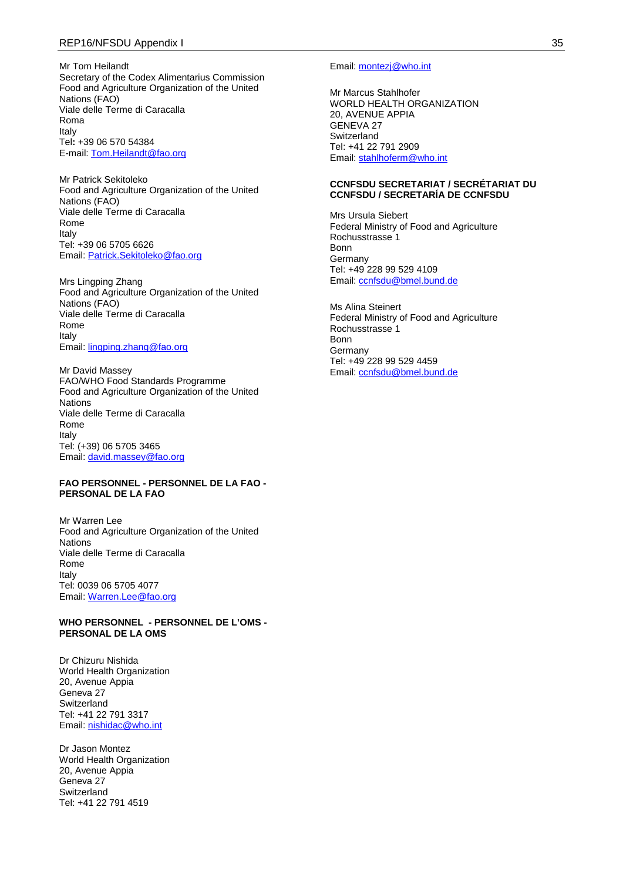Mr Tom Heilandt
Secretary of the Codex Alimentarius Commission
Food and Agriculture Organization of the United Nations (FAO)
Viale delle Terme di Caracalla
Roma
Italy
Tel: +39 06 570 54384
E-mail: Tom.Heilandt@fao.org

Mr Patrick Sekitoleko
Food and Agriculture Organization of the United Nations (FAO)
Viale delle Terme di Caracalla
Rome
Italy
Tel: +39 06 5705 6626
Email: Patrick.Sekitoleko@fao.org

Mrs Lingping Zhang
Food and Agriculture Organization of the United Nations (FAO)
Viale delle Terme di Caracalla
Rome
Italy
Email: lingping.zhang@fao.org

Mr David Massey
FAO/WHO Food Standards Programme
Food and Agriculture Organization of the United Nations
Viale delle Terme di Caracalla
Rome
Italy
Tel: (+39) 06 5705 3465
Email: david.massey@fao.org

**FAO PERSONNEL - PERSONNEL DE LA FAO - PERSONAL DE LA FAO**

Mr Warren Lee
Food and Agriculture Organization of the United Nations
Viale delle Terme di Caracalla
Rome
Italy
Tel: 0039 06 5705 4077
Email: Warren.Lee@fao.org

**WHO PERSONNEL - PERSONNEL DE L'OMS - PERSONAL DE LA OMS**

Dr Chizuru Nishida
World Health Organization
20, Avenue Appia
Geneva 27
Switzerland
Tel: +41 22 791 3317
Email: nishidac@who.int

Dr Jason Montez
World Health Organization
20, Avenue Appia
Geneva 27
Switzerland
Tel: +41 22 791 4519
Email: montezj@who.int

Mr Marcus Stahlhofer
WORLD HEALTH ORGANIZATION
20, AVENUE APPIA
GENEVA 27
Switzerland
Tel: +41 22 791 2909
Email: stahlhoferm@who.int

**CCNFSDU SECRETARIAT / SECRÉTARIAT DU CCNFSDU / SECRETARÍA DE CCNFSDU**

Mrs Ursula Siebert
Federal Ministry of Food and Agriculture
Rochusstrasse 1
Bonn
Germany
Tel: +49 228 99 529 4109
Email: ccnfsdu@bmel.bund.de

Ms Alina Steinert
Federal Ministry of Food and Agriculture
Rochusstrasse 1
Bonn
Germany
Tel: +49 228 99 529 4459
Email: ccnfsdu@bmel.bund.de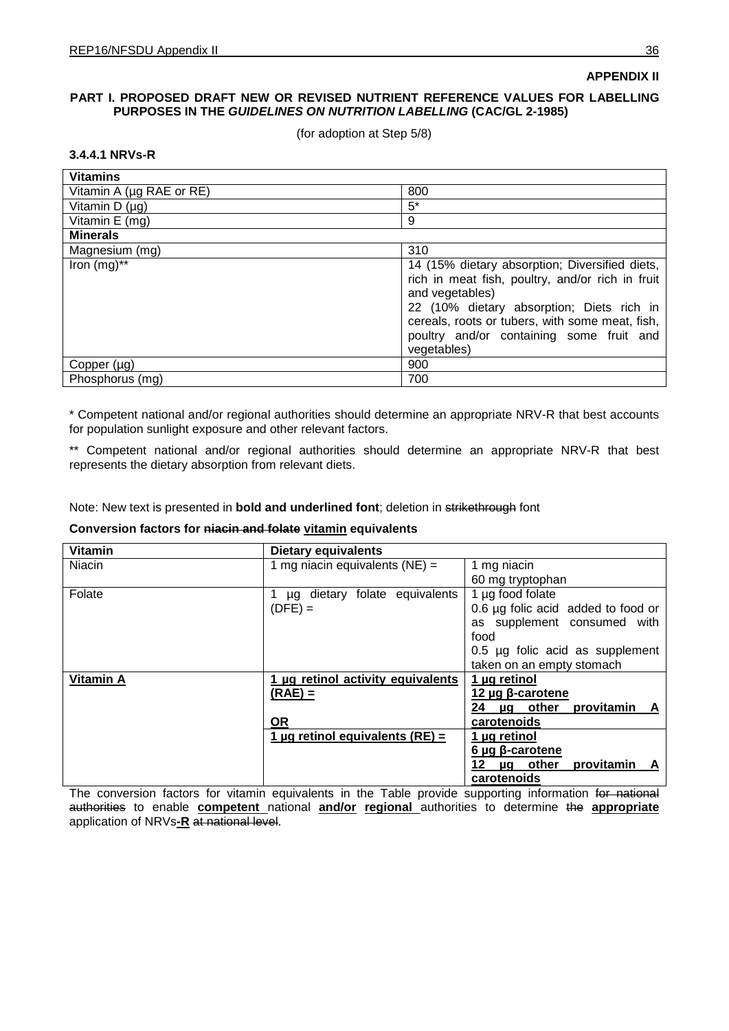**APPENDIX II**

**PART I. PROPOSED DRAFT NEW OR REVISED NUTRIENT REFERENCE VALUES FOR LABELLING PURPOSES IN THE *GUIDELINES ON NUTRITION LABELLING* (CAC/GL 2-1985)**

(for adoption at Step 5/8)

**3.4.4.1 NRVs-R**

| **Vitamins** | |
|---|---|
| Vitamin A (µg RAE or RE) | 800 |
| Vitamin D (µg) | 5* |
| Vitamin E (mg) | 9 |
| **Minerals** | |
| Magnesium (mg) | 310 |
| Iron (mg)** | 14 (15% dietary absorption; Diversified diets, rich in meat fish, poultry, and/or rich in fruit and vegetables)<br>22 (10% dietary absorption; Diets rich in cereals, roots or tubers, with some meat, fish, poultry and/or containing some fruit and vegetables) |
| Copper (µg) | 900 |
| Phosphorus (mg) | 700 |

\* Competent national and/or regional authorities should determine an appropriate NRV-R that best accounts for population sunlight exposure and other relevant factors.

** Competent national and/or regional authorities should determine an appropriate NRV-R that best represents the dietary absorption from relevant diets.

Note: New text is presented in **bold and underlined font**; deletion in ~~strikethrough~~ font

**Conversion factors for ~~niacin and folate~~ <u>vitamin</u> equivalents**

| **Vitamin** | **Dietary equivalents** | |
|---|---|---|
| Niacin | 1 mg niacin equivalents (NE) = | 1 mg niacin<br>60 mg tryptophan |
| Folate | 1 µg dietary folate equivalents (DFE) = | 1 µg food folate<br>0.6 µg folic acid added to food or as supplement consumed with food<br>0.5 µg folic acid as supplement taken on an empty stomach |
| **<u>Vitamin A</u>** | **<u>1 µg retinol activity equivalents (RAE) =</u>**<br><br>**<u>OR</u>** | **<u>1 µg retinol</u>**<br>**<u>12 µg β-carotene</u>**<br>**<u>24 µg other provitamin A carotenoids</u>** |
| | **<u>1 µg retinol equivalents (RE) =</u>** | **<u>1 µg retinol</u>**<br>**<u>6 µg β-carotene</u>**<br>**<u>12 µg other provitamin A carotenoids</u>** |

The conversion factors for vitamin equivalents in the Table provide supporting information ~~for national authorities~~ to enable **<u>competent</u>** national **<u>and/or regional</u>** authorities to determine ~~the~~ **<u>appropriate</u>** application of NRVs**<u>-R</u>** ~~at national level~~.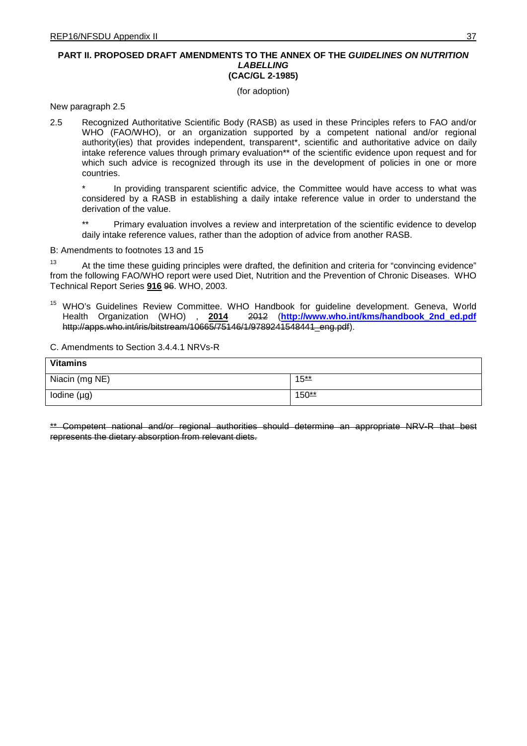**PART II. PROPOSED DRAFT AMENDMENTS TO THE ANNEX OF THE *GUIDELINES ON NUTRITION LABELLING* (CAC/GL 2-1985)**

(for adoption)

New paragraph 2.5

2.5 Recognized Authoritative Scientific Body (RASB) as used in these Principles refers to FAO and/or WHO (FAO/WHO), or an organization supported by a competent national and/or regional authority(ies) that provides independent, transparent*, scientific and authoritative advice on daily intake reference values through primary evaluation** of the scientific evidence upon request and for which such advice is recognized through its use in the development of policies in one or more countries.

\* In providing transparent scientific advice, the Committee would have access to what was considered by a RASB in establishing a daily intake reference value in order to understand the derivation of the value.

\*\* Primary evaluation involves a review and interpretation of the scientific evidence to develop daily intake reference values, rather than the adoption of advice from another RASB.

B: Amendments to footnotes 13 and 15

[13] At the time these guiding principles were drafted, the definition and criteria for "convincing evidence" from the following FAO/WHO report were used Diet, Nutrition and the Prevention of Chronic Diseases. WHO Technical Report Series **916** ~~96~~. WHO, 2003.

[15] WHO's Guidelines Review Committee. WHO Handbook for guideline development. Geneva, World Health Organization (WHO) , **2014** ~~2012~~ (**http://www.who.int/kms/handbook_2nd_ed.pdf** ~~http://apps.who.int/iris/bitstream/10665/75146/1/9789241548441_eng.pdf~~).

C. Amendments to Section 3.4.4.1 NRVs-R

| Vitamins | |
|---|---|
| Niacin (mg NE) | 15~~\*\*~~ |
| Iodine (µg) | 150~~\*\*~~ |

~~\*\* Competent national and/or regional authorities should determine an appropriate NRV-R that best represents the dietary absorption from relevant diets.~~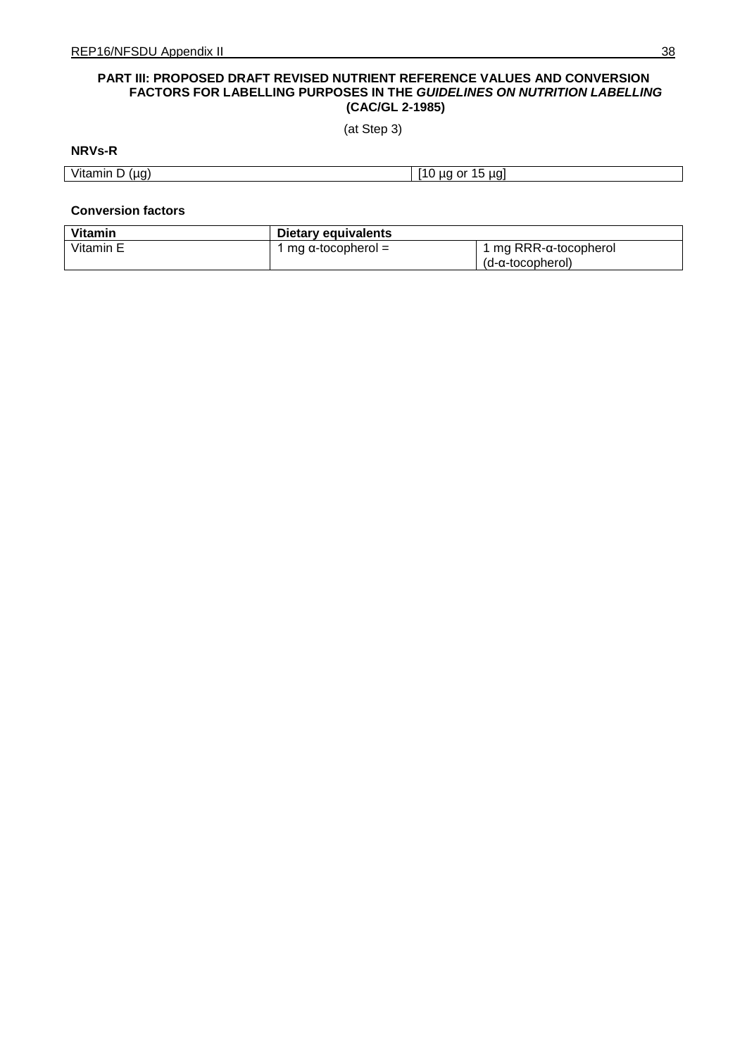**PART III: PROPOSED DRAFT REVISED NUTRIENT REFERENCE VALUES AND CONVERSION FACTORS FOR LABELLING PURPOSES IN THE *GUIDELINES ON NUTRITION LABELLING* (CAC/GL 2-1985)**

(at Step 3)

**NRVs-R**

| Vitamin D (µg) | [10 µg or 15 µg] |
|---|---|

**Conversion factors**

| **Vitamin** | **Dietary equivalents** | |
|---|---|---|
| Vitamin E | 1 mg α-tocopherol = | 1 mg RRR-α-tocopherol (d-α-tocopherol) |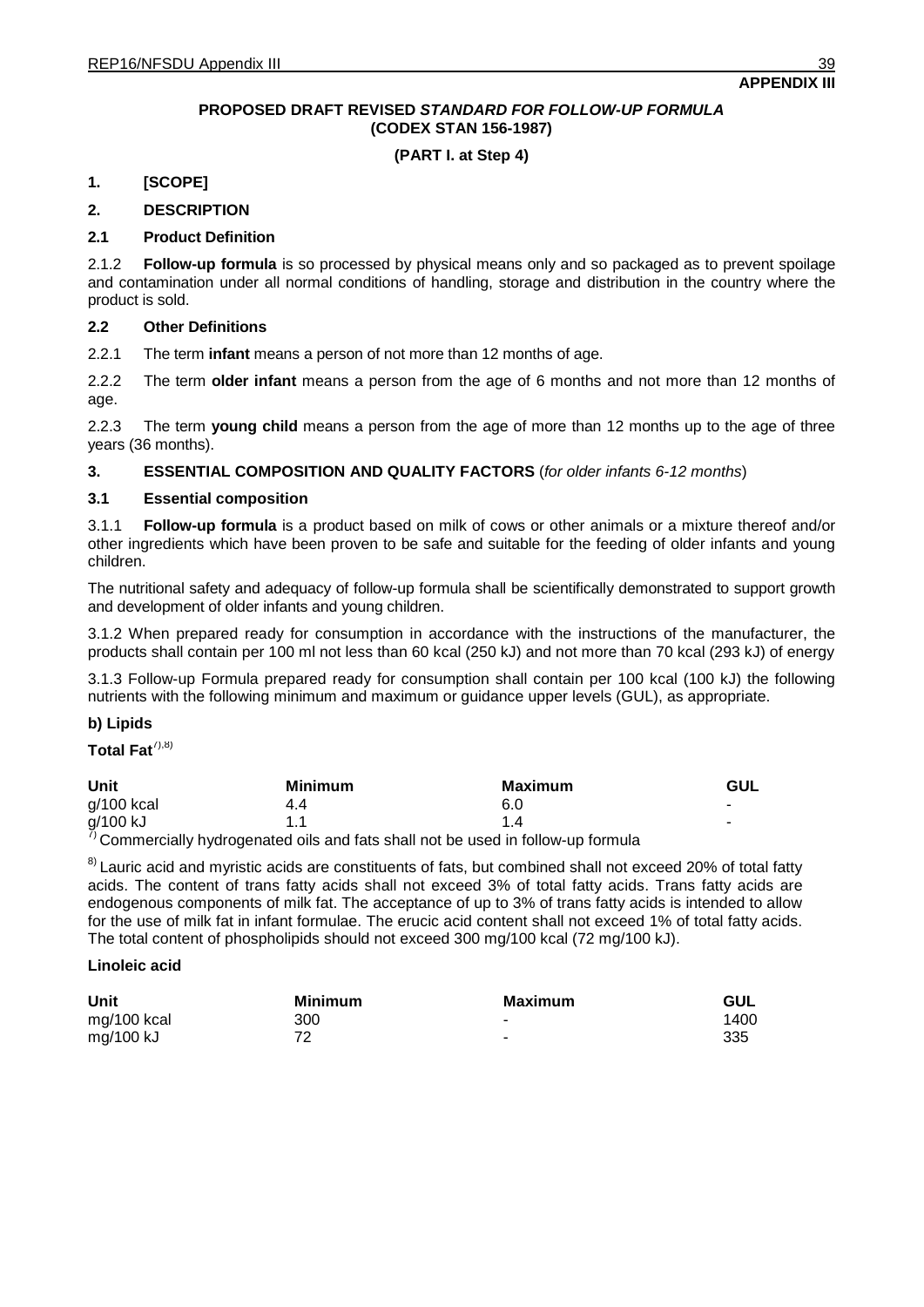**APPENDIX III**

**PROPOSED DRAFT REVISED *STANDARD FOR FOLLOW-UP FORMULA* (CODEX STAN 156-1987)**

**(PART I. at Step 4)**

**1. [SCOPE]**

**2. DESCRIPTION**

**2.1 Product Definition**

2.1.2 **Follow-up formula** is so processed by physical means only and so packaged as to prevent spoilage and contamination under all normal conditions of handling, storage and distribution in the country where the product is sold.

**2.2 Other Definitions**

2.2.1 The term **infant** means a person of not more than 12 months of age.

2.2.2 The term **older infant** means a person from the age of 6 months and not more than 12 months of age.

2.2.3 The term **young child** means a person from the age of more than 12 months up to the age of three years (36 months).

**3. ESSENTIAL COMPOSITION AND QUALITY FACTORS** (*for older infants 6-12 months*)

**3.1 Essential composition**

3.1.1 **Follow-up formula** is a product based on milk of cows or other animals or a mixture thereof and/or other ingredients which have been proven to be safe and suitable for the feeding of older infants and young children.

The nutritional safety and adequacy of follow-up formula shall be scientifically demonstrated to support growth and development of older infants and young children.

3.1.2 When prepared ready for consumption in accordance with the instructions of the manufacturer, the products shall contain per 100 ml not less than 60 kcal (250 kJ) and not more than 70 kcal (293 kJ) of energy

3.1.3 Follow-up Formula prepared ready for consumption shall contain per 100 kcal (100 kJ) the following nutrients with the following minimum and maximum or guidance upper levels (GUL), as appropriate.

**b) Lipids**

**Total Fat**[7),8)]

| Unit | Minimum | Maximum | GUL |
|---|---|---|---|
| g/100 kcal | 4.4 | 6.0 | - |
| g/100 kJ | 1.1 | 1.4 | - |

[7)] Commercially hydrogenated oils and fats shall not be used in follow-up formula

[8)] Lauric acid and myristic acids are constituents of fats, but combined shall not exceed 20% of total fatty acids. The content of trans fatty acids shall not exceed 3% of total fatty acids. Trans fatty acids are endogenous components of milk fat. The acceptance of up to 3% of trans fatty acids is intended to allow for the use of milk fat in infant formulae. The erucic acid content shall not exceed 1% of total fatty acids. The total content of phospholipids should not exceed 300 mg/100 kcal (72 mg/100 kJ).

**Linoleic acid**

| Unit | Minimum | Maximum | GUL |
|---|---|---|---|
| mg/100 kcal | 300 | - | 1400 |
| mg/100 kJ | 72 | - | 335 |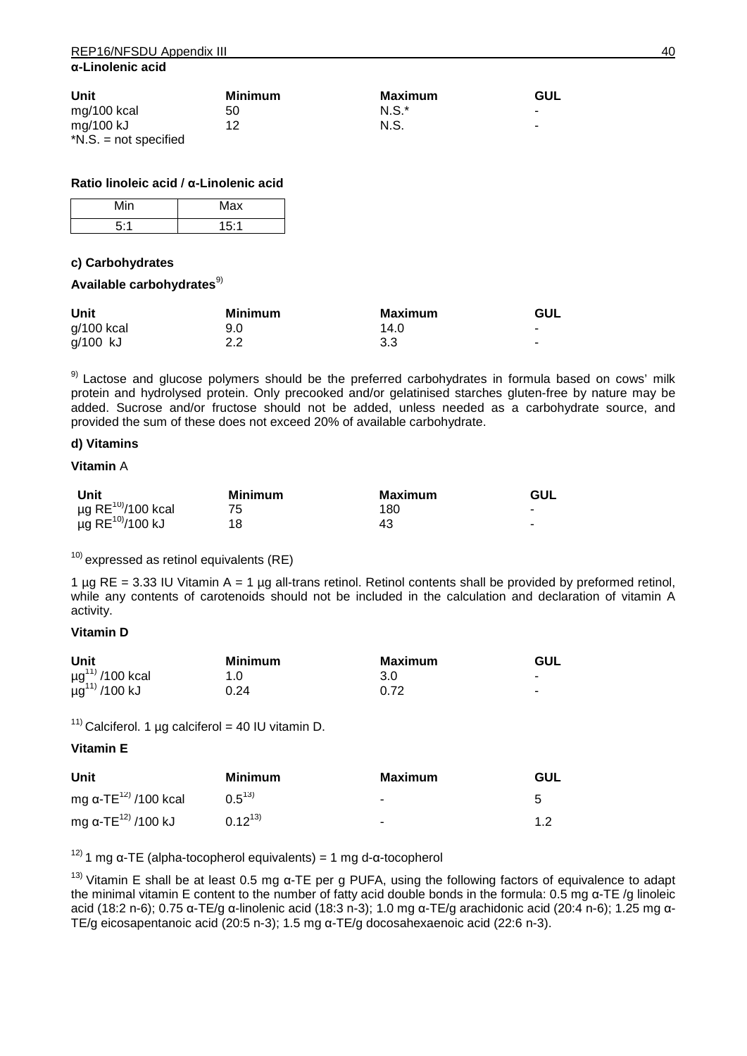**α-Linolenic acid**

| Unit | Minimum | Maximum | GUL |
|---|---|---|---|
| mg/100 kcal | 50 | N.S.* | - |
| mg/100 kJ | 12 | N.S. | - |

*N.S. = not specified

**Ratio linoleic acid / α-Linolenic acid**

| Min | Max |
|---|---|
| 5:1 | 15:1 |

**c) Carbohydrates**

**Available carbohydrates**[9)]

| Unit | Minimum | Maximum | GUL |
|---|---|---|---|
| g/100 kcal | 9.0 | 14.0 | - |
| g/100 kJ | 2.2 | 3.3 | - |

[9)] Lactose and glucose polymers should be the preferred carbohydrates in formula based on cows' milk protein and hydrolysed protein. Only precooked and/or gelatinised starches gluten-free by nature may be added. Sucrose and/or fructose should not be added, unless needed as a carbohydrate source, and provided the sum of these does not exceed 20% of available carbohydrate.

**d) Vitamins**

**Vitamin** A

| Unit | Minimum | Maximum | GUL |
|---|---|---|---|
| µg RE[10)]/100 kcal | 75 | 180 | - |
| µg RE[10)]/100 kJ | 18 | 43 | - |

[10)] expressed as retinol equivalents (RE)

1 µg RE = 3.33 IU Vitamin A = 1 µg all-trans retinol. Retinol contents shall be provided by preformed retinol, while any contents of carotenoids should not be included in the calculation and declaration of vitamin A activity.

**Vitamin D**

| Unit | Minimum | Maximum | GUL |
|---|---|---|---|
| µg[11)] /100 kcal | 1.0 | 3.0 | - |
| µg[11)] /100 kJ | 0.24 | 0.72 | - |

[11)] Calciferol. 1 µg calciferol = 40 IU vitamin D.

**Vitamin E**

| Unit | Minimum | Maximum | GUL |
|---|---|---|---|
| mg α-TE[12)] /100 kcal | 0.5[13)] | - | 5 |
| mg α-TE[12)] /100 kJ | 0.12[13)] | - | 1.2 |

[12)] 1 mg α-TE (alpha-tocopherol equivalents) = 1 mg d-α-tocopherol

[13)] Vitamin E shall be at least 0.5 mg α-TE per g PUFA, using the following factors of equivalence to adapt the minimal vitamin E content to the number of fatty acid double bonds in the formula: 0.5 mg α-TE /g linoleic acid (18:2 n-6); 0.75 α-TE/g α-linolenic acid (18:3 n-3); 1.0 mg α-TE/g arachidonic acid (20:4 n-6); 1.25 mg α-TE/g eicosapentanoic acid (20:5 n-3); 1.5 mg α-TE/g docosahexaenoic acid (22:6 n-3).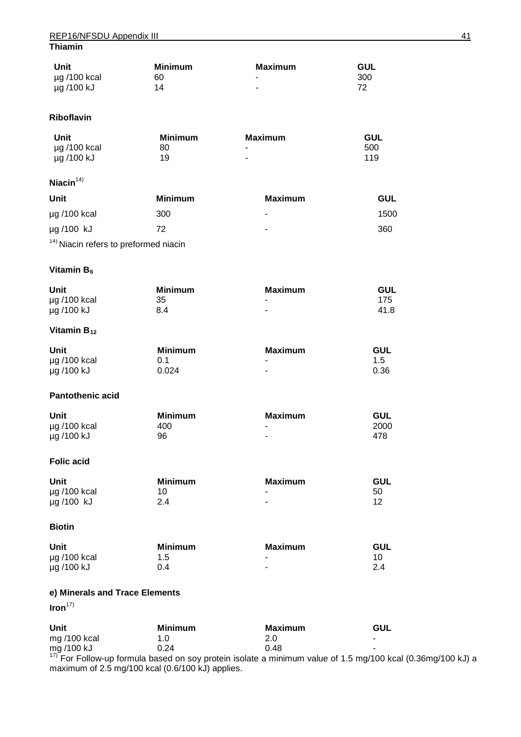**Thiamin**

| Unit | Minimum | Maximum | GUL |
|---|---|---|---|
| µg /100 kcal | 60 | - | 300 |
| µg /100 kJ | 14 | - | 72 |

**Riboflavin**

| Unit | Minimum | Maximum | GUL |
|---|---|---|---|
| µg /100 kcal | 80 | - | 500 |
| µg /100 kJ | 19 | - | 119 |

**Niacin**[14)]

| Unit | Minimum | Maximum | GUL |
|---|---|---|---|
| µg /100 kcal | 300 | - | 1500 |
| µg /100 kJ | 72 | - | 360 |

[14)] Niacin refers to preformed niacin

**Vitamin $B_6$**

| Unit | Minimum | Maximum | GUL |
|---|---|---|---|
| µg /100 kcal | 35 | - | 175 |
| µg /100 kJ | 8.4 | - | 41.8 |

**Vitamin $B_{12}$**

| Unit | Minimum | Maximum | GUL |
|---|---|---|---|
| µg /100 kcal | 0.1 | - | 1.5 |
| µg /100 kJ | 0.024 | - | 0.36 |

**Pantothenic acid**

| Unit | Minimum | Maximum | GUL |
|---|---|---|---|
| µg /100 kcal | 400 | - | 2000 |
| µg /100 kJ | 96 | - | 478 |

**Folic acid**

| Unit | Minimum | Maximum | GUL |
|---|---|---|---|
| µg /100 kcal | 10 | - | 50 |
| µg /100 kJ | 2.4 | - | 12 |

**Biotin**

| Unit | Minimum | Maximum | GUL |
|---|---|---|---|
| µg /100 kcal | 1.5 | - | 10 |
| µg /100 kJ | 0.4 | - | 2.4 |

**e) Minerals and Trace Elements**

**Iron**[17)]

| Unit | Minimum | Maximum | GUL |
|---|---|---|---|
| mg /100 kcal | 1.0 | 2.0 | - |
| mg /100 kJ | 0.24 | 0.48 | - |

[17)] For Follow-up formula based on soy protein isolate a minimum value of 1.5 mg/100 kcal (0.36mg/100 kJ) a maximum of 2.5 mg/100 kcal (0.6/100 kJ) applies.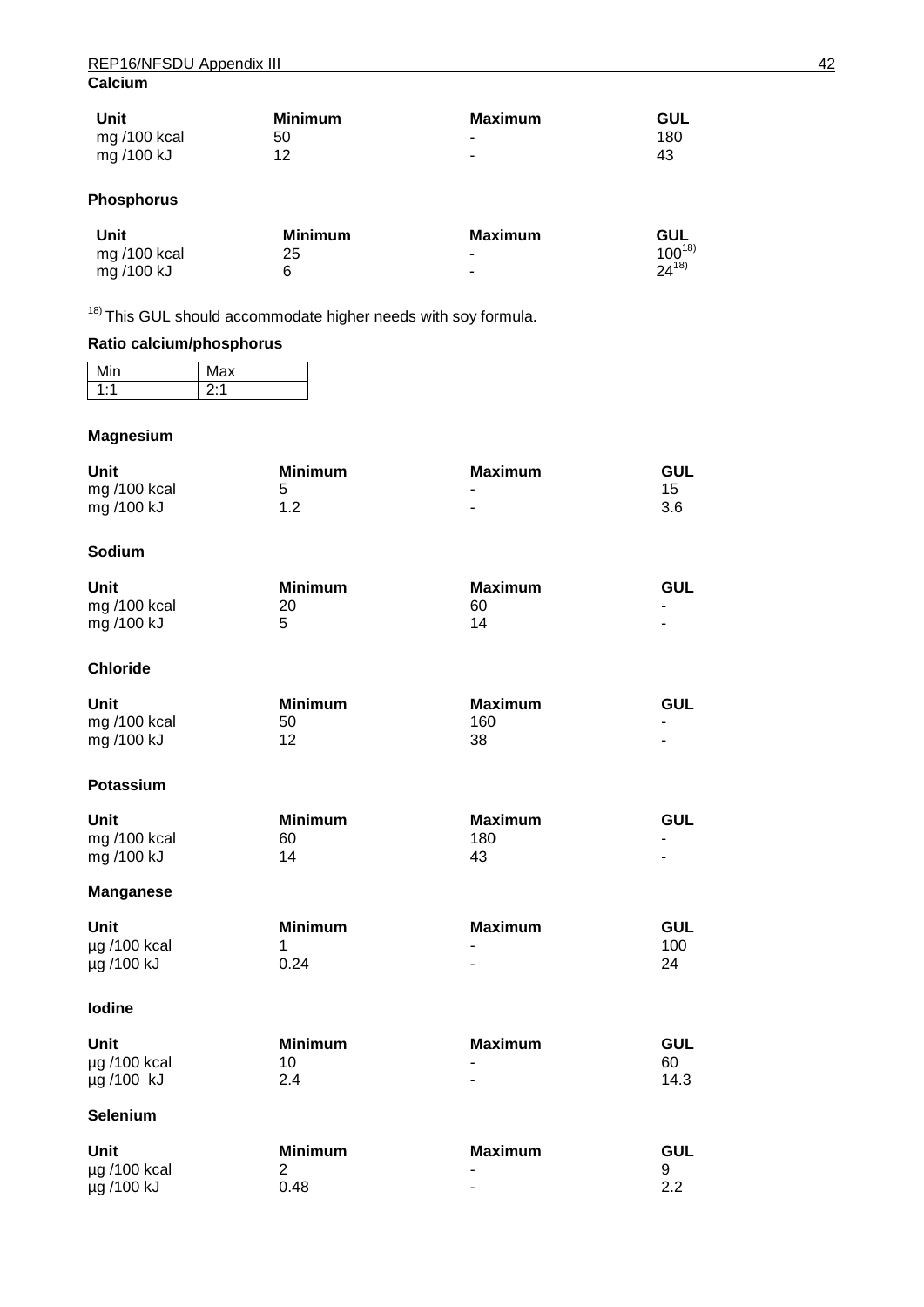**Calcium**

| Unit | Minimum | Maximum | GUL |
|---|---|---|---|
| mg /100 kcal | 50 | - | 180 |
| mg /100 kJ | 12 | - | 43 |

**Phosphorus**

| Unit | Minimum | Maximum | GUL |
|---|---|---|---|
| mg /100 kcal | 25 | - | 100[18)] |
| mg /100 kJ | 6 | - | 24[18)] |

[18)] This GUL should accommodate higher needs with soy formula.

**Ratio calcium/phosphorus**

| Min | Max |
|---|---|
| 1:1 | 2:1 |

**Magnesium**

| Unit | Minimum | Maximum | GUL |
|---|---|---|---|
| mg /100 kcal | 5 | - | 15 |
| mg /100 kJ | 1.2 | - | 3.6 |

**Sodium**

| Unit | Minimum | Maximum | GUL |
|---|---|---|---|
| mg /100 kcal | 20 | 60 | - |
| mg /100 kJ | 5 | 14 | - |

**Chloride**

| Unit | Minimum | Maximum | GUL |
|---|---|---|---|
| mg /100 kcal | 50 | 160 | - |
| mg /100 kJ | 12 | 38 | - |

**Potassium**

| Unit | Minimum | Maximum | GUL |
|---|---|---|---|
| mg /100 kcal | 60 | 180 | - |
| mg /100 kJ | 14 | 43 | - |

**Manganese**

| Unit | Minimum | Maximum | GUL |
|---|---|---|---|
| µg /100 kcal | 1 | - | 100 |
| µg /100 kJ | 0.24 | - | 24 |

**Iodine**

| Unit | Minimum | Maximum | GUL |
|---|---|---|---|
| µg /100 kcal | 10 | - | 60 |
| µg /100 kJ | 2.4 | - | 14.3 |

**Selenium**

| Unit | Minimum | Maximum | GUL |
|---|---|---|---|
| µg /100 kcal | 2 | - | 9 |
| µg /100 kJ | 0.48 | - | 2.2 |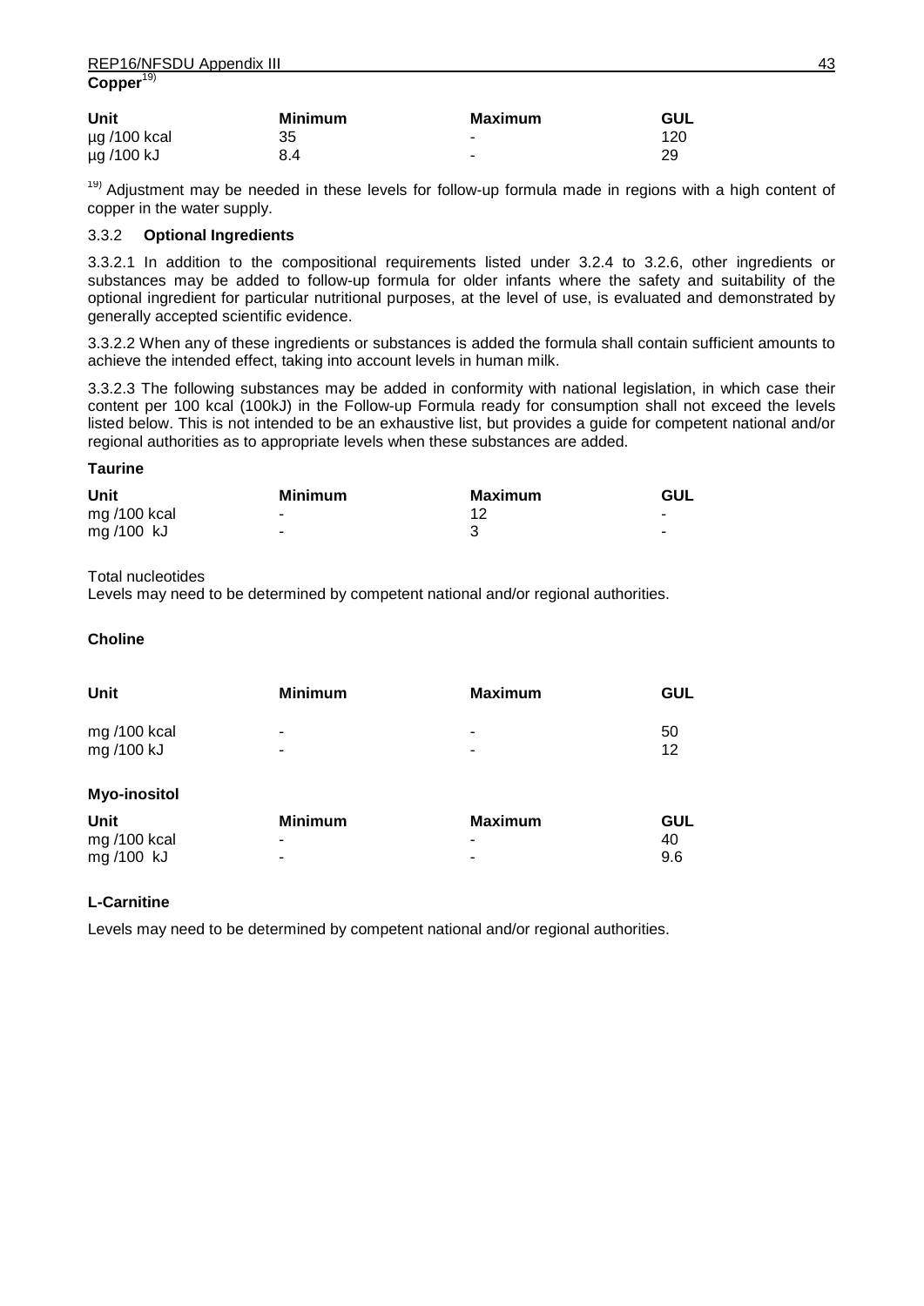**Copper**[19]

| Unit | Minimum | Maximum | GUL |
|---|---|---|---|
| µg /100 kcal | 35 | - | 120 |
| µg /100 kJ | 8.4 | - | 29 |

[19] Adjustment may be needed in these levels for follow-up formula made in regions with a high content of copper in the water supply.

### 3.3.2 **Optional Ingredients**

3.3.2.1 In addition to the compositional requirements listed under 3.2.4 to 3.2.6, other ingredients or substances may be added to follow-up formula for older infants where the safety and suitability of the optional ingredient for particular nutritional purposes, at the level of use, is evaluated and demonstrated by generally accepted scientific evidence.

3.3.2.2 When any of these ingredients or substances is added the formula shall contain sufficient amounts to achieve the intended effect, taking into account levels in human milk.

3.3.2.3 The following substances may be added in conformity with national legislation, in which case their content per 100 kcal (100kJ) in the Follow-up Formula ready for consumption shall not exceed the levels listed below. This is not intended to be an exhaustive list, but provides a guide for competent national and/or regional authorities as to appropriate levels when these substances are added.

**Taurine**

| Unit | Minimum | Maximum | GUL |
|---|---|---|---|
| mg /100 kcal | - | 12 | - |
| mg /100 kJ | - | 3 | - |

Total nucleotides

Levels may need to be determined by competent national and/or regional authorities.

**Choline**

| Unit | Minimum | Maximum | GUL |
|---|---|---|---|
| mg /100 kcal | - | - | 50 |
| mg /100 kJ | - | - | 12 |

**Myo-inositol**

| Unit | Minimum | Maximum | GUL |
|---|---|---|---|
| mg /100 kcal | - | - | 40 |
| mg /100 kJ | - | - | 9.6 |

**L-Carnitine**

Levels may need to be determined by competent national and/or regional authorities.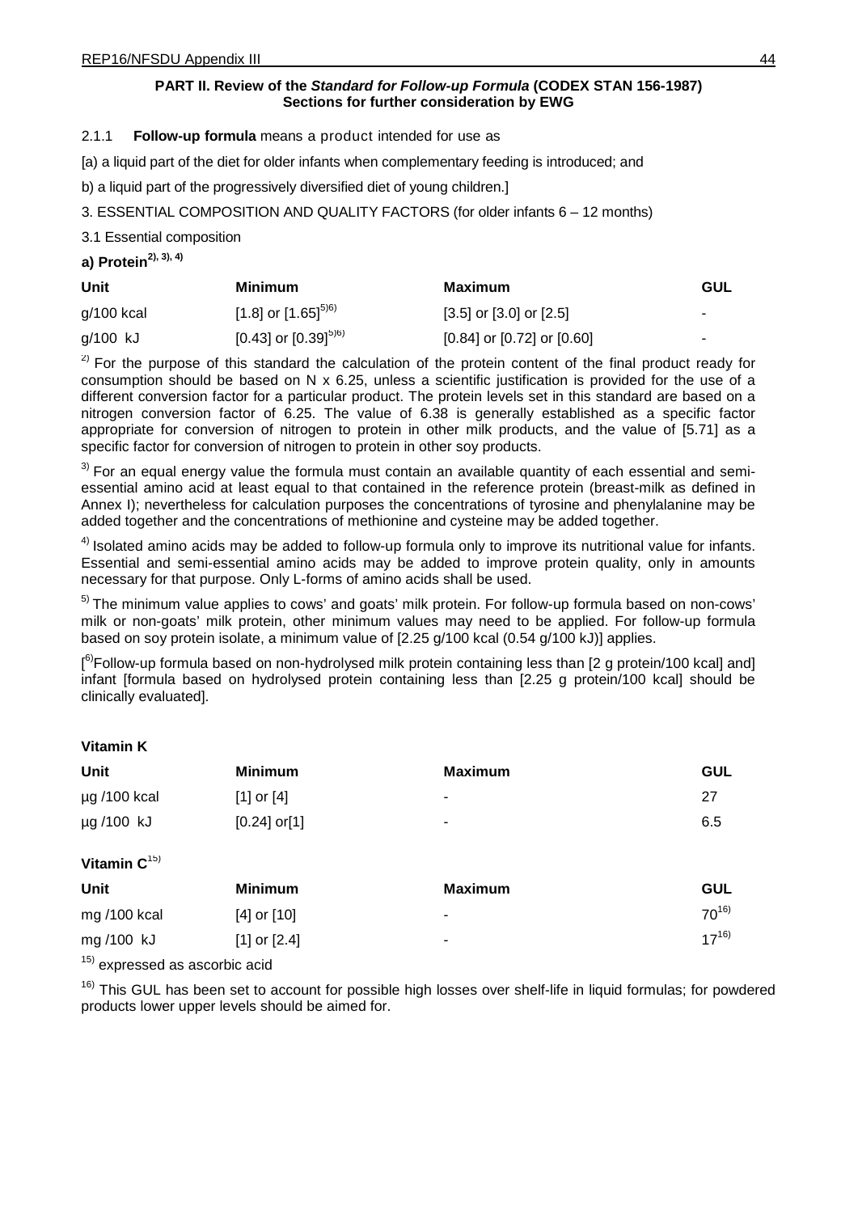**PART II. Review of the *Standard for Follow-up Formula* (CODEX STAN 156-1987) Sections for further consideration by EWG**

2.1.1 **Follow-up formula** means a product intended for use as

[a) a liquid part of the diet for older infants when complementary feeding is introduced; and

b) a liquid part of the progressively diversified diet of young children.]

3. ESSENTIAL COMPOSITION AND QUALITY FACTORS (for older infants 6 – 12 months)

3.1 Essential composition

**a) Protein**[2), 3), 4)]

| Unit | Minimum | Maximum | GUL |
|---|---|---|---|
| g/100 kcal | [1.8] or [1.65][5)6)] | [3.5] or [3.0] or [2.5] | - |
| g/100 kJ | [0.43] or [0.39][5)6)] | [0.84] or [0.72] or [0.60] | - |

[2)] For the purpose of this standard the calculation of the protein content of the final product ready for consumption should be based on N x 6.25, unless a scientific justification is provided for the use of a different conversion factor for a particular product. The protein levels set in this standard are based on a nitrogen conversion factor of 6.25. The value of 6.38 is generally established as a specific factor appropriate for conversion of nitrogen to protein in other milk products, and the value of [5.71] as a specific factor for conversion of nitrogen to protein in other soy products.

[3)] For an equal energy value the formula must contain an available quantity of each essential and semi-essential amino acid at least equal to that contained in the reference protein (breast-milk as defined in Annex I); nevertheless for calculation purposes the concentrations of tyrosine and phenylalanine may be added together and the concentrations of methionine and cysteine may be added together.

[4)] Isolated amino acids may be added to follow-up formula only to improve its nutritional value for infants. Essential and semi-essential amino acids may be added to improve protein quality, only in amounts necessary for that purpose. Only L-forms of amino acids shall be used.

[5)] The minimum value applies to cows' and goats' milk protein. For follow-up formula based on non-cows' milk or non-goats' milk protein, other minimum values may need to be applied. For follow-up formula based on soy protein isolate, a minimum value of [2.25 g/100 kcal (0.54 g/100 kJ)] applies.

[[6)]Follow-up formula based on non-hydrolysed milk protein containing less than [2 g protein/100 kcal] and] infant [formula based on hydrolysed protein containing less than [2.25 g protein/100 kcal] should be clinically evaluated].

**Vitamin K**

| Unit | Minimum | Maximum | GUL |
|---|---|---|---|
| µg /100 kcal | [1] or [4] | - | 27 |
| µg /100 kJ | [0.24] or[1] | - | 6.5 |

**Vitamin C**[15)]

| Unit | Minimum | Maximum | GUL |
|---|---|---|---|
| mg /100 kcal | [4] or [10] | - | 70[16)] |
| mg /100 kJ | [1] or [2.4] | - | 17[16)] |

[15)] expressed as ascorbic acid

[16)] This GUL has been set to account for possible high losses over shelf-life in liquid formulas; for powdered products lower upper levels should be aimed for.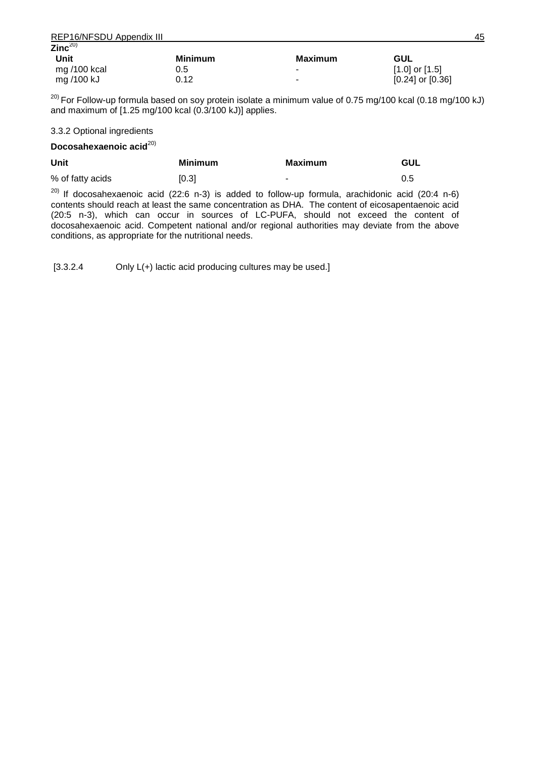**Zinc**[20)]

| Unit | Minimum | Maximum | GUL |
|---|---|---|---|
| mg /100 kcal | 0.5 | - | [1.0] or [1.5] |
| mg /100 kJ | 0.12 | - | [0.24] or [0.36] |

[20)] For Follow-up formula based on soy protein isolate a minimum value of 0.75 mg/100 kcal (0.18 mg/100 kJ) and maximum of [1.25 mg/100 kcal (0.3/100 kJ)] applies.

3.3.2 Optional ingredients

**Docosahexaenoic acid**[20)]

| Unit | Minimum | Maximum | GUL |
|---|---|---|---|
| % of fatty acids | [0.3] | - | 0.5 |

[20)] If docosahexaenoic acid (22:6 n-3) is added to follow-up formula, arachidonic acid (20:4 n-6) contents should reach at least the same concentration as DHA. The content of eicosapentaenoic acid (20:5 n-3), which can occur in sources of LC-PUFA, should not exceed the content of docosahexaenoic acid. Competent national and/or regional authorities may deviate from the above conditions, as appropriate for the nutritional needs.

[3.3.2.4 Only L(+) lactic acid producing cultures may be used.]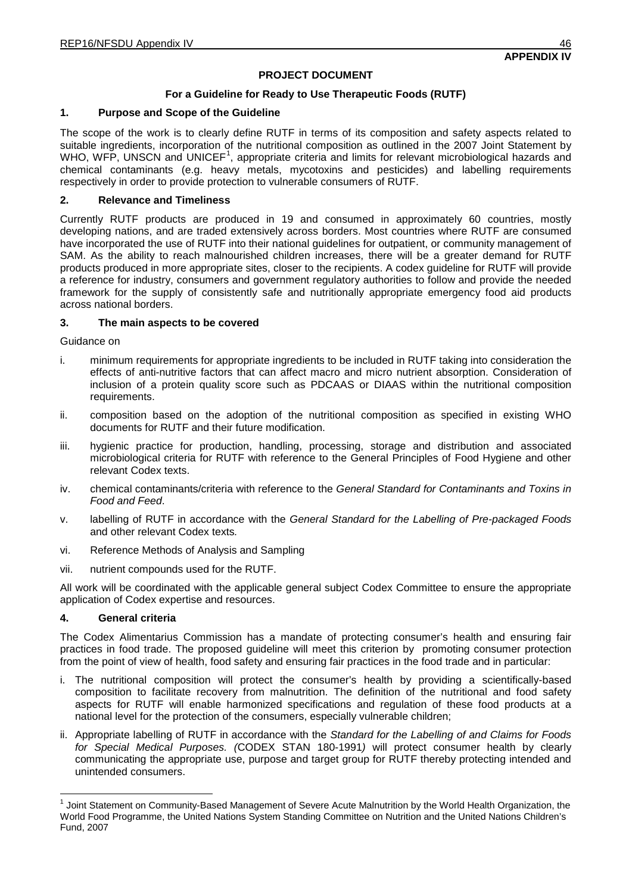**APPENDIX IV**

**PROJECT DOCUMENT**

**For a Guideline for Ready to Use Therapeutic Foods (RUTF)**

## 1. Purpose and Scope of the Guideline

The scope of the work is to clearly define RUTF in terms of its composition and safety aspects related to suitable ingredients, incorporation of the nutritional composition as outlined in the 2007 Joint Statement by WHO, WFP, UNSCN and UNICEF[1], appropriate criteria and limits for relevant microbiological hazards and chemical contaminants (e.g. heavy metals, mycotoxins and pesticides) and labelling requirements respectively in order to provide protection to vulnerable consumers of RUTF.

## 2. Relevance and Timeliness

Currently RUTF products are produced in 19 and consumed in approximately 60 countries, mostly developing nations, and are traded extensively across borders. Most countries where RUTF are consumed have incorporated the use of RUTF into their national guidelines for outpatient, or community management of SAM. As the ability to reach malnourished children increases, there will be a greater demand for RUTF products produced in more appropriate sites, closer to the recipients. A codex guideline for RUTF will provide a reference for industry, consumers and government regulatory authorities to follow and provide the needed framework for the supply of consistently safe and nutritionally appropriate emergency food aid products across national borders.

## 3. The main aspects to be covered

Guidance on

i. minimum requirements for appropriate ingredients to be included in RUTF taking into consideration the effects of anti-nutritive factors that can affect macro and micro nutrient absorption. Consideration of inclusion of a protein quality score such as PDCAAS or DIAAS within the nutritional composition requirements.

ii. composition based on the adoption of the nutritional composition as specified in existing WHO documents for RUTF and their future modification.

iii. hygienic practice for production, handling, processing, storage and distribution and associated microbiological criteria for RUTF with reference to the General Principles of Food Hygiene and other relevant Codex texts.

iv. chemical contaminants/criteria with reference to the *General Standard for Contaminants and Toxins in Food and Feed*.

v. labelling of RUTF in accordance with the *General Standard for the Labelling of Pre-packaged Foods* and other relevant Codex texts*.*

vi. Reference Methods of Analysis and Sampling

vii. nutrient compounds used for the RUTF.

All work will be coordinated with the applicable general subject Codex Committee to ensure the appropriate application of Codex expertise and resources.

## 4. General criteria

The Codex Alimentarius Commission has a mandate of protecting consumer's health and ensuring fair practices in food trade. The proposed guideline will meet this criterion by promoting consumer protection from the point of view of health, food safety and ensuring fair practices in the food trade and in particular:

i. The nutritional composition will protect the consumer's health by providing a scientifically-based composition to facilitate recovery from malnutrition. The definition of the nutritional and food safety aspects for RUTF will enable harmonized specifications and regulation of these food products at a national level for the protection of the consumers, especially vulnerable children;

ii. Appropriate labelling of RUTF in accordance with the *Standard for the Labelling of and Claims for Foods for Special Medical Purposes. (*CODEX STAN 180-1991*)* will protect consumer health by clearly communicating the appropriate use, purpose and target group for RUTF thereby protecting intended and unintended consumers.

---

[1] Joint Statement on Community-Based Management of Severe Acute Malnutrition by the World Health Organization, the World Food Programme, the United Nations System Standing Committee on Nutrition and the United Nations Children's Fund, 2007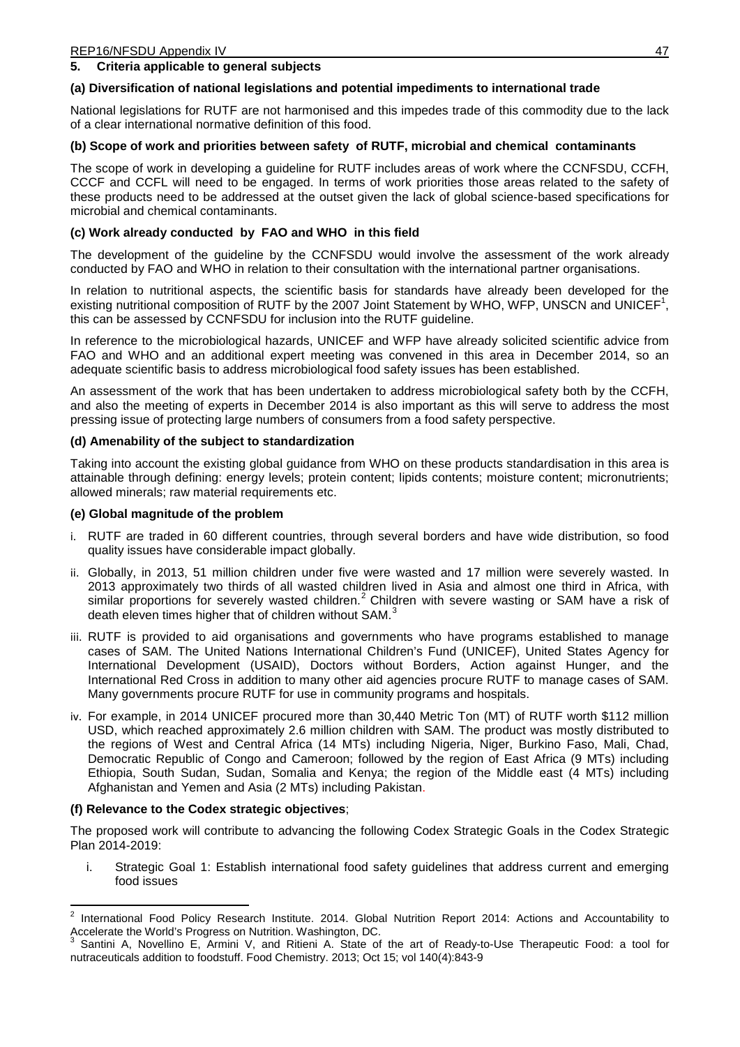## 5. Criteria applicable to general subjects

### (a) Diversification of national legislations and potential impediments to international trade

National legislations for RUTF are not harmonised and this impedes trade of this commodity due to the lack of a clear international normative definition of this food.

### (b) Scope of work and priorities between safety of RUTF, microbial and chemical contaminants

The scope of work in developing a guideline for RUTF includes areas of work where the CCNFSDU, CCFH, CCCF and CCFL will need to be engaged. In terms of work priorities those areas related to the safety of these products need to be addressed at the outset given the lack of global science-based specifications for microbial and chemical contaminants.

### (c) Work already conducted by FAO and WHO in this field

The development of the guideline by the CCNFSDU would involve the assessment of the work already conducted by FAO and WHO in relation to their consultation with the international partner organisations.

In relation to nutritional aspects, the scientific basis for standards have already been developed for the existing nutritional composition of RUTF by the 2007 Joint Statement by WHO, WFP, UNSCN and UNICEF[1], this can be assessed by CCNFSDU for inclusion into the RUTF guideline.

In reference to the microbiological hazards, UNICEF and WFP have already solicited scientific advice from FAO and WHO and an additional expert meeting was convened in this area in December 2014, so an adequate scientific basis to address microbiological food safety issues has been established.

An assessment of the work that has been undertaken to address microbiological safety both by the CCFH, and also the meeting of experts in December 2014 is also important as this will serve to address the most pressing issue of protecting large numbers of consumers from a food safety perspective.

### (d) Amenability of the subject to standardization

Taking into account the existing global guidance from WHO on these products standardisation in this area is attainable through defining: energy levels; protein content; lipids contents; moisture content; micronutrients; allowed minerals; raw material requirements etc.

### (e) Global magnitude of the problem

i. RUTF are traded in 60 different countries, through several borders and have wide distribution, so food quality issues have considerable impact globally.

ii. Globally, in 2013, 51 million children under five were wasted and 17 million were severely wasted. In 2013 approximately two thirds of all wasted children lived in Asia and almost one third in Africa, with similar proportions for severely wasted children.[2] Children with severe wasting or SAM have a risk of death eleven times higher that of children without SAM.[3]

iii. RUTF is provided to aid organisations and governments who have programs established to manage cases of SAM. The United Nations International Children's Fund (UNICEF), United States Agency for International Development (USAID), Doctors without Borders, Action against Hunger, and the International Red Cross in addition to many other aid agencies procure RUTF to manage cases of SAM. Many governments procure RUTF for use in community programs and hospitals.

iv. For example, in 2014 UNICEF procured more than 30,440 Metric Ton (MT) of RUTF worth \$112 million USD, which reached approximately 2.6 million children with SAM. The product was mostly distributed to the regions of West and Central Africa (14 MTs) including Nigeria, Niger, Burkino Faso, Mali, Chad, Democratic Republic of Congo and Cameroon; followed by the region of East Africa (9 MTs) including Ethiopia, South Sudan, Sudan, Somalia and Kenya; the region of the Middle east (4 MTs) including Afghanistan and Yemen and Asia (2 MTs) including Pakistan.

### (f) Relevance to the Codex strategic objectives;

The proposed work will contribute to advancing the following Codex Strategic Goals in the Codex Strategic Plan 2014-2019:

i. Strategic Goal 1: Establish international food safety guidelines that address current and emerging food issues

---

[2] International Food Policy Research Institute. 2014. Global Nutrition Report 2014: Actions and Accountability to Accelerate the World's Progress on Nutrition. Washington, DC.

[3] Santini A, Novellino E, Armini V, and Ritieni A. State of the art of Ready-to-Use Therapeutic Food: a tool for nutraceuticals addition to foodstuff. Food Chemistry. 2013; Oct 15; vol 140(4):843-9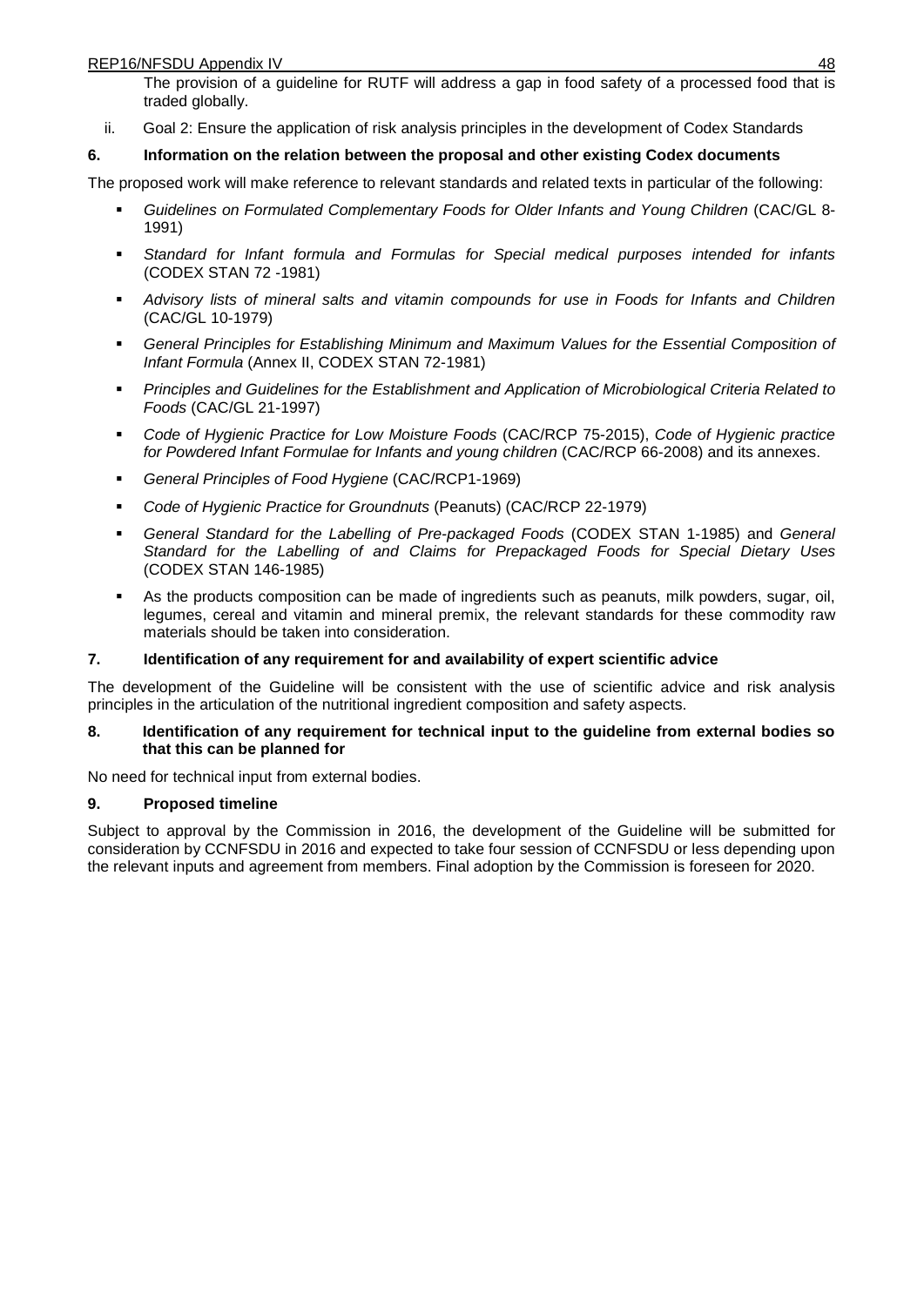The provision of a guideline for RUTF will address a gap in food safety of a processed food that is traded globally.

ii. Goal 2: Ensure the application of risk analysis principles in the development of Codex Standards

**6. Information on the relation between the proposal and other existing Codex documents**

The proposed work will make reference to relevant standards and related texts in particular of the following:

- *Guidelines on Formulated Complementary Foods for Older Infants and Young Children* (CAC/GL 8-1991)
- *Standard for Infant formula and Formulas for Special medical purposes intended for infants* (CODEX STAN 72 -1981)
- *Advisory lists of mineral salts and vitamin compounds for use in Foods for Infants and Children* (CAC/GL 10-1979)
- *General Principles for Establishing Minimum and Maximum Values for the Essential Composition of Infant Formula* (Annex II, CODEX STAN 72-1981)
- *Principles and Guidelines for the Establishment and Application of Microbiological Criteria Related to Foods* (CAC/GL 21-1997)
- *Code of Hygienic Practice for Low Moisture Foods* (CAC/RCP 75-2015), *Code of Hygienic practice for Powdered Infant Formulae for Infants and young children* (CAC/RCP 66-2008) and its annexes.
- *General Principles of Food Hygiene* (CAC/RCP1-1969)
- *Code of Hygienic Practice for Groundnuts* (Peanuts) (CAC/RCP 22-1979)
- *General Standard for the Labelling of Pre-packaged Foods* (CODEX STAN 1-1985) and *General Standard for the Labelling of and Claims for Prepackaged Foods for Special Dietary Uses* (CODEX STAN 146-1985)
- As the products composition can be made of ingredients such as peanuts, milk powders, sugar, oil, legumes, cereal and vitamin and mineral premix, the relevant standards for these commodity raw materials should be taken into consideration.

**7. Identification of any requirement for and availability of expert scientific advice**

The development of the Guideline will be consistent with the use of scientific advice and risk analysis principles in the articulation of the nutritional ingredient composition and safety aspects.

**8. Identification of any requirement for technical input to the guideline from external bodies so that this can be planned for**

No need for technical input from external bodies.

**9. Proposed timeline**

Subject to approval by the Commission in 2016, the development of the Guideline will be submitted for consideration by CCNFSDU in 2016 and expected to take four session of CCNFSDU or less depending upon the relevant inputs and agreement from members. Final adoption by the Commission is foreseen for 2020.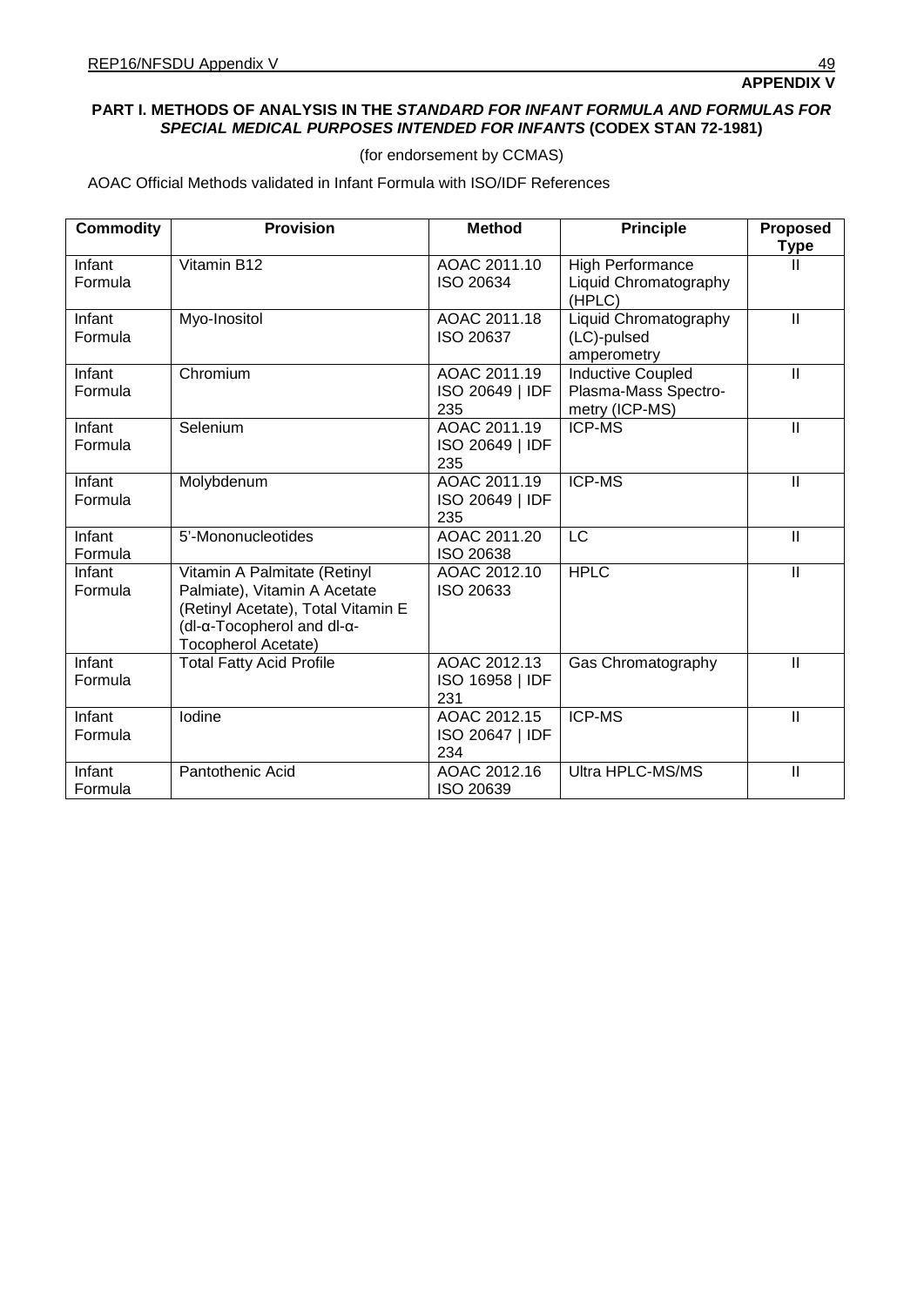**APPENDIX V**

**PART I. METHODS OF ANALYSIS IN THE *STANDARD FOR INFANT FORMULA AND FORMULAS FOR SPECIAL MEDICAL PURPOSES INTENDED FOR INFANTS* (CODEX STAN 72-1981)**

(for endorsement by CCMAS)

AOAC Official Methods validated in Infant Formula with ISO/IDF References

| Commodity | Provision | Method | Principle | Proposed Type |
|---|---|---|---|---|
| Infant Formula | Vitamin B12 | AOAC 2011.10 ISO 20634 | High Performance Liquid Chromatography (HPLC) | II |
| Infant Formula | Myo-Inositol | AOAC 2011.18 ISO 20637 | Liquid Chromatography (LC)-pulsed amperometry | II |
| Infant Formula | Chromium | AOAC 2011.19 ISO 20649 \| IDF 235 | Inductive Coupled Plasma-Mass Spectro-metry (ICP-MS) | II |
| Infant Formula | Selenium | AOAC 2011.19 ISO 20649 \| IDF 235 | ICP-MS | II |
| Infant Formula | Molybdenum | AOAC 2011.19 ISO 20649 \| IDF 235 | ICP-MS | II |
| Infant Formula | 5'-Mononucleotides | AOAC 2011.20 ISO 20638 | LC | II |
| Infant Formula | Vitamin A Palmitate (Retinyl Palmiate), Vitamin A Acetate (Retinyl Acetate), Total Vitamin E (dl-α-Tocopherol and dl-α-Tocopherol Acetate) | AOAC 2012.10 ISO 20633 | HPLC | II |
| Infant Formula | Total Fatty Acid Profile | AOAC 2012.13 ISO 16958 \| IDF 231 | Gas Chromatography | II |
| Infant Formula | Iodine | AOAC 2012.15 ISO 20647 \| IDF 234 | ICP-MS | II |
| Infant Formula | Pantothenic Acid | AOAC 2012.16 ISO 20639 | Ultra HPLC-MS/MS | II |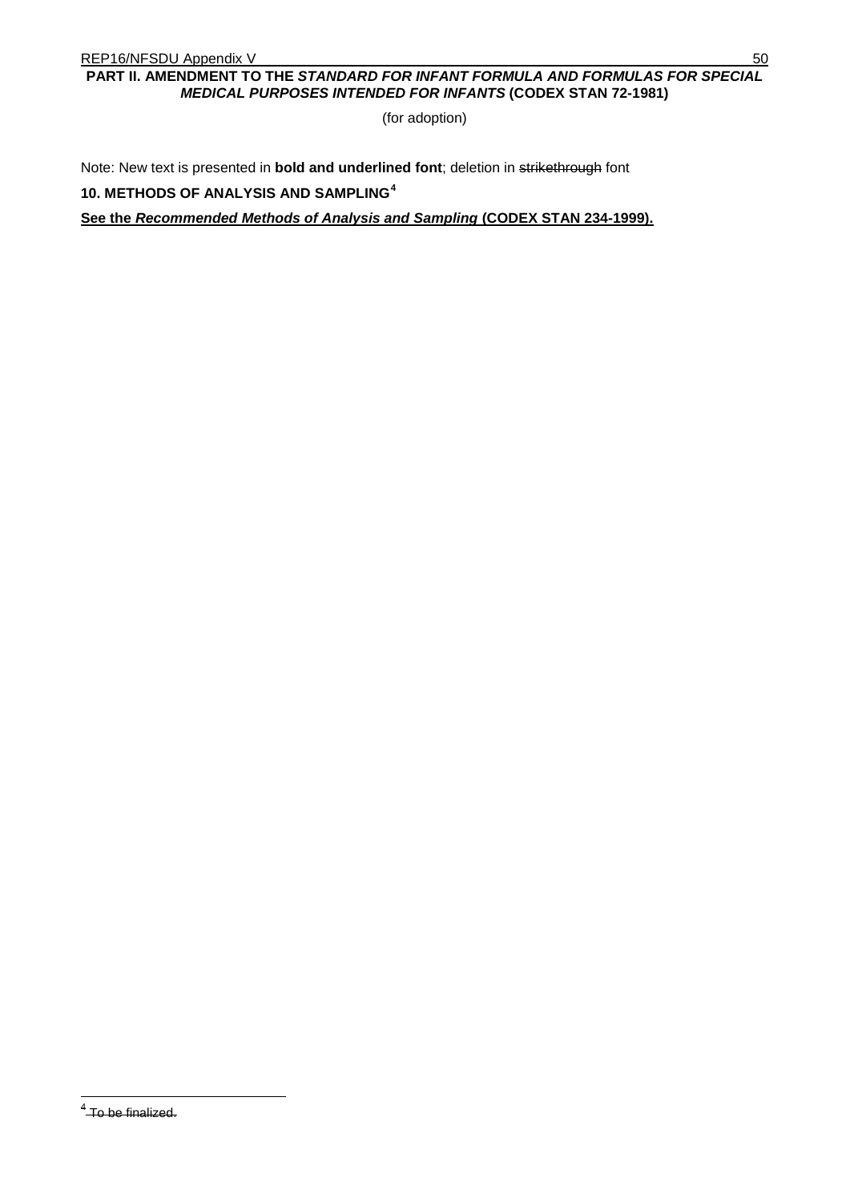**PART II. AMENDMENT TO THE *STANDARD FOR INFANT FORMULA AND FORMULAS FOR SPECIAL MEDICAL PURPOSES INTENDED FOR INFANTS* (CODEX STAN 72-1981)**

(for adoption)

Note: New text is presented in **bold and underlined font**; deletion in ~~strikethrough~~ font

**10. METHODS OF ANALYSIS AND SAMPLING**[4]

**<u>See the *Recommended Methods of Analysis and Sampling* (CODEX STAN 234-1999).</u>**

---

[4] ~~To be finalized.~~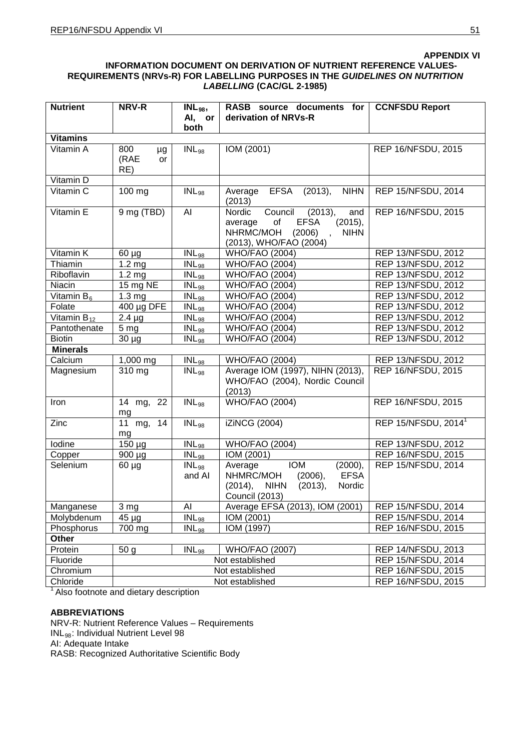**APPENDIX VI**

**INFORMATION DOCUMENT ON DERIVATION OF NUTRIENT REFERENCE VALUES-REQUIREMENTS (NRVs-R) FOR LABELLING PURPOSES IN THE *GUIDELINES ON NUTRITION LABELLING* (CAC/GL 2-1985)**

| Nutrient | NRV-R | $INL_{98}$, AI, or both | RASB source documents for derivation of NRVs-R | CCNFSDU Report |
|---|---|---|---|---|
| **Vitamins** | | | | |
| Vitamin A | 800 µg (RAE or RE) | $INL_{98}$ | IOM (2001) | REP 16/NFSDU, 2015 |
| Vitamin D | | | | |
| Vitamin C | 100 mg | $INL_{98}$ | Average EFSA (2013), NIHN (2013) | REP 15/NFSDU, 2014 |
| Vitamin E | 9 mg (TBD) | AI | Nordic Council (2013), and average of EFSA (2015), NHRMC/MOH (2006) , NIHN (2013), WHO/FAO (2004) | REP 16/NFSDU, 2015 |
| Vitamin K | 60 µg | $INL_{98}$ | WHO/FAO (2004) | REP 13/NFSDU, 2012 |
| Thiamin | 1.2 mg | $INL_{98}$ | WHO/FAO (2004) | REP 13/NFSDU, 2012 |
| Riboflavin | 1.2 mg | $INL_{98}$ | WHO/FAO (2004) | REP 13/NFSDU, 2012 |
| Niacin | 15 mg NE | $INL_{98}$ | WHO/FAO (2004) | REP 13/NFSDU, 2012 |
| Vitamin $B_6$ | 1.3 mg | $INL_{98}$ | WHO/FAO (2004) | REP 13/NFSDU, 2012 |
| Folate | 400 µg DFE | $INL_{98}$ | WHO/FAO (2004) | REP 13/NFSDU, 2012 |
| Vitamin $B_{12}$ | 2.4 µg | $INL_{98}$ | WHO/FAO (2004) | REP 13/NFSDU, 2012 |
| Pantothenate | 5 mg | $INL_{98}$ | WHO/FAO (2004) | REP 13/NFSDU, 2012 |
| Biotin | 30 µg | $INL_{98}$ | WHO/FAO (2004) | REP 13/NFSDU, 2012 |
| **Minerals** | | | | |
| Calcium | 1,000 mg | $INL_{98}$ | WHO/FAO (2004) | REP 13/NFSDU, 2012 |
| Magnesium | 310 mg | $INL_{98}$ | Average IOM (1997), NIHN (2013), WHO/FAO (2004), Nordic Council (2013) | REP 16/NFSDU, 2015 |
| Iron | 14 mg, 22 mg | $INL_{98}$ | WHO/FAO (2004) | REP 16/NFSDU, 2015 |
| Zinc | 11 mg, 14 mg | $INL_{98}$ | iZiNCG (2004) | REP 15/NFSDU, 2014[1] |
| Iodine | 150 µg | $INL_{98}$ | WHO/FAO (2004) | REP 13/NFSDU, 2012 |
| Copper | 900 µg | $INL_{98}$ | IOM (2001) | REP 16/NFSDU, 2015 |
| Selenium | 60 µg | $INL_{98}$ and AI | Average IOM (2000), NHMRC/MOH (2006), EFSA (2014), NIHN (2013), Nordic Council (2013) | REP 15/NFSDU, 2014 |
| Manganese | 3 mg | AI | Average EFSA (2013), IOM (2001) | REP 15/NFSDU, 2014 |
| Molybdenum | 45 µg | $INL_{98}$ | IOM (2001) | REP 15/NFSDU, 2014 |
| Phosphorus | 700 mg | $INL_{98}$ | IOM (1997) | REP 16/NFSDU, 2015 |
| **Other** | | | | |
| Protein | 50 g | $INL_{98}$ | WHO/FAO (2007) | REP 14/NFSDU, 2013 |
| Fluoride | Not established | | | REP 15/NFSDU, 2014 |
| Chromium | Not established | | | REP 16/NFSDU, 2015 |
| Chloride | Not established | | | REP 16/NFSDU, 2015 |

[1] Also footnote and dietary description

**ABBREVIATIONS**

NRV-R: Nutrient Reference Values – Requirements
$INL_{98}$: Individual Nutrient Level 98
AI: Adequate Intake
RASB: Recognized Authoritative Scientific Body